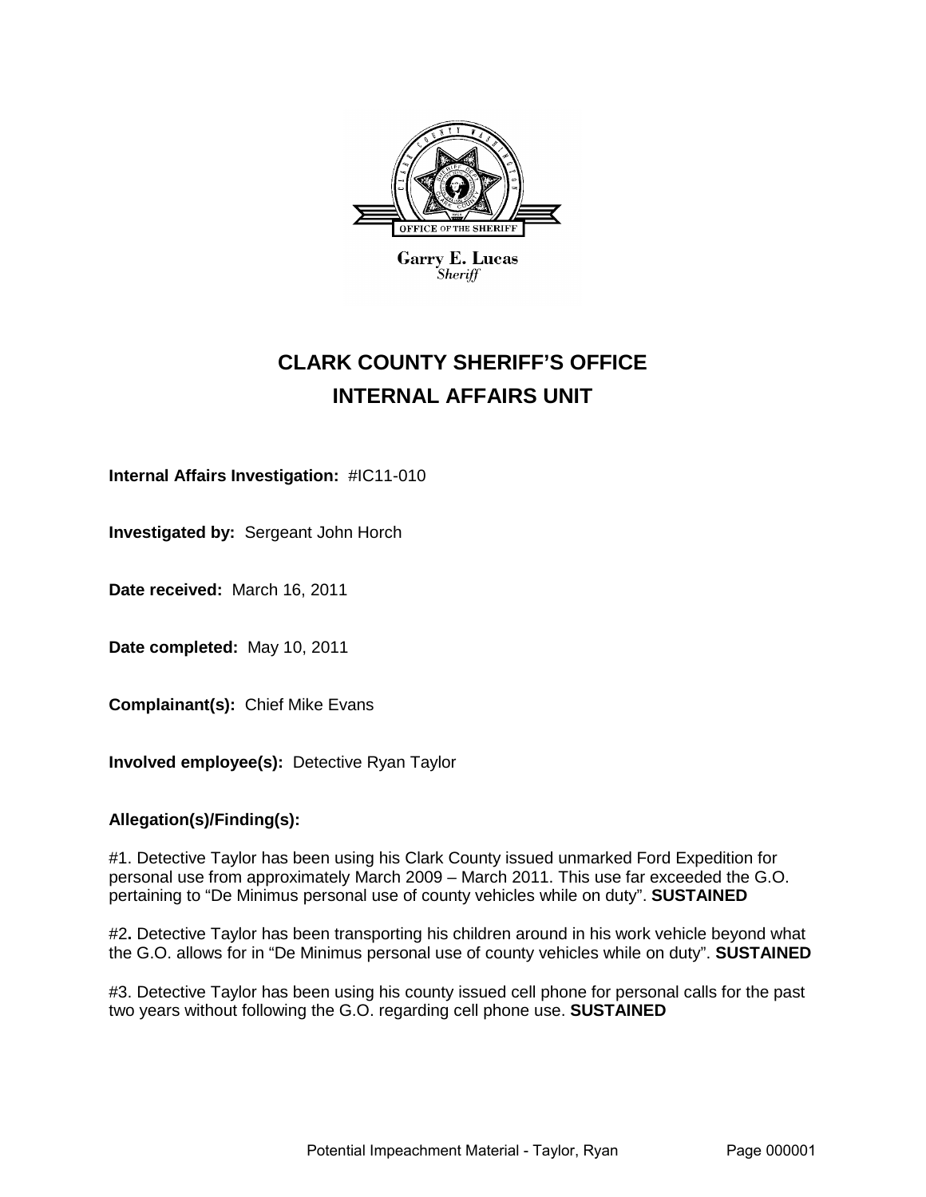Garry E. Lucas
*Sheriff*

# CLARK COUNTY SHERIFF'S OFFICE
# INTERNAL AFFAIRS UNIT

**Internal Affairs Investigation:** #IC11-010

**Investigated by:** Sergeant John Horch

**Date received:** March 16, 2011

**Date completed:** May 10, 2011

**Complainant(s):** Chief Mike Evans

**Involved employee(s):** Detective Ryan Taylor

**Allegation(s)/Finding(s):**

#1. Detective Taylor has been using his Clark County issued unmarked Ford Expedition for personal use from approximately March 2009 – March 2011. This use far exceeded the G.O. pertaining to "De Minimus personal use of county vehicles while on duty". **SUSTAINED**

#2**.** Detective Taylor has been transporting his children around in his work vehicle beyond what the G.O. allows for in "De Minimus personal use of county vehicles while on duty". **SUSTAINED**

#3. Detective Taylor has been using his county issued cell phone for personal calls for the past two years without following the G.O. regarding cell phone use. **SUSTAINED**

Potential Impeachment Material - Taylor, Ryan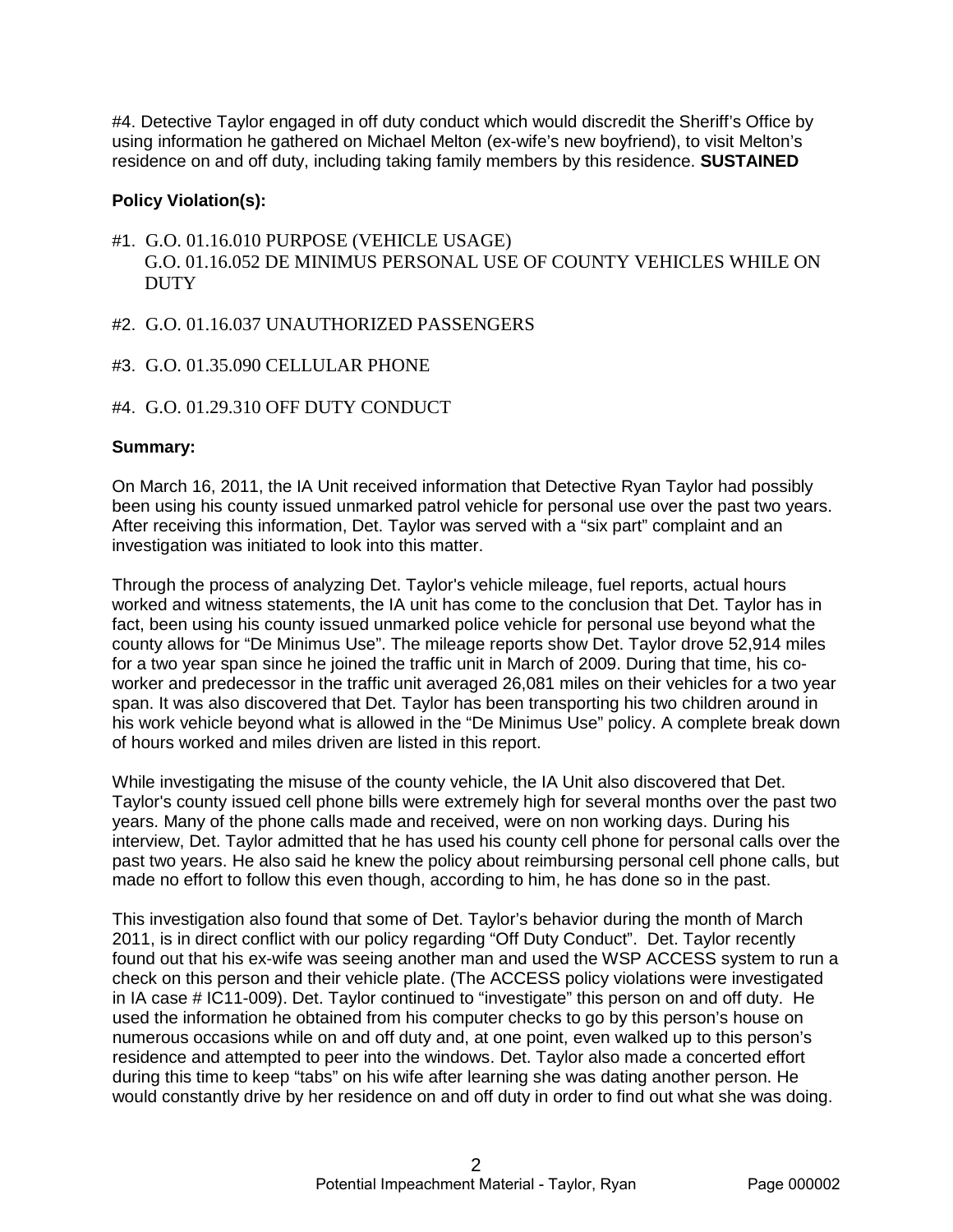#4. Detective Taylor engaged in off duty conduct which would discredit the Sheriff's Office by using information he gathered on Michael Melton (ex-wife's new boyfriend), to visit Melton's residence on and off duty, including taking family members by this residence. **SUSTAINED**

**Policy Violation(s):**

#1. G.O. 01.16.010 PURPOSE (VEHICLE USAGE)
G.O. 01.16.052 DE MINIMUS PERSONAL USE OF COUNTY VEHICLES WHILE ON DUTY

#2. G.O. 01.16.037 UNAUTHORIZED PASSENGERS

#3. G.O. 01.35.090 CELLULAR PHONE

#4. G.O. 01.29.310 OFF DUTY CONDUCT

**Summary:**

On March 16, 2011, the IA Unit received information that Detective Ryan Taylor had possibly been using his county issued unmarked patrol vehicle for personal use over the past two years. After receiving this information, Det. Taylor was served with a "six part" complaint and an investigation was initiated to look into this matter.

Through the process of analyzing Det. Taylor's vehicle mileage, fuel reports, actual hours worked and witness statements, the IA unit has come to the conclusion that Det. Taylor has in fact, been using his county issued unmarked police vehicle for personal use beyond what the county allows for "De Minimus Use". The mileage reports show Det. Taylor drove 52,914 miles for a two year span since he joined the traffic unit in March of 2009. During that time, his co-worker and predecessor in the traffic unit averaged 26,081 miles on their vehicles for a two year span. It was also discovered that Det. Taylor has been transporting his two children around in his work vehicle beyond what is allowed in the "De Minimus Use" policy. A complete break down of hours worked and miles driven are listed in this report.

While investigating the misuse of the county vehicle, the IA Unit also discovered that Det. Taylor's county issued cell phone bills were extremely high for several months over the past two years. Many of the phone calls made and received, were on non working days. During his interview, Det. Taylor admitted that he has used his county cell phone for personal calls over the past two years. He also said he knew the policy about reimbursing personal cell phone calls, but made no effort to follow this even though, according to him, he has done so in the past.

This investigation also found that some of Det. Taylor's behavior during the month of March 2011, is in direct conflict with our policy regarding "Off Duty Conduct". Det. Taylor recently found out that his ex-wife was seeing another man and used the WSP ACCESS system to run a check on this person and their vehicle plate. (The ACCESS policy violations were investigated in IA case # IC11-009). Det. Taylor continued to "investigate" this person on and off duty. He used the information he obtained from his computer checks to go by this person's house on numerous occasions while on and off duty and, at one point, even walked up to this person's residence and attempted to peer into the windows. Det. Taylor also made a concerted effort during this time to keep "tabs" on his wife after learning she was dating another person. He would constantly drive by her residence on and off duty in order to find out what she was doing.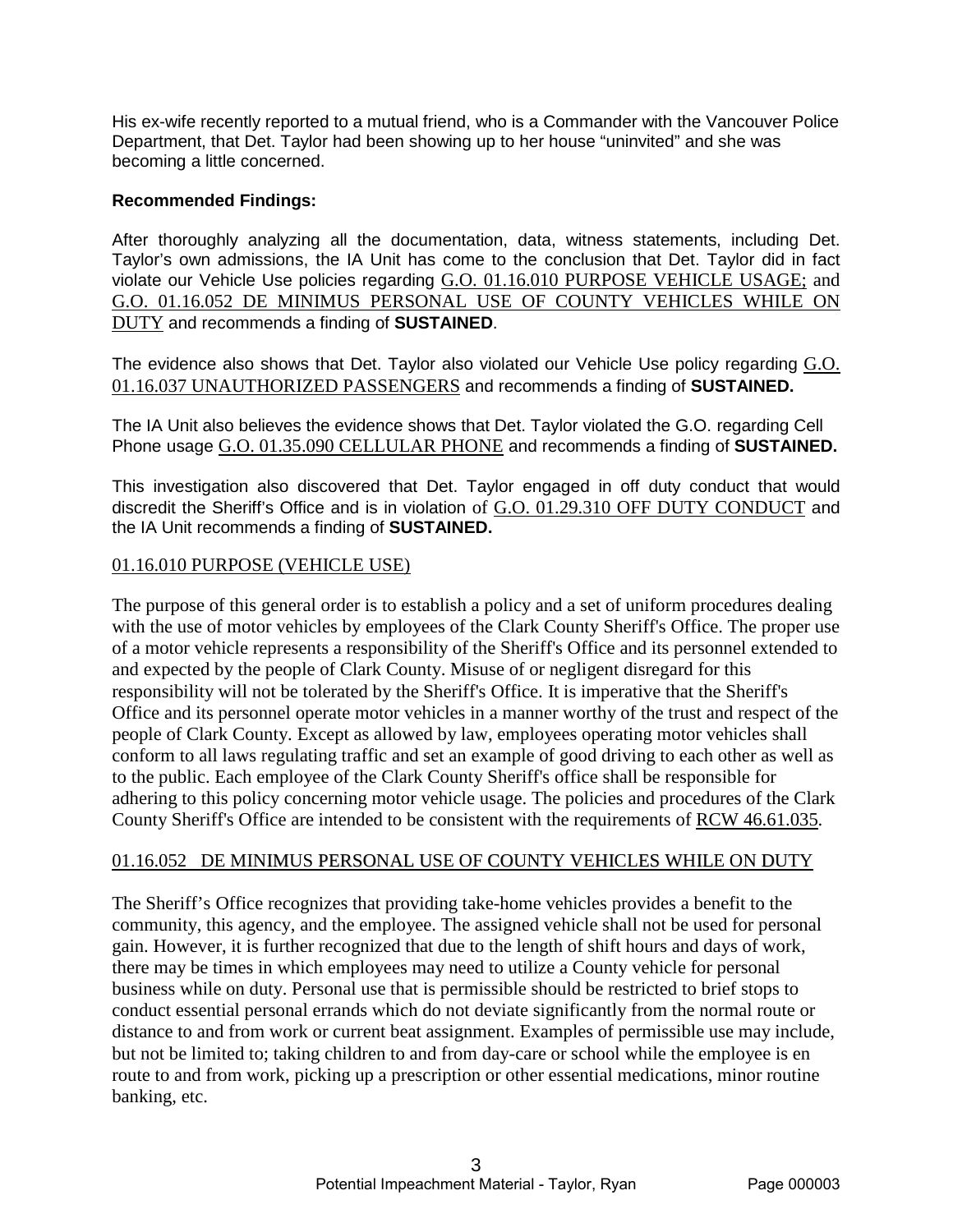His ex-wife recently reported to a mutual friend, who is a Commander with the Vancouver Police Department, that Det. Taylor had been showing up to her house "uninvited" and she was becoming a little concerned.

**Recommended Findings:**

After thoroughly analyzing all the documentation, data, witness statements, including Det. Taylor's own admissions, the IA Unit has come to the conclusion that Det. Taylor did in fact violate our Vehicle Use policies regarding G.O. 01.16.010 PURPOSE VEHICLE USAGE; and G.O. 01.16.052 DE MINIMUS PERSONAL USE OF COUNTY VEHICLES WHILE ON DUTY and recommends a finding of **SUSTAINED**.

The evidence also shows that Det. Taylor also violated our Vehicle Use policy regarding G.O. 01.16.037 UNAUTHORIZED PASSENGERS and recommends a finding of **SUSTAINED.**

The IA Unit also believes the evidence shows that Det. Taylor violated the G.O. regarding Cell Phone usage G.O. 01.35.090 CELLULAR PHONE and recommends a finding of **SUSTAINED.**

This investigation also discovered that Det. Taylor engaged in off duty conduct that would discredit the Sheriff's Office and is in violation of G.O. 01.29.310 OFF DUTY CONDUCT and the IA Unit recommends a finding of **SUSTAINED.**

01.16.010 PURPOSE (VEHICLE USE)

The purpose of this general order is to establish a policy and a set of uniform procedures dealing with the use of motor vehicles by employees of the Clark County Sheriff's Office. The proper use of a motor vehicle represents a responsibility of the Sheriff's Office and its personnel extended to and expected by the people of Clark County. Misuse of or negligent disregard for this responsibility will not be tolerated by the Sheriff's Office. It is imperative that the Sheriff's Office and its personnel operate motor vehicles in a manner worthy of the trust and respect of the people of Clark County. Except as allowed by law, employees operating motor vehicles shall conform to all laws regulating traffic and set an example of good driving to each other as well as to the public. Each employee of the Clark County Sheriff's office shall be responsible for adhering to this policy concerning motor vehicle usage. The policies and procedures of the Clark County Sheriff's Office are intended to be consistent with the requirements of RCW 46.61.035.

01.16.052 DE MINIMUS PERSONAL USE OF COUNTY VEHICLES WHILE ON DUTY

The Sheriff's Office recognizes that providing take-home vehicles provides a benefit to the community, this agency, and the employee. The assigned vehicle shall not be used for personal gain. However, it is further recognized that due to the length of shift hours and days of work, there may be times in which employees may need to utilize a County vehicle for personal business while on duty. Personal use that is permissible should be restricted to brief stops to conduct essential personal errands which do not deviate significantly from the normal route or distance to and from work or current beat assignment. Examples of permissible use may include, but not be limited to; taking children to and from day-care or school while the employee is en route to and from work, picking up a prescription or other essential medications, minor routine banking, etc.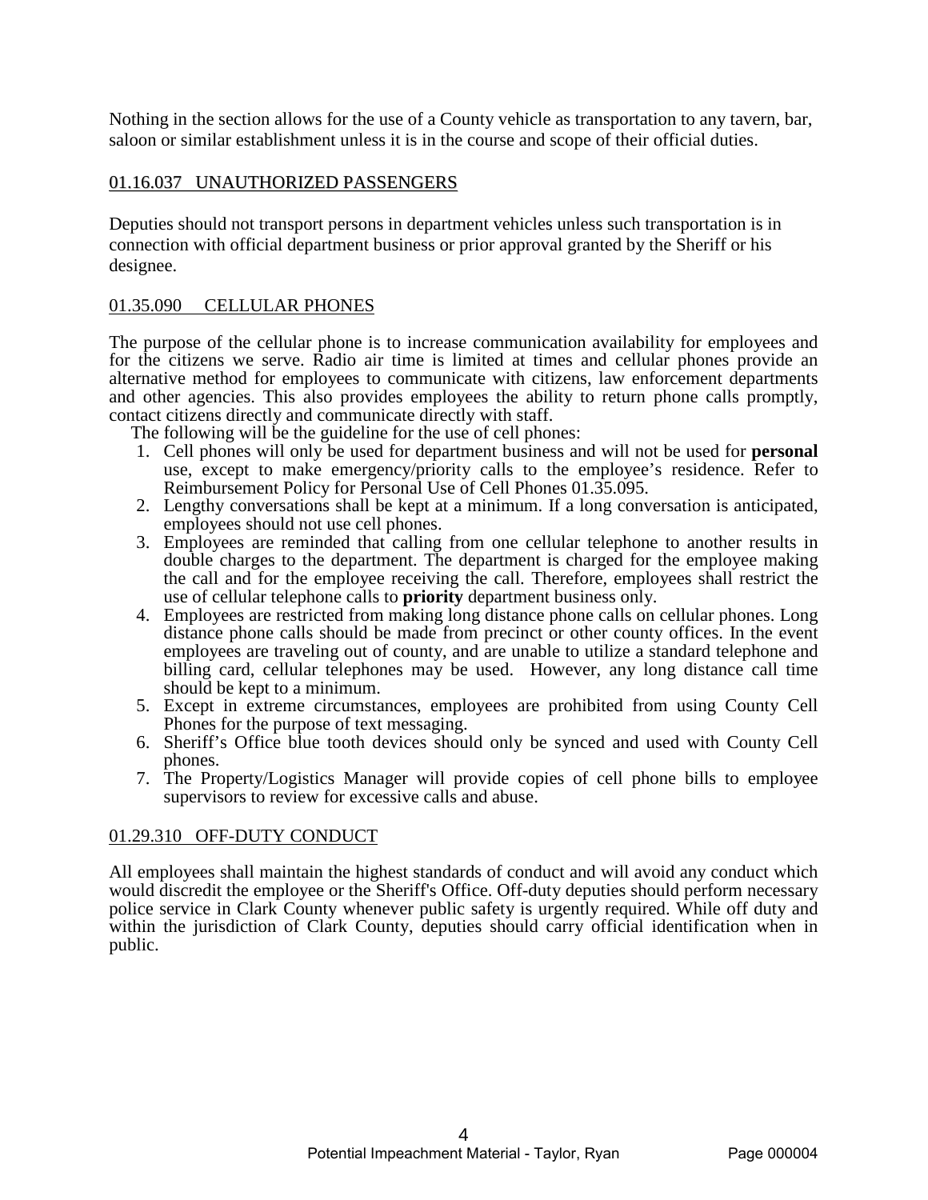Nothing in the section allows for the use of a County vehicle as transportation to any tavern, bar, saloon or similar establishment unless it is in the course and scope of their official duties.

## 01.16.037 UNAUTHORIZED PASSENGERS

Deputies should not transport persons in department vehicles unless such transportation is in connection with official department business or prior approval granted by the Sheriff or his designee.

## 01.35.090 CELLULAR PHONES

The purpose of the cellular phone is to increase communication availability for employees and for the citizens we serve. Radio air time is limited at times and cellular phones provide an alternative method for employees to communicate with citizens, law enforcement departments and other agencies. This also provides employees the ability to return phone calls promptly, contact citizens directly and communicate directly with staff.

The following will be the guideline for the use of cell phones:

1. Cell phones will only be used for department business and will not be used for **personal** use, except to make emergency/priority calls to the employee's residence. Refer to Reimbursement Policy for Personal Use of Cell Phones 01.35.095.
2. Lengthy conversations shall be kept at a minimum. If a long conversation is anticipated, employees should not use cell phones.
3. Employees are reminded that calling from one cellular telephone to another results in double charges to the department. The department is charged for the employee making the call and for the employee receiving the call. Therefore, employees shall restrict the use of cellular telephone calls to **priority** department business only.
4. Employees are restricted from making long distance phone calls on cellular phones. Long distance phone calls should be made from precinct or other county offices. In the event employees are traveling out of county, and are unable to utilize a standard telephone and billing card, cellular telephones may be used. However, any long distance call time should be kept to a minimum.
5. Except in extreme circumstances, employees are prohibited from using County Cell Phones for the purpose of text messaging.
6. Sheriff's Office blue tooth devices should only be synced and used with County Cell phones.
7. The Property/Logistics Manager will provide copies of cell phone bills to employee supervisors to review for excessive calls and abuse.

## 01.29.310 OFF-DUTY CONDUCT

All employees shall maintain the highest standards of conduct and will avoid any conduct which would discredit the employee or the Sheriff's Office. Off-duty deputies should perform necessary police service in Clark County whenever public safety is urgently required. While off duty and within the jurisdiction of Clark County, deputies should carry official identification when in public.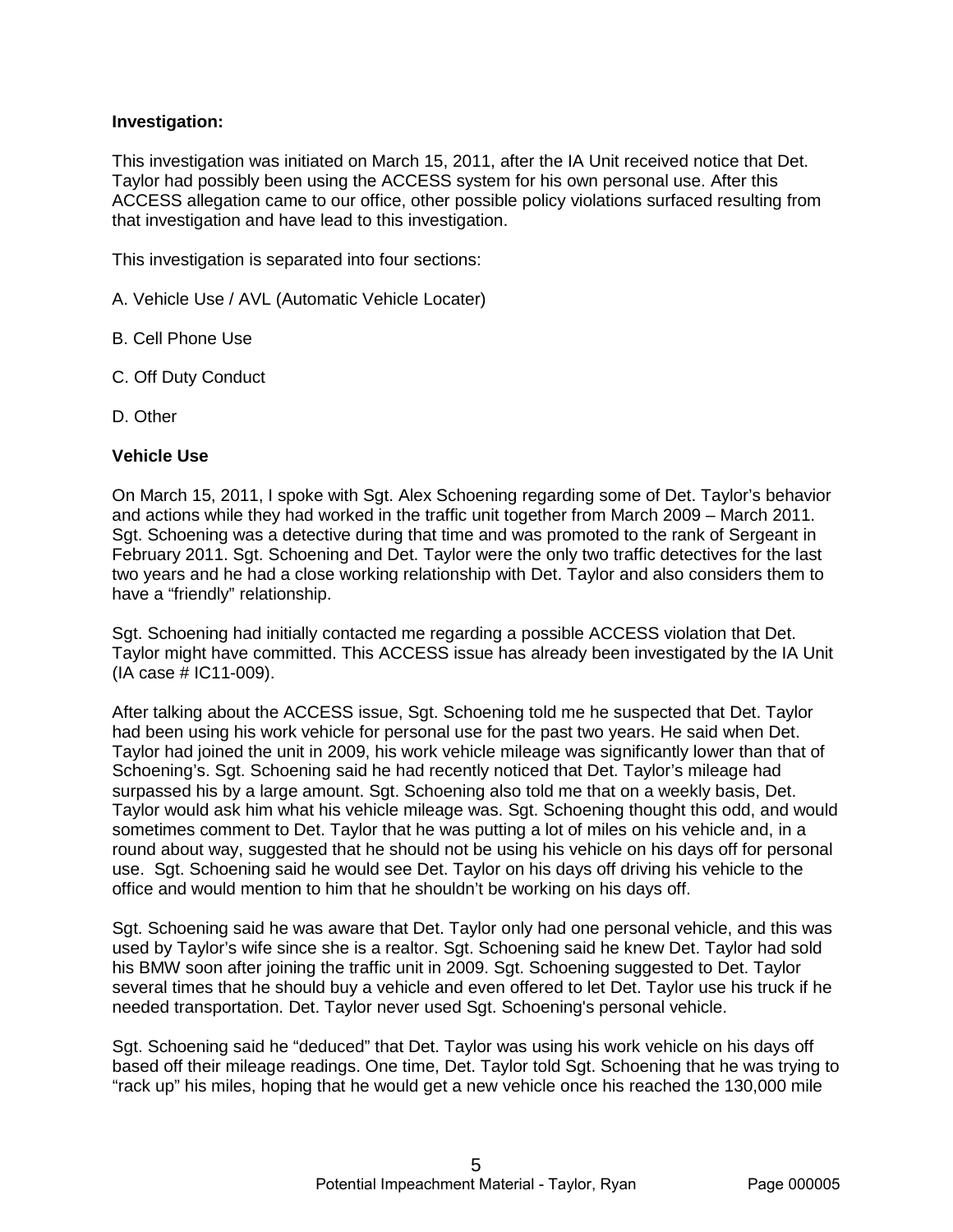**Investigation:**

This investigation was initiated on March 15, 2011, after the IA Unit received notice that Det. Taylor had possibly been using the ACCESS system for his own personal use. After this ACCESS allegation came to our office, other possible policy violations surfaced resulting from that investigation and have lead to this investigation.

This investigation is separated into four sections:

A. Vehicle Use / AVL (Automatic Vehicle Locater)

B. Cell Phone Use

C. Off Duty Conduct

D. Other

**Vehicle Use**

On March 15, 2011, I spoke with Sgt. Alex Schoening regarding some of Det. Taylor's behavior and actions while they had worked in the traffic unit together from March 2009 – March 2011. Sgt. Schoening was a detective during that time and was promoted to the rank of Sergeant in February 2011. Sgt. Schoening and Det. Taylor were the only two traffic detectives for the last two years and he had a close working relationship with Det. Taylor and also considers them to have a "friendly" relationship.

Sgt. Schoening had initially contacted me regarding a possible ACCESS violation that Det. Taylor might have committed. This ACCESS issue has already been investigated by the IA Unit (IA case # IC11-009).

After talking about the ACCESS issue, Sgt. Schoening told me he suspected that Det. Taylor had been using his work vehicle for personal use for the past two years. He said when Det. Taylor had joined the unit in 2009, his work vehicle mileage was significantly lower than that of Schoening's. Sgt. Schoening said he had recently noticed that Det. Taylor's mileage had surpassed his by a large amount. Sgt. Schoening also told me that on a weekly basis, Det. Taylor would ask him what his vehicle mileage was. Sgt. Schoening thought this odd, and would sometimes comment to Det. Taylor that he was putting a lot of miles on his vehicle and, in a round about way, suggested that he should not be using his vehicle on his days off for personal use. Sgt. Schoening said he would see Det. Taylor on his days off driving his vehicle to the office and would mention to him that he shouldn't be working on his days off.

Sgt. Schoening said he was aware that Det. Taylor only had one personal vehicle, and this was used by Taylor's wife since she is a realtor. Sgt. Schoening said he knew Det. Taylor had sold his BMW soon after joining the traffic unit in 2009. Sgt. Schoening suggested to Det. Taylor several times that he should buy a vehicle and even offered to let Det. Taylor use his truck if he needed transportation. Det. Taylor never used Sgt. Schoening's personal vehicle.

Sgt. Schoening said he "deduced" that Det. Taylor was using his work vehicle on his days off based off their mileage readings. One time, Det. Taylor told Sgt. Schoening that he was trying to "rack up" his miles, hoping that he would get a new vehicle once his reached the 130,000 mile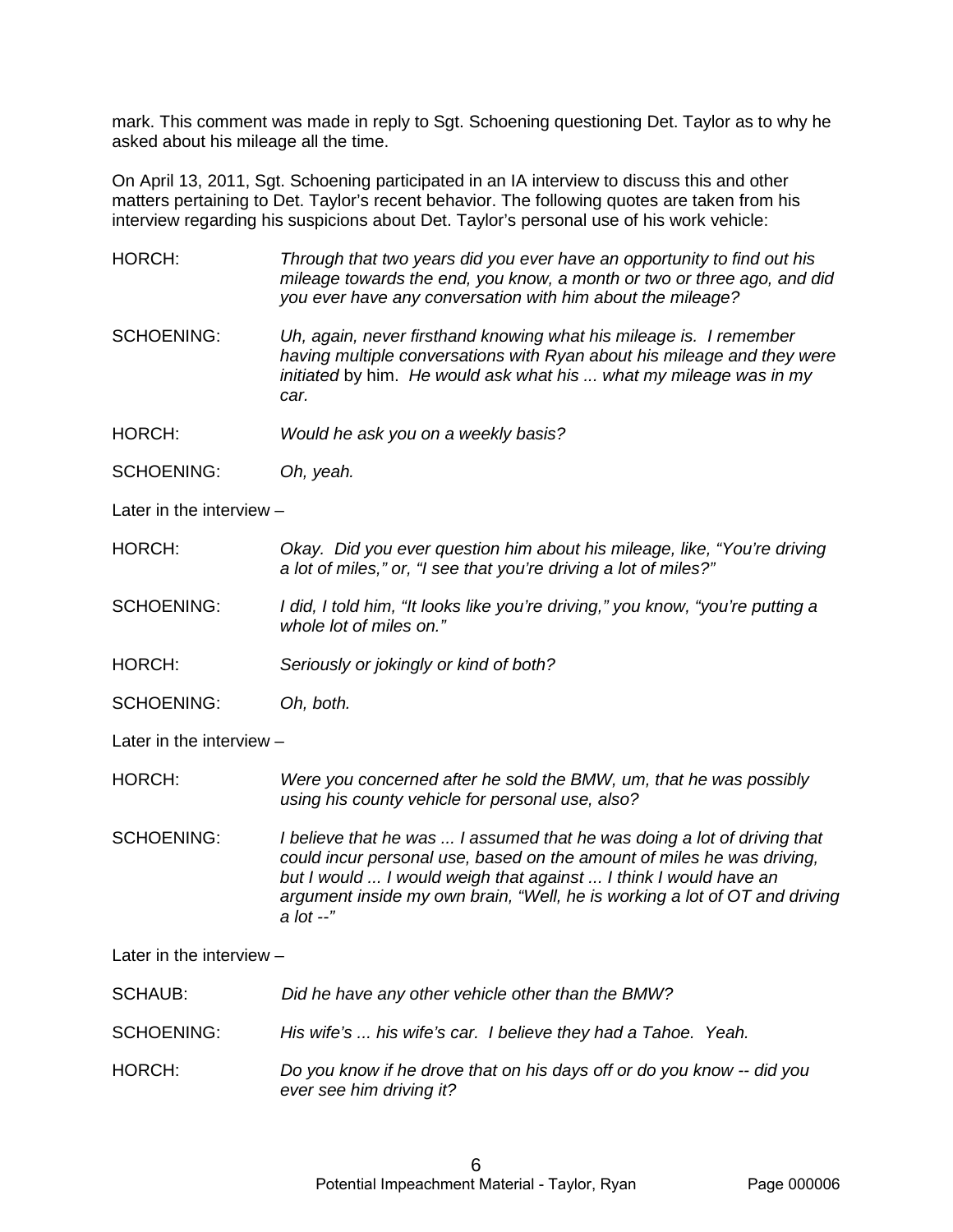mark. This comment was made in reply to Sgt. Schoening questioning Det. Taylor as to why he asked about his mileage all the time.

On April 13, 2011, Sgt. Schoening participated in an IA interview to discuss this and other matters pertaining to Det. Taylor's recent behavior. The following quotes are taken from his interview regarding his suspicions about Det. Taylor's personal use of his work vehicle:

HORCH: *Through that two years did you ever have an opportunity to find out his mileage towards the end, you know, a month or two or three ago, and did you ever have any conversation with him about the mileage?*

SCHOENING: *Uh, again, never firsthand knowing what his mileage is. I remember having multiple conversations with Ryan about his mileage and they were initiated* by him. *He would ask what his ... what my mileage was in my car.*

HORCH: *Would he ask you on a weekly basis?*

SCHOENING: *Oh, yeah.*

Later in the interview –

HORCH: *Okay. Did you ever question him about his mileage, like, "You're driving a lot of miles," or, "I see that you're driving a lot of miles?"*

SCHOENING: *I did, I told him, "It looks like you're driving," you know, "you're putting a whole lot of miles on."*

HORCH: *Seriously or jokingly or kind of both?*

SCHOENING: *Oh, both.*

Later in the interview –

HORCH: *Were you concerned after he sold the BMW, um, that he was possibly using his county vehicle for personal use, also?*

SCHOENING: *I believe that he was ... I assumed that he was doing a lot of driving that could incur personal use, based on the amount of miles he was driving, but I would ... I would weigh that against ... I think I would have an argument inside my own brain, "Well, he is working a lot of OT and driving a lot --"*

Later in the interview –

SCHAUB: *Did he have any other vehicle other than the BMW?*

SCHOENING: *His wife's ... his wife's car. I believe they had a Tahoe. Yeah.*

HORCH: *Do you know if he drove that on his days off or do you know -- did you ever see him driving it?*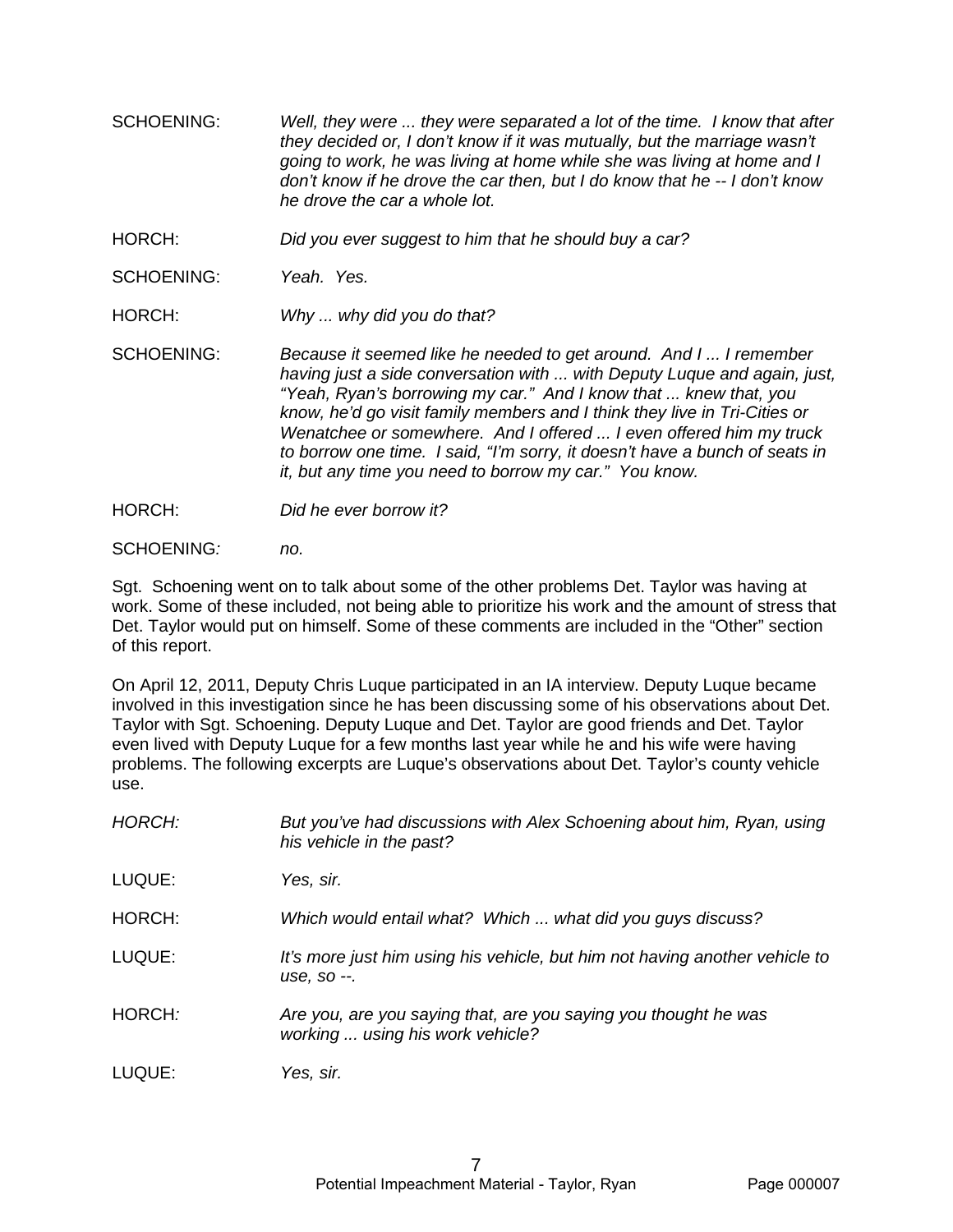SCHOENING: *Well, they were ... they were separated a lot of the time. I know that after they decided or, I don't know if it was mutually, but the marriage wasn't going to work, he was living at home while she was living at home and I don't know if he drove the car then, but I do know that he -- I don't know he drove the car a whole lot.*

HORCH: *Did you ever suggest to him that he should buy a car?*

SCHOENING: *Yeah. Yes.*

HORCH: *Why ... why did you do that?*

SCHOENING: *Because it seemed like he needed to get around. And I ... I remember having just a side conversation with ... with Deputy Luque and again, just, "Yeah, Ryan's borrowing my car." And I know that ... knew that, you know, he'd go visit family members and I think they live in Tri-Cities or Wenatchee or somewhere. And I offered ... I even offered him my truck to borrow one time. I said, "I'm sorry, it doesn't have a bunch of seats in it, but any time you need to borrow my car." You know.*

HORCH: *Did he ever borrow it?*

SCHOENING*:* *no.*

Sgt. Schoening went on to talk about some of the other problems Det. Taylor was having at work. Some of these included, not being able to prioritize his work and the amount of stress that Det. Taylor would put on himself. Some of these comments are included in the "Other" section of this report.

On April 12, 2011, Deputy Chris Luque participated in an IA interview. Deputy Luque became involved in this investigation since he has been discussing some of his observations about Det. Taylor with Sgt. Schoening. Deputy Luque and Det. Taylor are good friends and Det. Taylor even lived with Deputy Luque for a few months last year while he and his wife were having problems. The following excerpts are Luque's observations about Det. Taylor's county vehicle use.

*HORCH:* *But you've had discussions with Alex Schoening about him, Ryan, using his vehicle in the past?*

LUQUE: *Yes, sir.*

HORCH: *Which would entail what? Which ... what did you guys discuss?*

LUQUE: *It's more just him using his vehicle, but him not having another vehicle to use, so --.*

HORCH*:* *Are you, are you saying that, are you saying you thought he was working ... using his work vehicle?*

LUQUE: *Yes, sir.*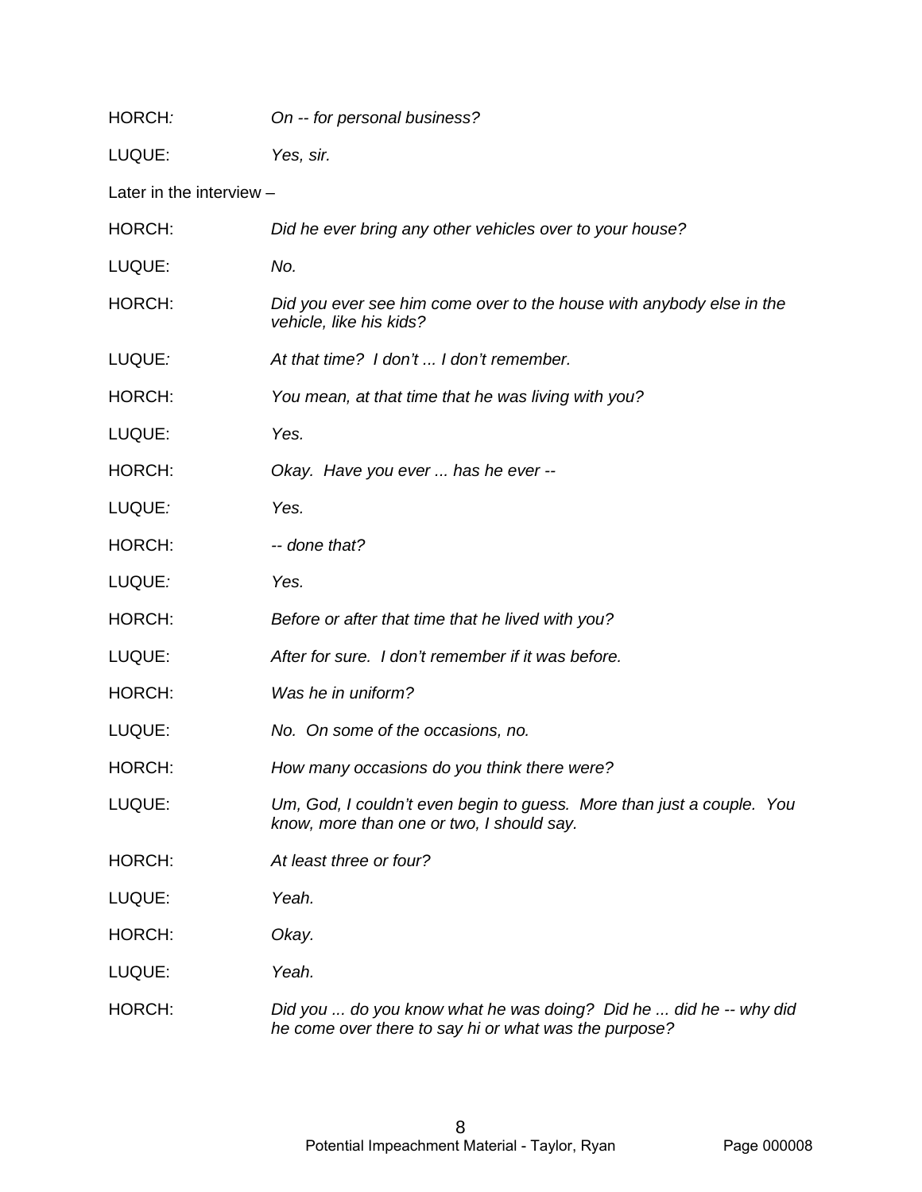HORCH: *On -- for personal business?*

LUQUE: *Yes, sir.*

Later in the interview –

HORCH: *Did he ever bring any other vehicles over to your house?*

LUQUE: *No.*

HORCH: *Did you ever see him come over to the house with anybody else in the vehicle, like his kids?*

LUQUE: *At that time? I don't ... I don't remember.*

HORCH: *You mean, at that time that he was living with you?*

LUQUE: *Yes.*

HORCH: *Okay. Have you ever ... has he ever --*

LUQUE: *Yes.*

HORCH: *-- done that?*

LUQUE: *Yes.*

HORCH: *Before or after that time that he lived with you?*

LUQUE: *After for sure. I don't remember if it was before.*

HORCH: *Was he in uniform?*

LUQUE: *No. On some of the occasions, no.*

HORCH: *How many occasions do you think there were?*

LUQUE: *Um, God, I couldn't even begin to guess. More than just a couple. You know, more than one or two, I should say.*

HORCH: *At least three or four?*

LUQUE: *Yeah.*

HORCH: *Okay.*

LUQUE: *Yeah.*

HORCH: *Did you ... do you know what he was doing? Did he ... did he -- why did he come over there to say hi or what was the purpose?*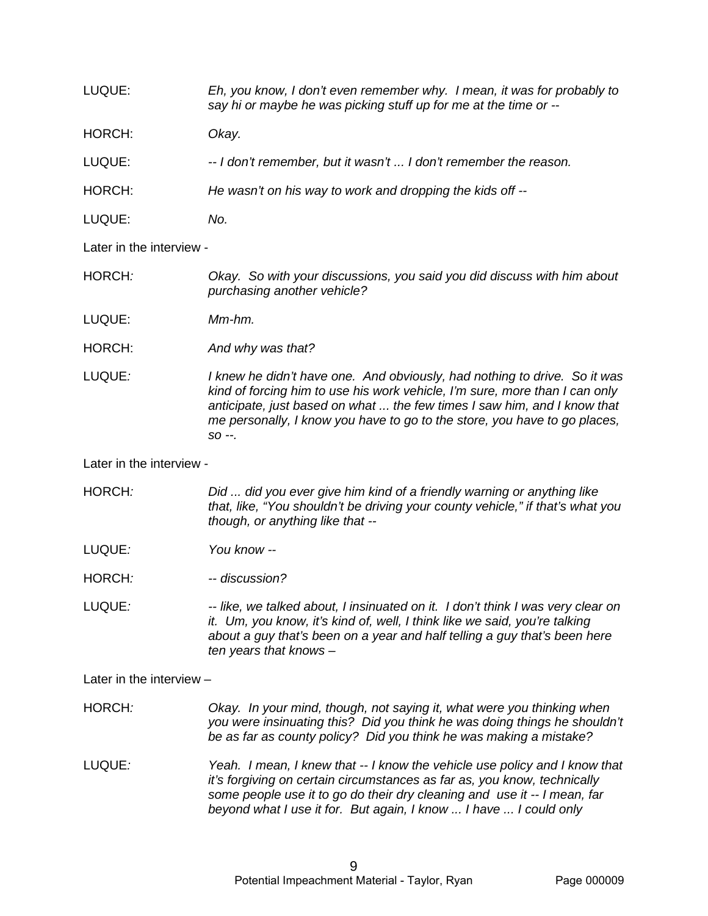LUQUE: *Eh, you know, I don't even remember why. I mean, it was for probably to say hi or maybe he was picking stuff up for me at the time or --*

HORCH: *Okay.*

LUQUE: *-- I don't remember, but it wasn't ... I don't remember the reason.*

HORCH: *He wasn't on his way to work and dropping the kids off --*

LUQUE: *No.*

Later in the interview -

HORCH: *Okay. So with your discussions, you said you did discuss with him about purchasing another vehicle?*

LUQUE: *Mm-hm.*

HORCH: *And why was that?*

LUQUE: *I knew he didn't have one. And obviously, had nothing to drive. So it was kind of forcing him to use his work vehicle, I'm sure, more than I can only anticipate, just based on what ... the few times I saw him, and I know that me personally, I know you have to go to the store, you have to go places, so --.*

Later in the interview -

HORCH: *Did ... did you ever give him kind of a friendly warning or anything like that, like, "You shouldn't be driving your county vehicle," if that's what you though, or anything like that --*

LUQUE: *You know --*

HORCH: *-- discussion?*

LUQUE: *-- like, we talked about, I insinuated on it. I don't think I was very clear on it. Um, you know, it's kind of, well, I think like we said, you're talking about a guy that's been on a year and half telling a guy that's been here ten years that knows –*

Later in the interview –

HORCH: *Okay. In your mind, though, not saying it, what were you thinking when you were insinuating this? Did you think he was doing things he shouldn't be as far as county policy? Did you think he was making a mistake?*

LUQUE: *Yeah. I mean, I knew that -- I know the vehicle use policy and I know that it's forgiving on certain circumstances as far as, you know, technically some people use it to go do their dry cleaning and use it -- I mean, far beyond what I use it for. But again, I know ... I have ... I could only*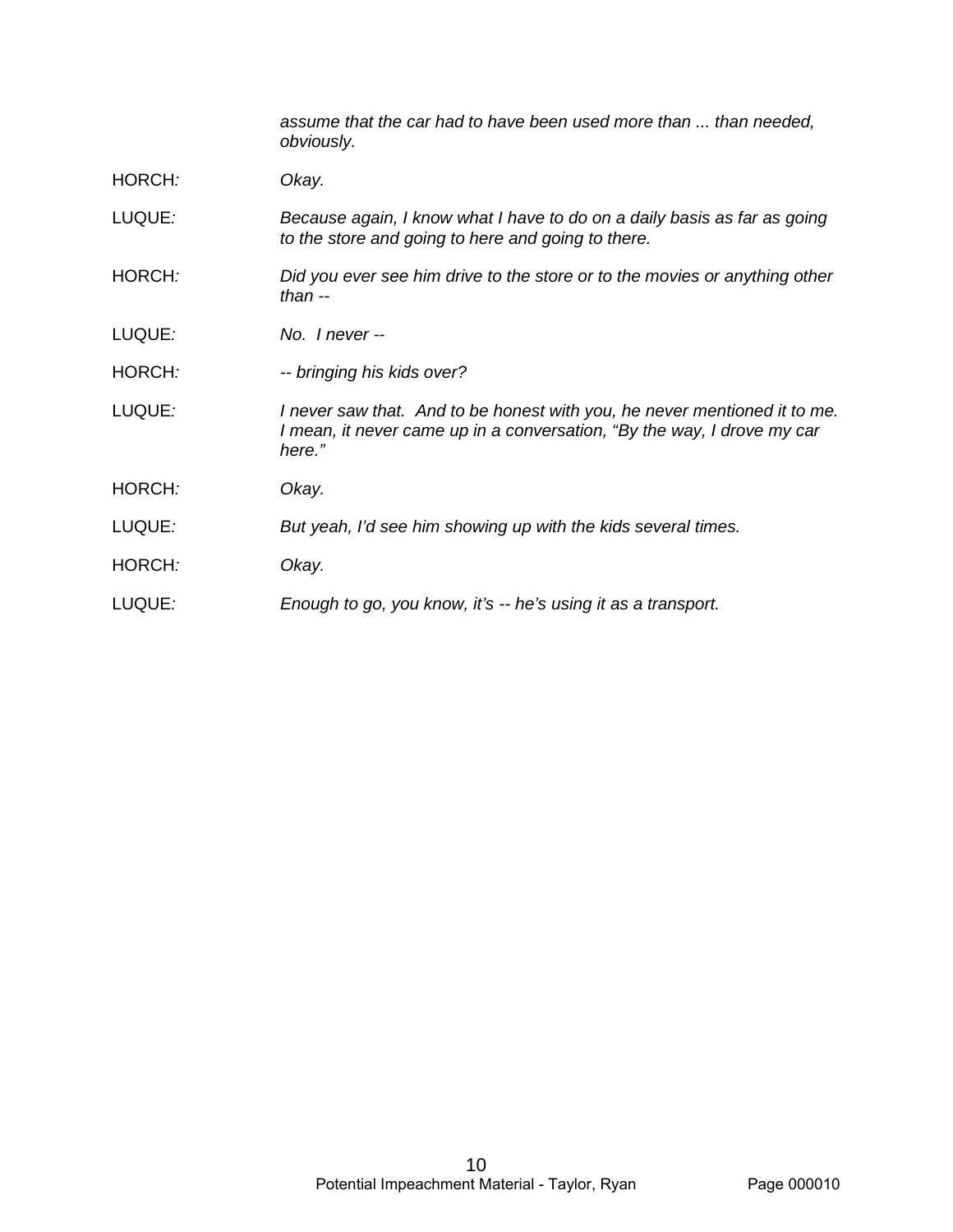*assume that the car had to have been used more than ... than needed, obviously.*

HORCH: *Okay.*

LUQUE: *Because again, I know what I have to do on a daily basis as far as going to the store and going to here and going to there.*

HORCH: *Did you ever see him drive to the store or to the movies or anything other than --*

LUQUE: *No. I never --*

HORCH: *-- bringing his kids over?*

LUQUE: *I never saw that. And to be honest with you, he never mentioned it to me. I mean, it never came up in a conversation, "By the way, I drove my car here."*

HORCH: *Okay.*

LUQUE: *But yeah, I'd see him showing up with the kids several times.*

HORCH: *Okay.*

LUQUE: *Enough to go, you know, it's -- he's using it as a transport.*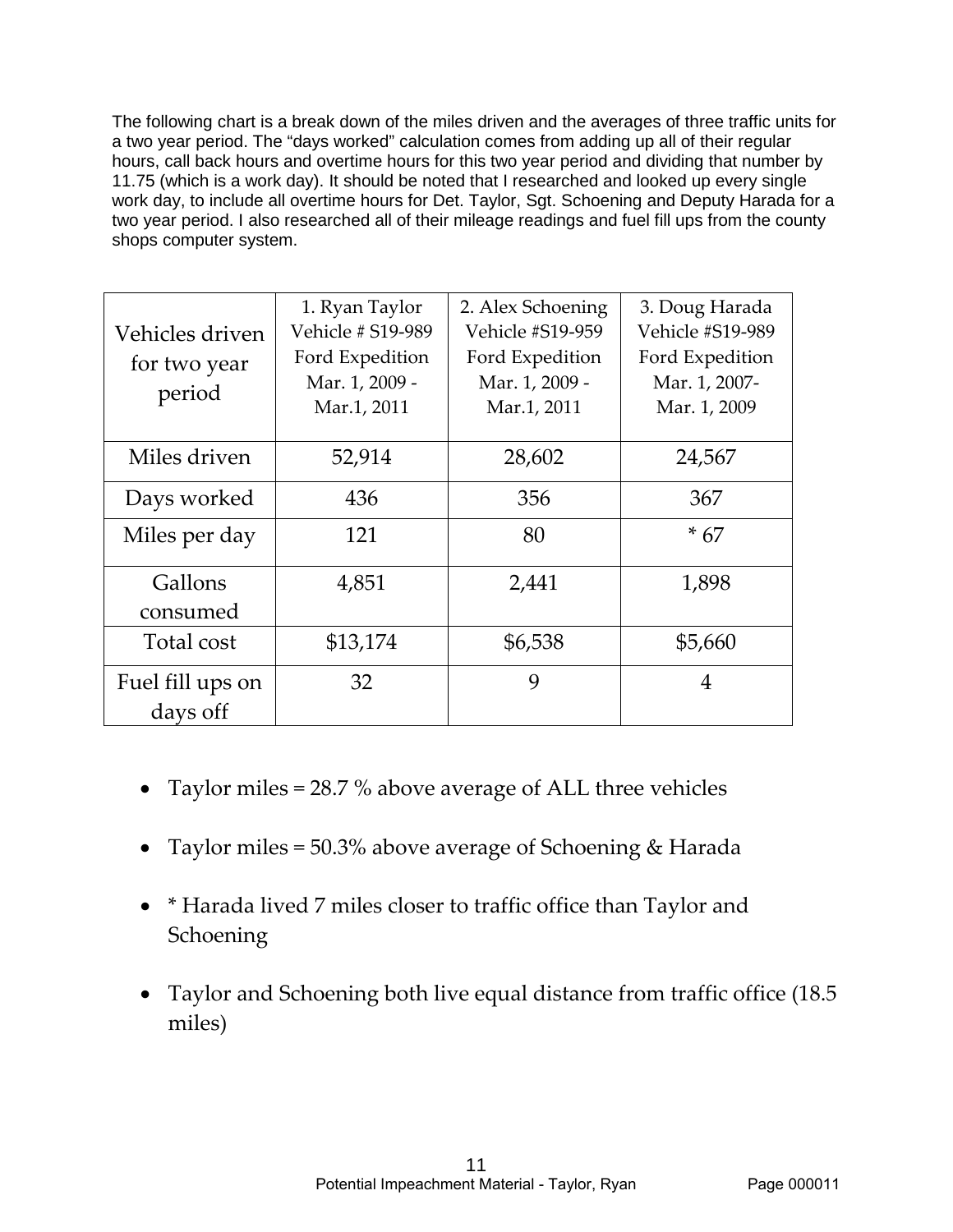The following chart is a break down of the miles driven and the averages of three traffic units for a two year period. The "days worked" calculation comes from adding up all of their regular hours, call back hours and overtime hours for this two year period and dividing that number by 11.75 (which is a work day). It should be noted that I researched and looked up every single work day, to include all overtime hours for Det. Taylor, Sgt. Schoening and Deputy Harada for a two year period. I also researched all of their mileage readings and fuel fill ups from the county shops computer system.

| Vehicles driven for two year period | 1. Ryan Taylor Vehicle # S19-989 Ford Expedition Mar. 1, 2009 - Mar.1, 2011 | 2. Alex Schoening Vehicle #S19-959 Ford Expedition Mar. 1, 2009 - Mar.1, 2011 | 3. Doug Harada Vehicle #S19-989 Ford Expedition Mar. 1, 2007- Mar. 1, 2009 |
|---|---|---|---|
| Miles driven | 52,914 | 28,602 | 24,567 |
| Days worked | 436 | 356 | 367 |
| Miles per day | 121 | 80 | * 67 |
| Gallons consumed | 4,851 | 2,441 | 1,898 |
| Total cost | $13,174 | $6,538 | $5,660 |
| Fuel fill ups on days off | 32 | 9 | 4 |

- Taylor miles = 28.7 % above average of ALL three vehicles
- Taylor miles = 50.3% above average of Schoening & Harada
- * Harada lived 7 miles closer to traffic office than Taylor and Schoening
- Taylor and Schoening both live equal distance from traffic office (18.5 miles)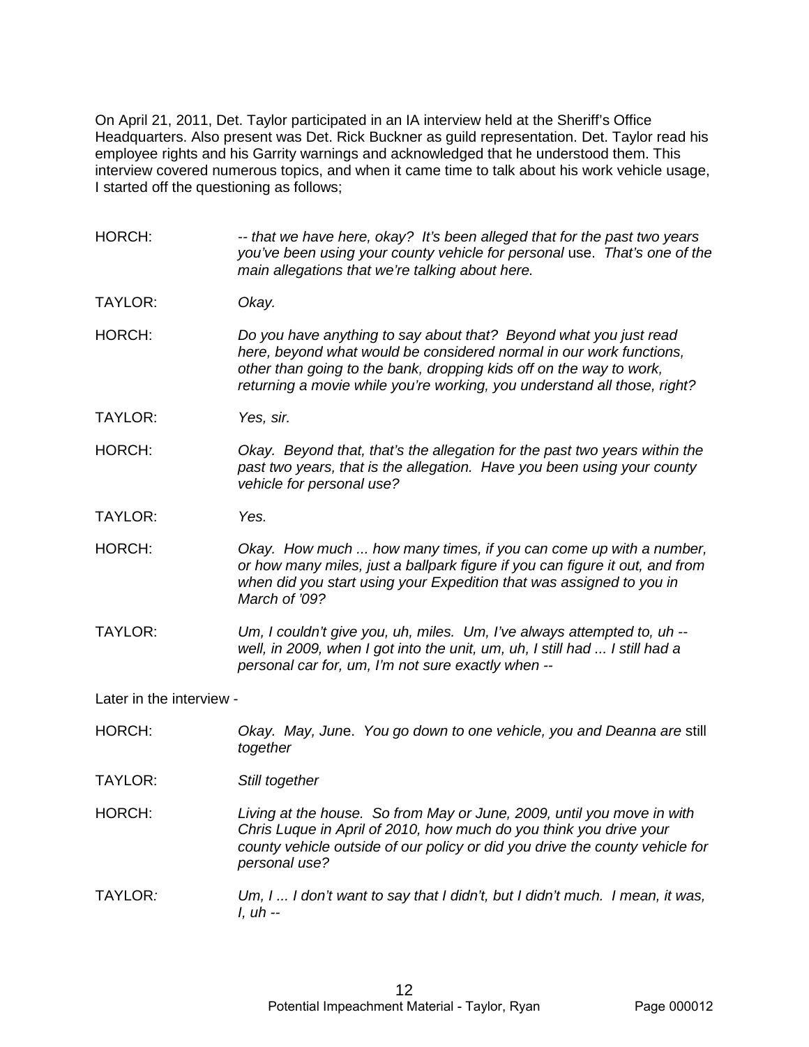On April 21, 2011, Det. Taylor participated in an IA interview held at the Sheriff's Office Headquarters. Also present was Det. Rick Buckner as guild representation. Det. Taylor read his employee rights and his Garrity warnings and acknowledged that he understood them. This interview covered numerous topics, and when it came time to talk about his work vehicle usage, I started off the questioning as follows;

HORCH: *-- that we have here, okay? It's been alleged that for the past two years you've been using your county vehicle for personal* use. *That's one of the main allegations that we're talking about here.*

TAYLOR: *Okay.*

HORCH: *Do you have anything to say about that? Beyond what you just read here, beyond what would be considered normal in our work functions, other than going to the bank, dropping kids off on the way to work, returning a movie while you're working, you understand all those, right?*

TAYLOR: *Yes, sir.*

HORCH: *Okay. Beyond that, that's the allegation for the past two years within the past two years, that is the allegation. Have you been using your county vehicle for personal use?*

TAYLOR: *Yes.*

HORCH: *Okay. How much ... how many times, if you can come up with a number, or how many miles, just a ballpark figure if you can figure it out, and from when did you start using your Expedition that was assigned to you in March of '09?*

TAYLOR: *Um, I couldn't give you, uh, miles. Um, I've always attempted to, uh -- well, in 2009, when I got into the unit, um, uh, I still had ... I still had a personal car for, um, I'm not sure exactly when --*

Later in the interview -

HORCH: *Okay. May, June. You go down to one vehicle, you and Deanna are* still *together*

TAYLOR: *Still together*

HORCH: *Living at the house. So from May or June, 2009, until you move in with Chris Luque in April of 2010, how much do you think you drive your county vehicle outside of our policy or did you drive the county vehicle for personal use?*

TAYLOR: *Um, I ... I don't want to say that I didn't, but I didn't much. I mean, it was, I, uh --*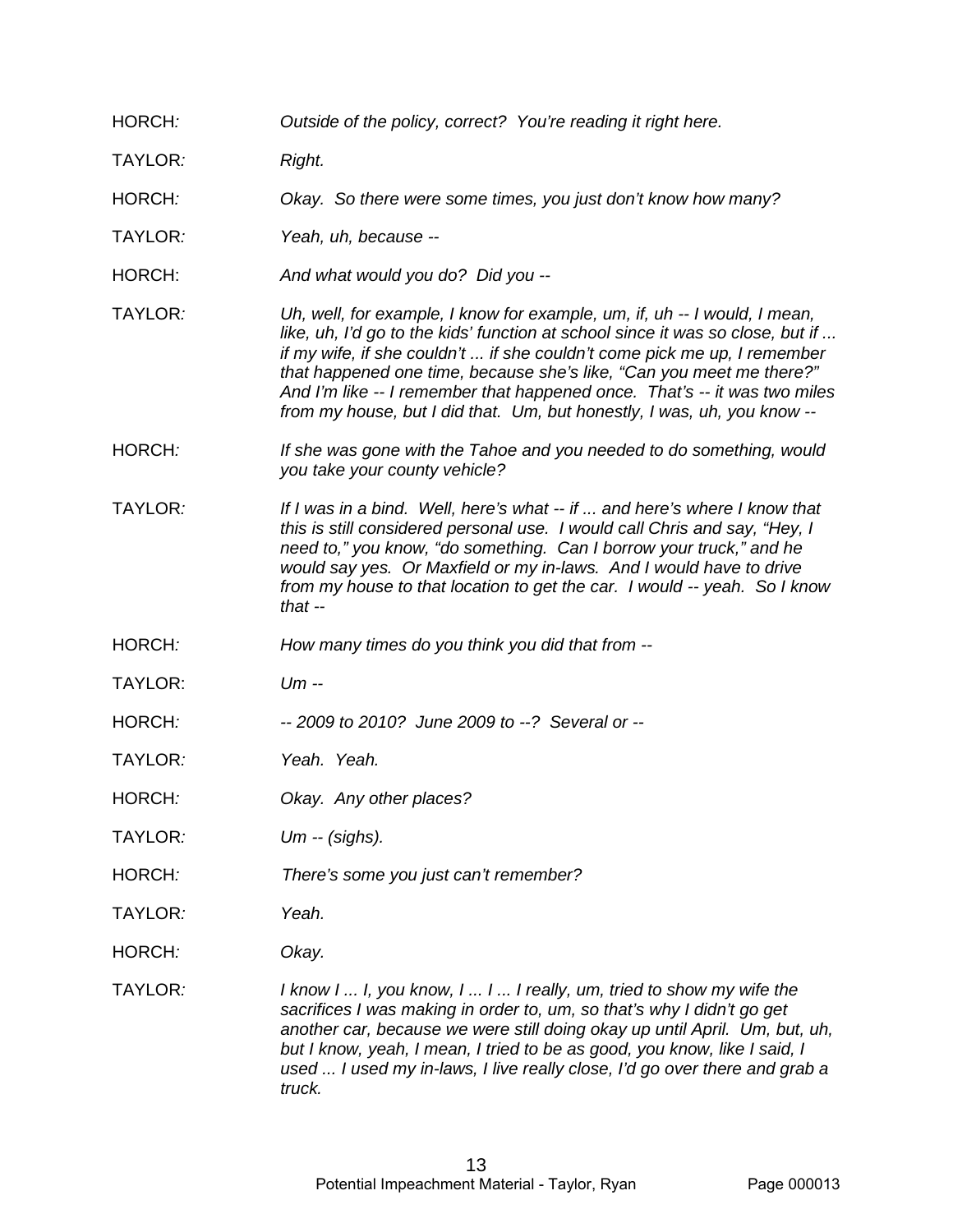HORCH: *Outside of the policy, correct? You're reading it right here.*

TAYLOR: *Right.*

HORCH: *Okay. So there were some times, you just don't know how many?*

TAYLOR: *Yeah, uh, because --*

HORCH: *And what would you do? Did you --*

TAYLOR: *Uh, well, for example, I know for example, um, if, uh -- I would, I mean, like, uh, I'd go to the kids' function at school since it was so close, but if ... if my wife, if she couldn't ... if she couldn't come pick me up, I remember that happened one time, because she's like, "Can you meet me there?" And I'm like -- I remember that happened once. That's -- it was two miles from my house, but I did that. Um, but honestly, I was, uh, you know --*

HORCH: *If she was gone with the Tahoe and you needed to do something, would you take your county vehicle?*

TAYLOR: *If I was in a bind. Well, here's what -- if ... and here's where I know that this is still considered personal use. I would call Chris and say, "Hey, I need to," you know, "do something. Can I borrow your truck," and he would say yes. Or Maxfield or my in-laws. And I would have to drive from my house to that location to get the car. I would -- yeah. So I know that --*

HORCH: *How many times do you think you did that from --*

TAYLOR: *Um --*

HORCH: *-- 2009 to 2010? June 2009 to --? Several or --*

TAYLOR: *Yeah. Yeah.*

HORCH: *Okay. Any other places?*

TAYLOR: *Um -- (sighs).*

HORCH: *There's some you just can't remember?*

TAYLOR: *Yeah.*

HORCH: *Okay.*

TAYLOR: *I know I ... I, you know, I ... I ... I really, um, tried to show my wife the sacrifices I was making in order to, um, so that's why I didn't go get another car, because we were still doing okay up until April. Um, but, uh, but I know, yeah, I mean, I tried to be as good, you know, like I said, I used ... I used my in-laws, I live really close, I'd go over there and grab a truck.*

Potential Impeachment Material - Taylor, Ryan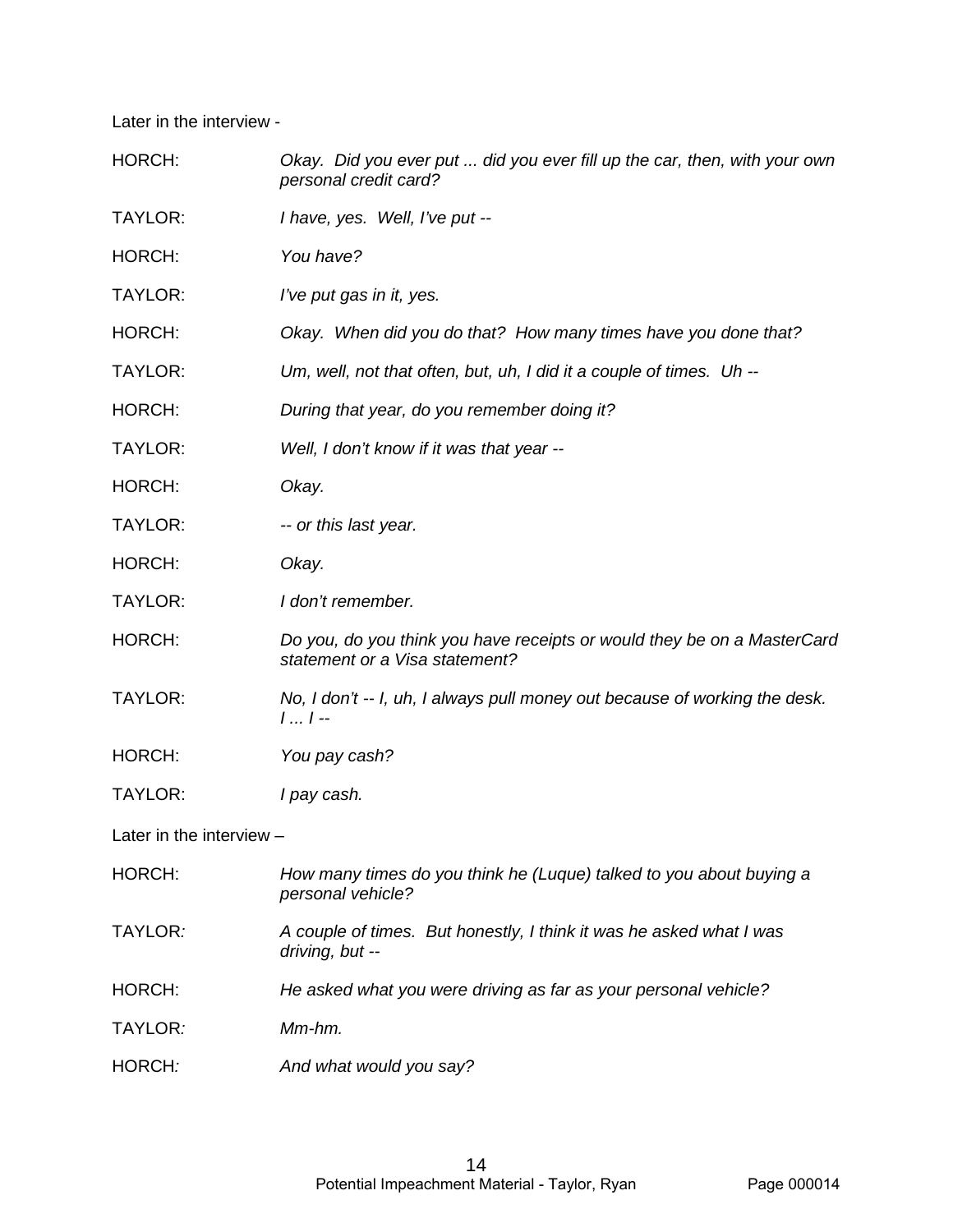Later in the interview -

HORCH: *Okay. Did you ever put ... did you ever fill up the car, then, with your own personal credit card?*

TAYLOR: *I have, yes. Well, I've put --*

HORCH: *You have?*

TAYLOR: *I've put gas in it, yes.*

HORCH: *Okay. When did you do that? How many times have you done that?*

TAYLOR: *Um, well, not that often, but, uh, I did it a couple of times. Uh --*

HORCH: *During that year, do you remember doing it?*

TAYLOR: *Well, I don't know if it was that year --*

HORCH: *Okay.*

TAYLOR: *-- or this last year.*

HORCH: *Okay.*

TAYLOR: *I don't remember.*

HORCH: *Do you, do you think you have receipts or would they be on a MasterCard statement or a Visa statement?*

TAYLOR: *No, I don't -- I, uh, I always pull money out because of working the desk. I ... I --*

HORCH: *You pay cash?*

TAYLOR: *I pay cash.*

Later in the interview –

HORCH: *How many times do you think he (Luque) talked to you about buying a personal vehicle?*

TAYLOR: *A couple of times. But honestly, I think it was he asked what I was driving, but --*

HORCH: *He asked what you were driving as far as your personal vehicle?*

TAYLOR: *Mm-hm.*

HORCH: *And what would you say?*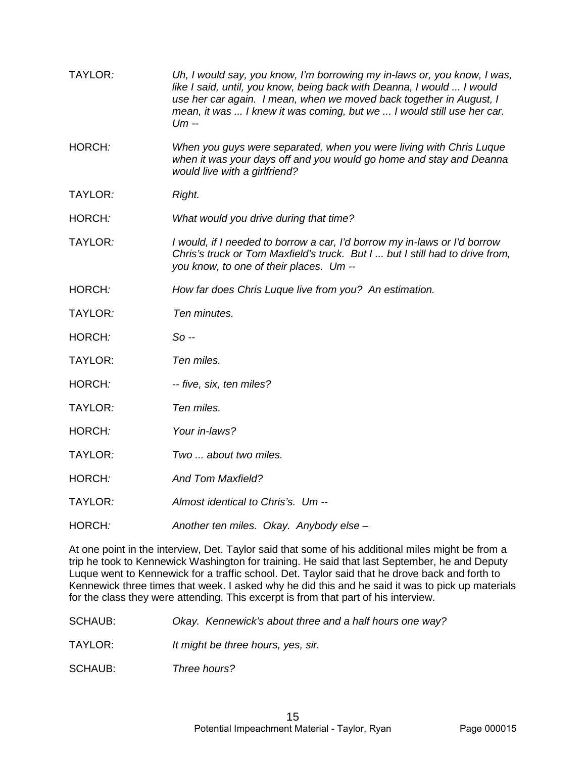TAYLOR: *Uh, I would say, you know, I'm borrowing my in-laws or, you know, I was, like I said, until, you know, being back with Deanna, I would ... I would use her car again. I mean, when we moved back together in August, I mean, it was ... I knew it was coming, but we ... I would still use her car. Um --*

HORCH: *When you guys were separated, when you were living with Chris Luque when it was your days off and you would go home and stay and Deanna would live with a girlfriend?*

TAYLOR: *Right.*

HORCH: *What would you drive during that time?*

TAYLOR: *I would, if I needed to borrow a car, I'd borrow my in-laws or I'd borrow Chris's truck or Tom Maxfield's truck. But I ... but I still had to drive from, you know, to one of their places. Um --*

HORCH: *How far does Chris Luque live from you? An estimation.*

TAYLOR: *Ten minutes.*

HORCH: *So --*

TAYLOR: *Ten miles.*

HORCH: *-- five, six, ten miles?*

TAYLOR: *Ten miles.*

HORCH: *Your in-laws?*

TAYLOR: *Two ... about two miles.*

HORCH: *And Tom Maxfield?*

TAYLOR: *Almost identical to Chris's. Um --*

HORCH: *Another ten miles. Okay. Anybody else –*

At one point in the interview, Det. Taylor said that some of his additional miles might be from a trip he took to Kennewick Washington for training. He said that last September, he and Deputy Luque went to Kennewick for a traffic school. Det. Taylor said that he drove back and forth to Kennewick three times that week. I asked why he did this and he said it was to pick up materials for the class they were attending. This excerpt is from that part of his interview.

SCHAUB: *Okay. Kennewick's about three and a half hours one way?*

TAYLOR: *It might be three hours, yes, sir.*

SCHAUB: *Three hours?*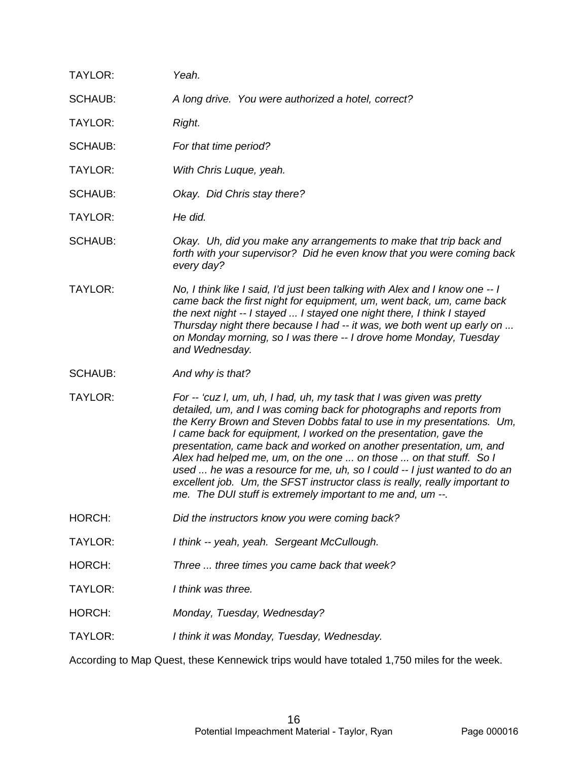TAYLOR: *Yeah.*

SCHAUB: *A long drive. You were authorized a hotel, correct?*

TAYLOR: *Right.*

SCHAUB: *For that time period?*

TAYLOR: *With Chris Luque, yeah.*

SCHAUB: *Okay. Did Chris stay there?*

TAYLOR: *He did.*

SCHAUB: *Okay. Uh, did you make any arrangements to make that trip back and forth with your supervisor? Did he even know that you were coming back every day?*

TAYLOR: *No, I think like I said, I'd just been talking with Alex and I know one -- I came back the first night for equipment, um, went back, um, came back the next night -- I stayed ... I stayed one night there, I think I stayed Thursday night there because I had -- it was, we both went up early on ... on Monday morning, so I was there -- I drove home Monday, Tuesday and Wednesday.*

SCHAUB: *And why is that?*

TAYLOR: *For -- 'cuz I, um, uh, I had, uh, my task that I was given was pretty detailed, um, and I was coming back for photographs and reports from the Kerry Brown and Steven Dobbs fatal to use in my presentations. Um, I came back for equipment, I worked on the presentation, gave the presentation, came back and worked on another presentation, um, and Alex had helped me, um, on the one ... on those ... on that stuff. So I used ... he was a resource for me, uh, so I could -- I just wanted to do an excellent job. Um, the SFST instructor class is really, really important to me. The DUI stuff is extremely important to me and, um --.*

HORCH: *Did the instructors know you were coming back?*

TAYLOR: *I think -- yeah, yeah. Sergeant McCullough.*

HORCH: *Three ... three times you came back that week?*

TAYLOR: *I think was three.*

HORCH: *Monday, Tuesday, Wednesday?*

TAYLOR: *I think it was Monday, Tuesday, Wednesday.*

According to Map Quest, these Kennewick trips would have totaled 1,750 miles for the week.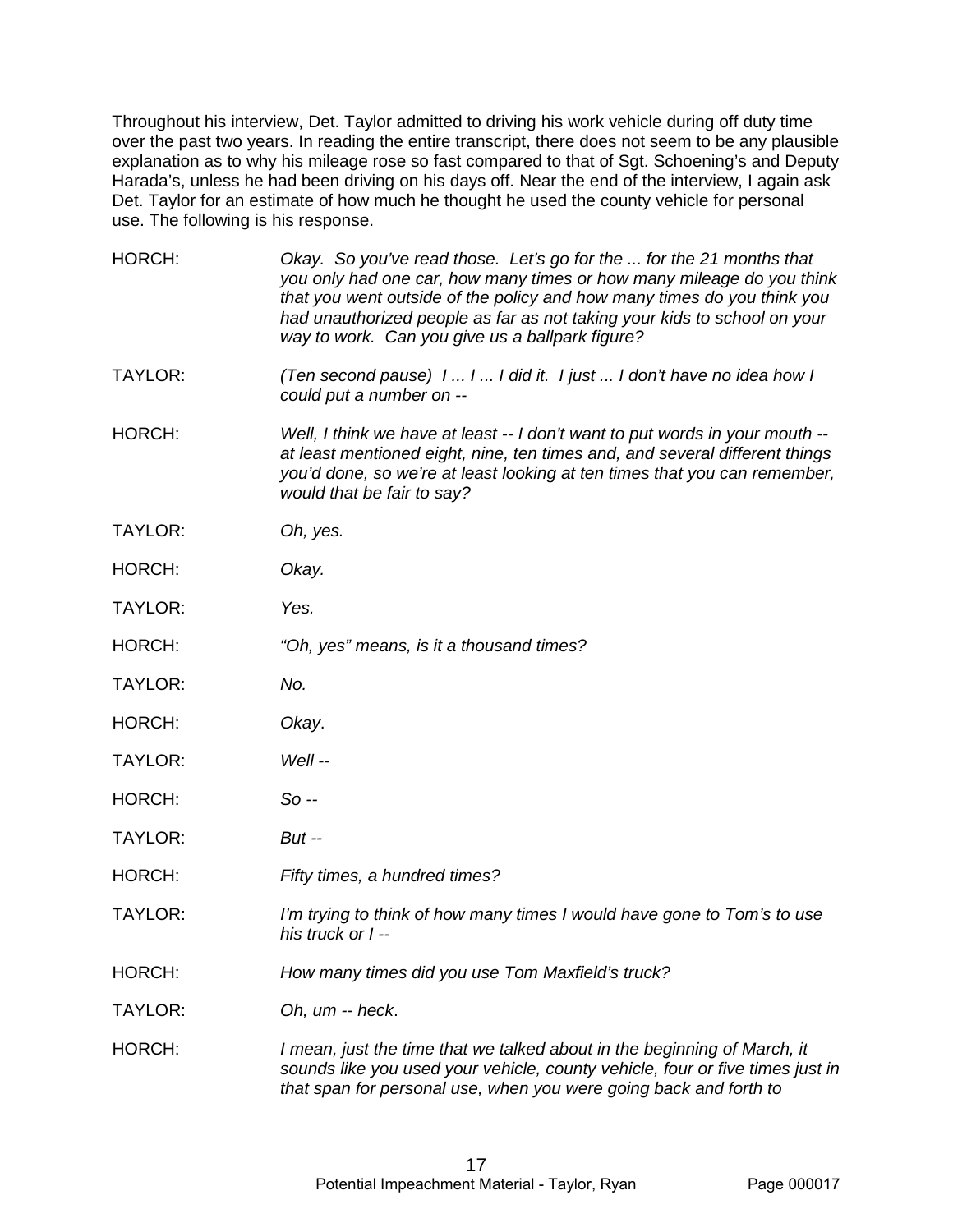Throughout his interview, Det. Taylor admitted to driving his work vehicle during off duty time over the past two years. In reading the entire transcript, there does not seem to be any plausible explanation as to why his mileage rose so fast compared to that of Sgt. Schoening's and Deputy Harada's, unless he had been driving on his days off. Near the end of the interview, I again ask Det. Taylor for an estimate of how much he thought he used the county vehicle for personal use. The following is his response.

HORCH: *Okay. So you've read those. Let's go for the ... for the 21 months that you only had one car, how many times or how many mileage do you think that you went outside of the policy and how many times do you think you had unauthorized people as far as not taking your kids to school on your way to work. Can you give us a ballpark figure?*

TAYLOR: *(Ten second pause) I ... I ... I did it. I just ... I don't have no idea how I could put a number on --*

HORCH: *Well, I think we have at least -- I don't want to put words in your mouth -- at least mentioned eight, nine, ten times and, and several different things you'd done, so we're at least looking at ten times that you can remember, would that be fair to say?*

TAYLOR: *Oh, yes.*

HORCH: *Okay.*

TAYLOR: *Yes.*

HORCH: *"Oh, yes" means, is it a thousand times?*

TAYLOR: *No.*

HORCH: *Okay*.

TAYLOR: *Well --*

HORCH: *So --*

TAYLOR: *But --*

HORCH: *Fifty times, a hundred times?*

TAYLOR: *I'm trying to think of how many times I would have gone to Tom's to use his truck or I --*

HORCH: *How many times did you use Tom Maxfield's truck?*

TAYLOR: *Oh, um -- heck*.

HORCH: *I mean, just the time that we talked about in the beginning of March, it sounds like you used your vehicle, county vehicle, four or five times just in that span for personal use, when you were going back and forth to*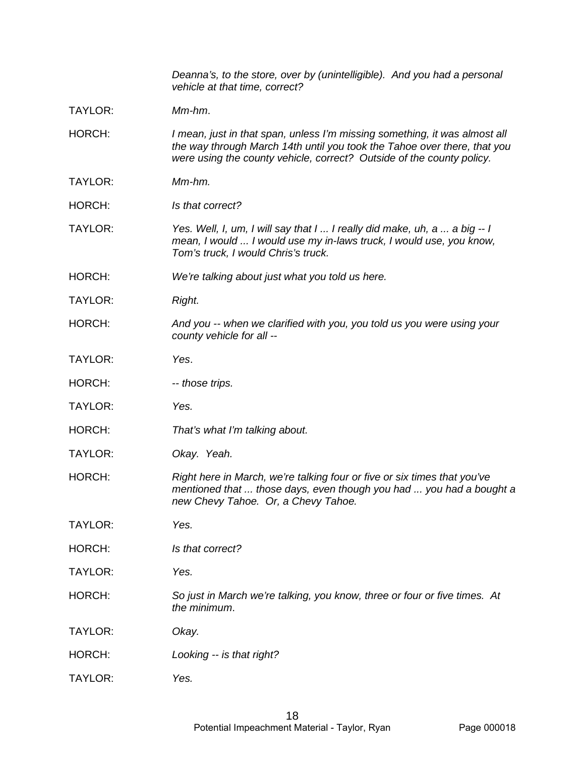*Deanna's, to the store, over by (unintelligible). And you had a personal vehicle at that time, correct?*

TAYLOR: *Mm-hm*.

HORCH: *I mean, just in that span, unless I'm missing something, it was almost all the way through March 14th until you took the Tahoe over there, that you were using the county vehicle, correct? Outside of the county policy.*

TAYLOR: *Mm-hm.*

HORCH: *Is that correct?*

TAYLOR: *Yes. Well, I, um, I will say that I ... I really did make, uh, a ... a big -- I mean, I would ... I would use my in-laws truck, I would use, you know, Tom's truck, I would Chris's truck.*

HORCH: *We're talking about just what you told us here.*

TAYLOR: *Right.*

HORCH: *And you -- when we clarified with you, you told us you were using your county vehicle for all --*

TAYLOR: *Yes*.

HORCH: *-- those trips.*

TAYLOR: *Yes.*

HORCH: *That's what I'm talking about.*

TAYLOR: *Okay. Yeah.*

HORCH: *Right here in March, we're talking four or five or six times that you've mentioned that ... those days, even though you had ... you had a bought a new Chevy Tahoe. Or, a Chevy Tahoe.*

TAYLOR: *Yes.*

HORCH: *Is that correct?*

TAYLOR: *Yes.*

HORCH: *So just in March we're talking, you know, three or four or five times. At the minimum*.

TAYLOR: *Okay.*

HORCH: *Looking -- is that right?*

TAYLOR: *Yes.*

Potential Impeachment Material - Taylor, Ryan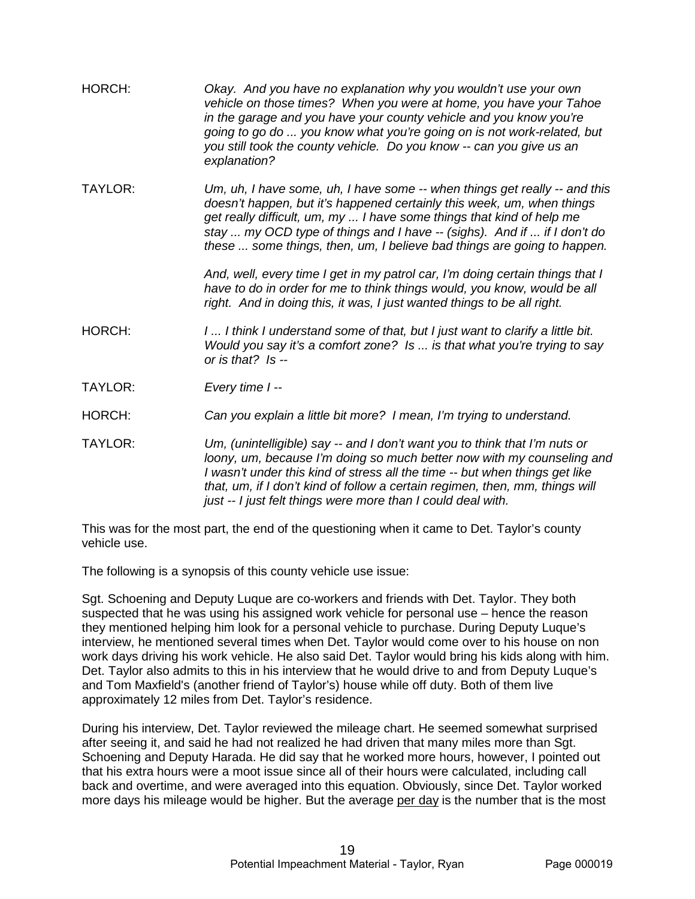HORCH: *Okay. And you have no explanation why you wouldn't use your own vehicle on those times? When you were at home, you have your Tahoe in the garage and you have your county vehicle and you know you're going to go do ... you know what you're going on is not work-related, but you still took the county vehicle. Do you know -- can you give us an explanation?*

TAYLOR: *Um, uh, I have some, uh, I have some -- when things get really -- and this doesn't happen, but it's happened certainly this week, um, when things get really difficult, um, my ... I have some things that kind of help me stay ... my OCD type of things and I have -- (sighs). And if ... if I don't do these ... some things, then, um, I believe bad things are going to happen.*

*And, well, every time I get in my patrol car, I'm doing certain things that I have to do in order for me to think things would, you know, would be all right. And in doing this, it was, I just wanted things to be all right.*

HORCH: *I ... I think I understand some of that, but I just want to clarify a little bit. Would you say it's a comfort zone? Is ... is that what you're trying to say or is that? Is --*

TAYLOR: *Every time I --*

HORCH: *Can you explain a little bit more? I mean, I'm trying to understand.*

TAYLOR: *Um, (unintelligible) say -- and I don't want you to think that I'm nuts or loony, um, because I'm doing so much better now with my counseling and I wasn't under this kind of stress all the time -- but when things get like that, um, if I don't kind of follow a certain regimen, then, mm, things will just -- I just felt things were more than I could deal with.*

This was for the most part, the end of the questioning when it came to Det. Taylor's county vehicle use.

The following is a synopsis of this county vehicle use issue:

Sgt. Schoening and Deputy Luque are co-workers and friends with Det. Taylor. They both suspected that he was using his assigned work vehicle for personal use – hence the reason they mentioned helping him look for a personal vehicle to purchase. During Deputy Luque's interview, he mentioned several times when Det. Taylor would come over to his house on non work days driving his work vehicle. He also said Det. Taylor would bring his kids along with him. Det. Taylor also admits to this in his interview that he would drive to and from Deputy Luque's and Tom Maxfield's (another friend of Taylor's) house while off duty. Both of them live approximately 12 miles from Det. Taylor's residence.

During his interview, Det. Taylor reviewed the mileage chart. He seemed somewhat surprised after seeing it, and said he had not realized he had driven that many miles more than Sgt. Schoening and Deputy Harada. He did say that he worked more hours, however, I pointed out that his extra hours were a moot issue since all of their hours were calculated, including call back and overtime, and were averaged into this equation. Obviously, since Det. Taylor worked more days his mileage would be higher. But the average <u>per day</u> is the number that is the most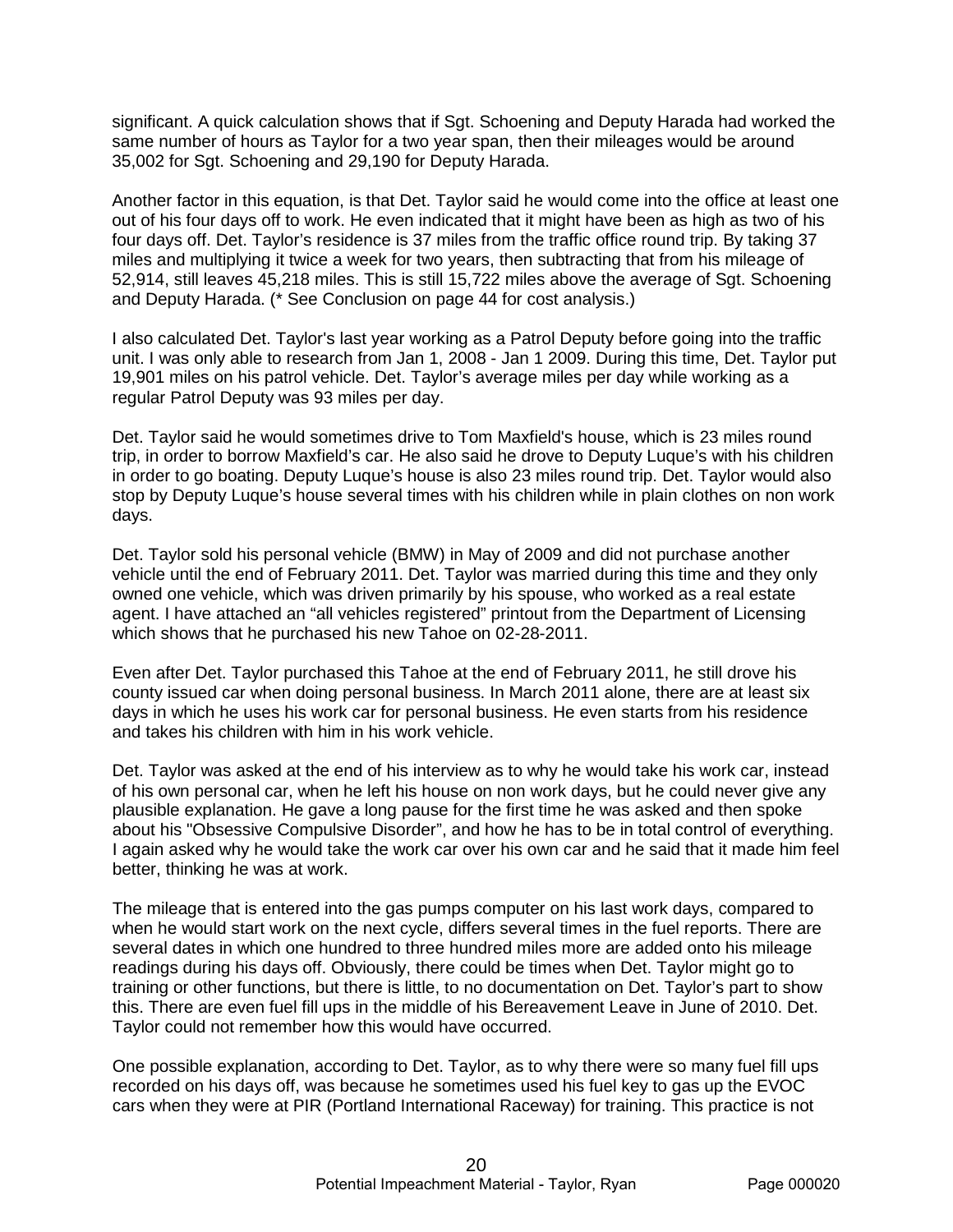significant. A quick calculation shows that if Sgt. Schoening and Deputy Harada had worked the same number of hours as Taylor for a two year span, then their mileages would be around 35,002 for Sgt. Schoening and 29,190 for Deputy Harada.

Another factor in this equation, is that Det. Taylor said he would come into the office at least one out of his four days off to work. He even indicated that it might have been as high as two of his four days off. Det. Taylor's residence is 37 miles from the traffic office round trip. By taking 37 miles and multiplying it twice a week for two years, then subtracting that from his mileage of 52,914, still leaves 45,218 miles. This is still 15,722 miles above the average of Sgt. Schoening and Deputy Harada. (* See Conclusion on page 44 for cost analysis.)

I also calculated Det. Taylor's last year working as a Patrol Deputy before going into the traffic unit. I was only able to research from Jan 1, 2008 - Jan 1 2009. During this time, Det. Taylor put 19,901 miles on his patrol vehicle. Det. Taylor's average miles per day while working as a regular Patrol Deputy was 93 miles per day.

Det. Taylor said he would sometimes drive to Tom Maxfield's house, which is 23 miles round trip, in order to borrow Maxfield's car. He also said he drove to Deputy Luque's with his children in order to go boating. Deputy Luque's house is also 23 miles round trip. Det. Taylor would also stop by Deputy Luque's house several times with his children while in plain clothes on non work days.

Det. Taylor sold his personal vehicle (BMW) in May of 2009 and did not purchase another vehicle until the end of February 2011. Det. Taylor was married during this time and they only owned one vehicle, which was driven primarily by his spouse, who worked as a real estate agent. I have attached an "all vehicles registered" printout from the Department of Licensing which shows that he purchased his new Tahoe on 02-28-2011.

Even after Det. Taylor purchased this Tahoe at the end of February 2011, he still drove his county issued car when doing personal business. In March 2011 alone, there are at least six days in which he uses his work car for personal business. He even starts from his residence and takes his children with him in his work vehicle.

Det. Taylor was asked at the end of his interview as to why he would take his work car, instead of his own personal car, when he left his house on non work days, but he could never give any plausible explanation. He gave a long pause for the first time he was asked and then spoke about his "Obsessive Compulsive Disorder", and how he has to be in total control of everything. I again asked why he would take the work car over his own car and he said that it made him feel better, thinking he was at work.

The mileage that is entered into the gas pumps computer on his last work days, compared to when he would start work on the next cycle, differs several times in the fuel reports. There are several dates in which one hundred to three hundred miles more are added onto his mileage readings during his days off. Obviously, there could be times when Det. Taylor might go to training or other functions, but there is little, to no documentation on Det. Taylor's part to show this. There are even fuel fill ups in the middle of his Bereavement Leave in June of 2010. Det. Taylor could not remember how this would have occurred.

One possible explanation, according to Det. Taylor, as to why there were so many fuel fill ups recorded on his days off, was because he sometimes used his fuel key to gas up the EVOC cars when they were at PIR (Portland International Raceway) for training. This practice is not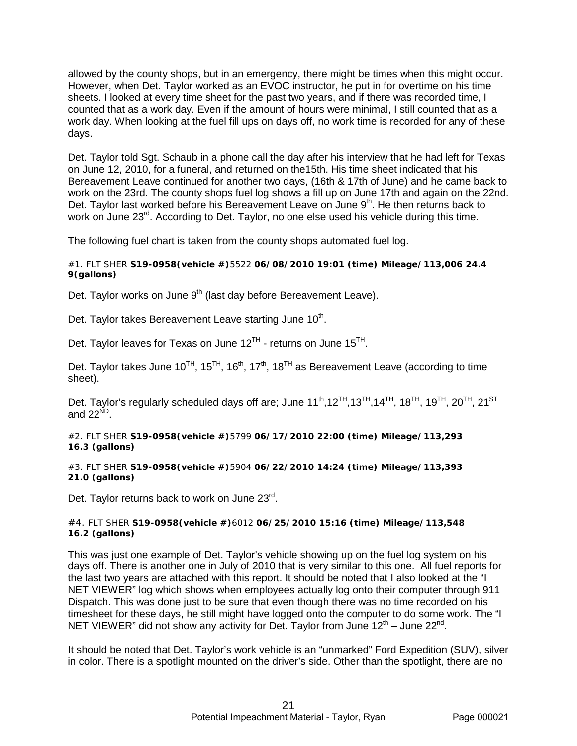allowed by the county shops, but in an emergency, there might be times when this might occur. However, when Det. Taylor worked as an EVOC instructor, he put in for overtime on his time sheets. I looked at every time sheet for the past two years, and if there was recorded time, I counted that as a work day. Even if the amount of hours were minimal, I still counted that as a work day. When looking at the fuel fill ups on days off, no work time is recorded for any of these days.

Det. Taylor told Sgt. Schaub in a phone call the day after his interview that he had left for Texas on June 12, 2010, for a funeral, and returned on the15th. His time sheet indicated that his Bereavement Leave continued for another two days, (16th & 17th of June) and he came back to work on the 23rd. The county shops fuel log shows a fill up on June 17th and again on the 22nd. Det. Taylor last worked before his Bereavement Leave on June 9th. He then returns back to work on June 23rd. According to Det. Taylor, no one else used his vehicle during this time.

The following fuel chart is taken from the county shops automated fuel log.

#1. FLT SHER **S19-0958(vehicle #)**5522 **06/08/2010 19:01 (time) Mileage/113,006 24.4 9(gallons)**

Det. Taylor works on June 9th (last day before Bereavement Leave).

Det. Taylor takes Bereavement Leave starting June 10th.

Det. Taylor leaves for Texas on June 12TH - returns on June 15TH.

Det. Taylor takes June 10TH, 15TH, 16th, 17th, 18TH as Bereavement Leave (according to time sheet).

Det. Taylor's regularly scheduled days off are; June 11th,12TH,13TH,14TH, 18TH, 19TH, 20TH, 21ST and 22ND.

#2. FLT SHER **S19-0958(vehicle #)**5799 **06/17/2010 22:00 (time) Mileage/113,293 16.3 (gallons)**

#3. FLT SHER **S19-0958(vehicle #)**5904 **06/22/2010 14:24 (time) Mileage/113,393 21.0 (gallons)**

Det. Taylor returns back to work on June 23rd.

#4. FLT SHER **S19-0958(vehicle #)**6012 **06/25/2010 15:16 (time) Mileage/113,548 16.2 (gallons)**

This was just one example of Det. Taylor's vehicle showing up on the fuel log system on his days off. There is another one in July of 2010 that is very similar to this one. All fuel reports for the last two years are attached with this report. It should be noted that I also looked at the "I NET VIEWER" log which shows when employees actually log onto their computer through 911 Dispatch. This was done just to be sure that even though there was no time recorded on his timesheet for these days, he still might have logged onto the computer to do some work. The "I NET VIEWER" did not show any activity for Det. Taylor from June 12th – June 22nd.

It should be noted that Det. Taylor's work vehicle is an "unmarked" Ford Expedition (SUV), silver in color. There is a spotlight mounted on the driver's side. Other than the spotlight, there are no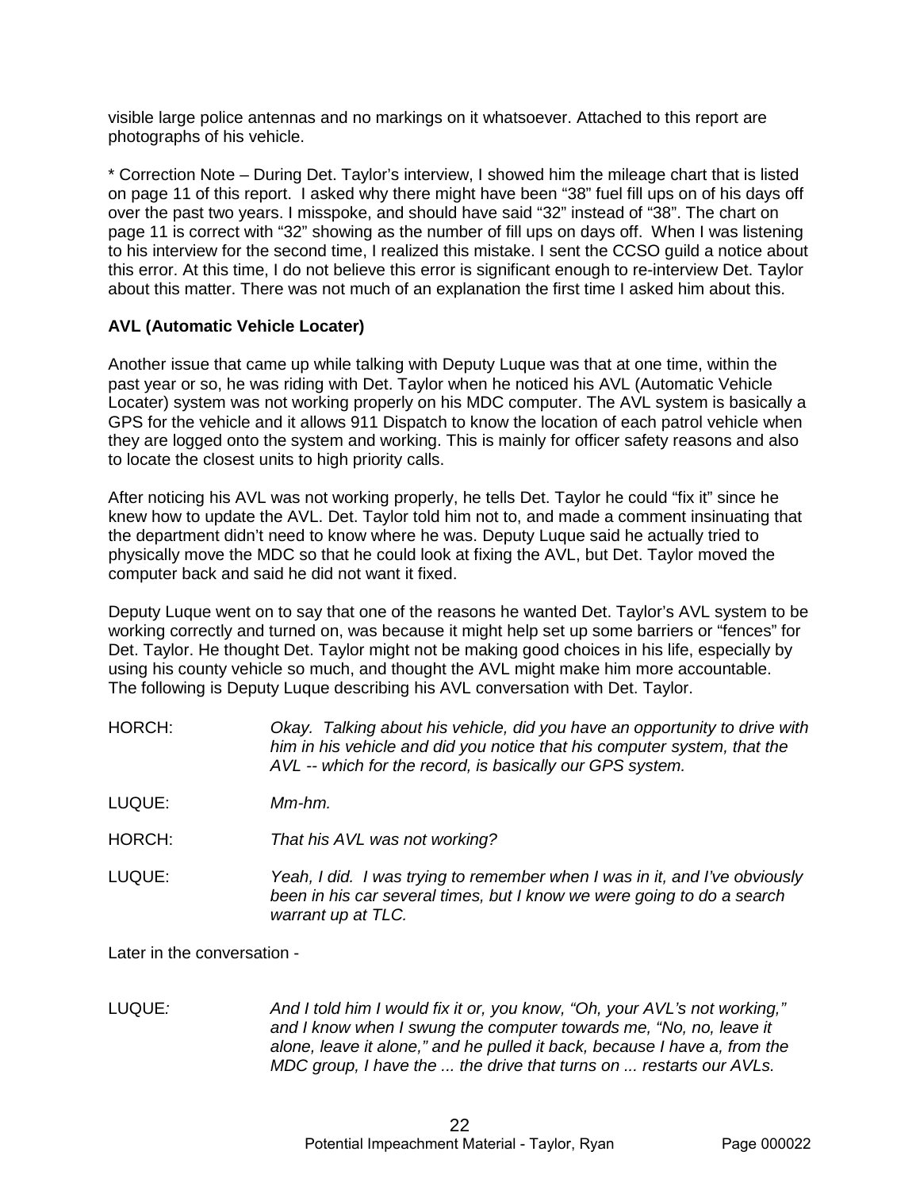visible large police antennas and no markings on it whatsoever. Attached to this report are photographs of his vehicle.

* Correction Note – During Det. Taylor's interview, I showed him the mileage chart that is listed on page 11 of this report. I asked why there might have been "38" fuel fill ups on of his days off over the past two years. I misspoke, and should have said "32" instead of "38". The chart on page 11 is correct with "32" showing as the number of fill ups on days off. When I was listening to his interview for the second time, I realized this mistake. I sent the CCSO guild a notice about this error. At this time, I do not believe this error is significant enough to re-interview Det. Taylor about this matter. There was not much of an explanation the first time I asked him about this.

**AVL (Automatic Vehicle Locater)**

Another issue that came up while talking with Deputy Luque was that at one time, within the past year or so, he was riding with Det. Taylor when he noticed his AVL (Automatic Vehicle Locater) system was not working properly on his MDC computer. The AVL system is basically a GPS for the vehicle and it allows 911 Dispatch to know the location of each patrol vehicle when they are logged onto the system and working. This is mainly for officer safety reasons and also to locate the closest units to high priority calls.

After noticing his AVL was not working properly, he tells Det. Taylor he could "fix it" since he knew how to update the AVL. Det. Taylor told him not to, and made a comment insinuating that the department didn't need to know where he was. Deputy Luque said he actually tried to physically move the MDC so that he could look at fixing the AVL, but Det. Taylor moved the computer back and said he did not want it fixed.

Deputy Luque went on to say that one of the reasons he wanted Det. Taylor's AVL system to be working correctly and turned on, was because it might help set up some barriers or "fences" for Det. Taylor. He thought Det. Taylor might not be making good choices in his life, especially by using his county vehicle so much, and thought the AVL might make him more accountable. The following is Deputy Luque describing his AVL conversation with Det. Taylor.

HORCH: *Okay. Talking about his vehicle, did you have an opportunity to drive with him in his vehicle and did you notice that his computer system, that the AVL -- which for the record, is basically our GPS system.*

LUQUE: *Mm-hm.*

HORCH: *That his AVL was not working?*

LUQUE: *Yeah, I did. I was trying to remember when I was in it, and I've obviously been in his car several times, but I know we were going to do a search warrant up at TLC.*

Later in the conversation -

LUQUE*:* *And I told him I would fix it or, you know, "Oh, your AVL's not working," and I know when I swung the computer towards me, "No, no, leave it alone, leave it alone," and he pulled it back, because I have a, from the MDC group, I have the ... the drive that turns on ... restarts our AVLs.*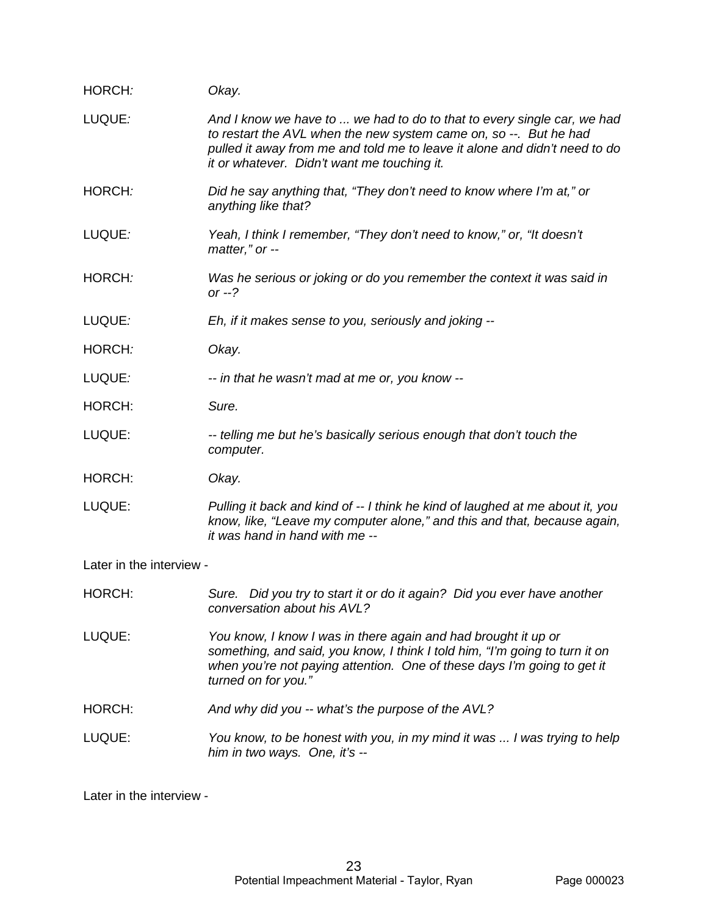HORCH: *Okay.*

LUQUE: *And I know we have to ... we had to do to that to every single car, we had to restart the AVL when the new system came on, so --. But he had pulled it away from me and told me to leave it alone and didn't need to do it or whatever. Didn't want me touching it.*

HORCH: *Did he say anything that, "They don't need to know where I'm at," or anything like that?*

LUQUE: *Yeah, I think I remember, "They don't need to know," or, "It doesn't matter," or --*

HORCH: *Was he serious or joking or do you remember the context it was said in or --?*

LUQUE: *Eh, if it makes sense to you, seriously and joking --*

HORCH: *Okay.*

LUQUE: *-- in that he wasn't mad at me or, you know --*

HORCH: *Sure.*

LUQUE: *-- telling me but he's basically serious enough that don't touch the computer.*

HORCH: *Okay.*

LUQUE: *Pulling it back and kind of -- I think he kind of laughed at me about it, you know, like, "Leave my computer alone," and this and that, because again, it was hand in hand with me --*

Later in the interview -

HORCH: *Sure. Did you try to start it or do it again? Did you ever have another conversation about his AVL?*

LUQUE: *You know, I know I was in there again and had brought it up or something, and said, you know, I think I told him, "I'm going to turn it on when you're not paying attention. One of these days I'm going to get it turned on for you."*

HORCH: *And why did you -- what's the purpose of the AVL?*

LUQUE: *You know, to be honest with you, in my mind it was ... I was trying to help him in two ways. One, it's --*

Later in the interview -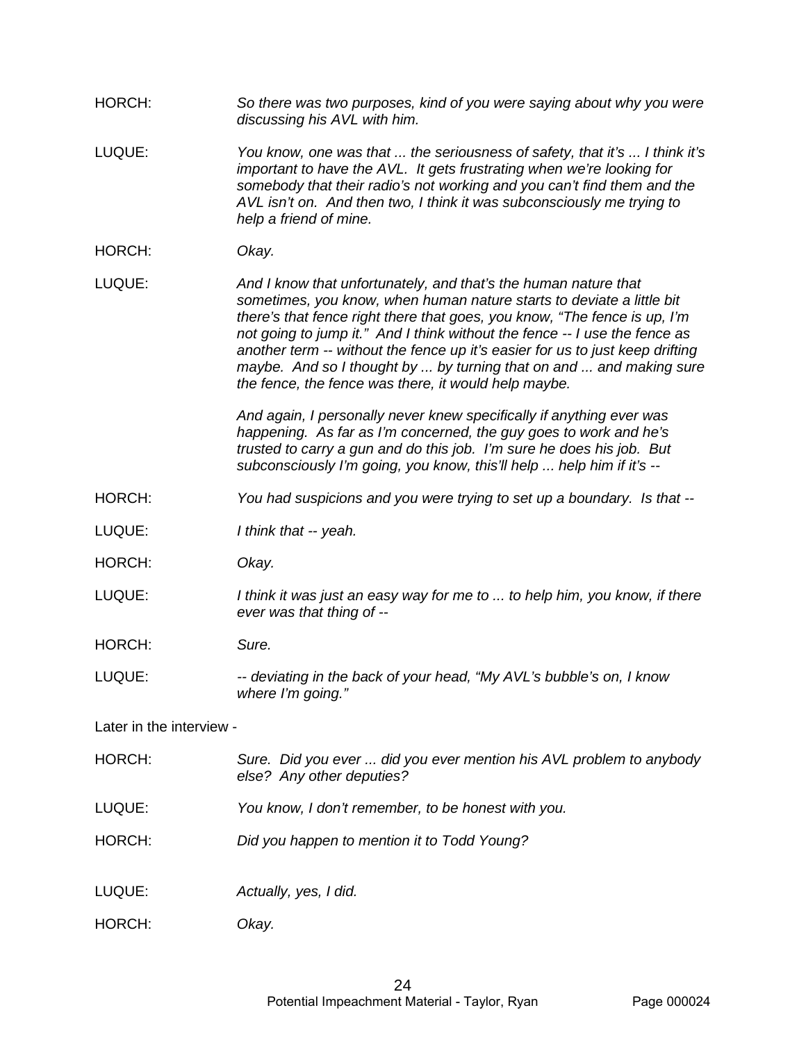HORCH: *So there was two purposes, kind of you were saying about why you were discussing his AVL with him.*

LUQUE: *You know, one was that ... the seriousness of safety, that it's ... I think it's important to have the AVL. It gets frustrating when we're looking for somebody that their radio's not working and you can't find them and the AVL isn't on. And then two, I think it was subconsciously me trying to help a friend of mine.*

HORCH: *Okay.*

LUQUE: *And I know that unfortunately, and that's the human nature that sometimes, you know, when human nature starts to deviate a little bit there's that fence right there that goes, you know, "The fence is up, I'm not going to jump it." And I think without the fence -- I use the fence as another term -- without the fence up it's easier for us to just keep drifting maybe. And so I thought by ... by turning that on and ... and making sure the fence, the fence was there, it would help maybe.*

*And again, I personally never knew specifically if anything ever was happening. As far as I'm concerned, the guy goes to work and he's trusted to carry a gun and do this job. I'm sure he does his job. But subconsciously I'm going, you know, this'll help ... help him if it's --*

HORCH: *You had suspicions and you were trying to set up a boundary. Is that --*

LUQUE: *I think that -- yeah.*

HORCH: *Okay.*

LUQUE: *I think it was just an easy way for me to ... to help him, you know, if there ever was that thing of --*

HORCH: *Sure.*

LUQUE: *-- deviating in the back of your head, "My AVL's bubble's on, I know where I'm going."*

Later in the interview -

HORCH: *Sure. Did you ever ... did you ever mention his AVL problem to anybody else? Any other deputies?*

LUQUE: *You know, I don't remember, to be honest with you.*

HORCH: *Did you happen to mention it to Todd Young?*

LUQUE: *Actually, yes, I did.*

HORCH: *Okay.*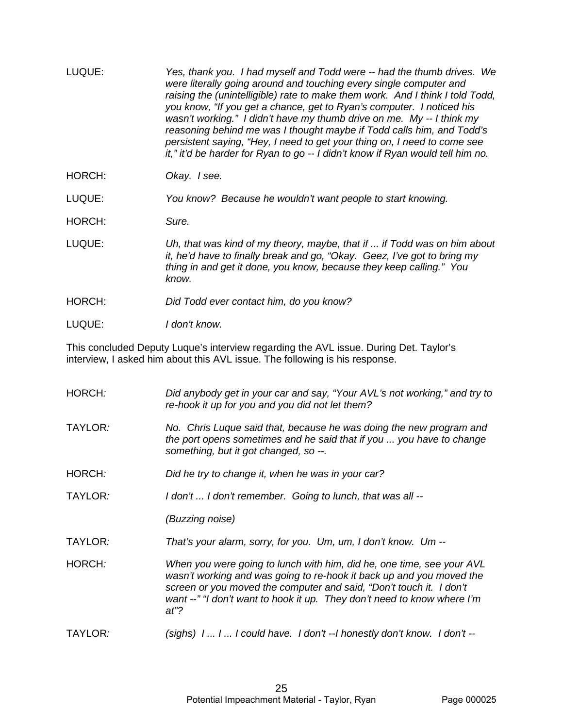LUQUE: *Yes, thank you. I had myself and Todd were -- had the thumb drives. We were literally going around and touching every single computer and raising the (unintelligible) rate to make them work. And I think I told Todd, you know, "If you get a chance, get to Ryan's computer. I noticed his wasn't working." I didn't have my thumb drive on me. My -- I think my reasoning behind me was I thought maybe if Todd calls him, and Todd's persistent saying, "Hey, I need to get your thing on, I need to come see it," it'd be harder for Ryan to go -- I didn't know if Ryan would tell him no.*

HORCH: *Okay. I see.*

LUQUE: *You know? Because he wouldn't want people to start knowing.*

HORCH: *Sure.*

LUQUE: *Uh, that was kind of my theory, maybe, that if ... if Todd was on him about it, he'd have to finally break and go, "Okay. Geez, I've got to bring my thing in and get it done, you know, because they keep calling." You know.*

HORCH: *Did Todd ever contact him, do you know?*

LUQUE: *I don't know.*

This concluded Deputy Luque's interview regarding the AVL issue. During Det. Taylor's interview, I asked him about this AVL issue. The following is his response.

HORCH: *Did anybody get in your car and say, "Your AVL's not working," and try to re-hook it up for you and you did not let them?*

TAYLOR: *No. Chris Luque said that, because he was doing the new program and the port opens sometimes and he said that if you ... you have to change something, but it got changed, so --.*

HORCH: *Did he try to change it, when he was in your car?*

TAYLOR: *I don't ... I don't remember. Going to lunch, that was all --*

*(Buzzing noise)*

TAYLOR: *That's your alarm, sorry, for you. Um, um, I don't know. Um --*

HORCH: *When you were going to lunch with him, did he, one time, see your AVL wasn't working and was going to re-hook it back up and you moved the screen or you moved the computer and said, "Don't touch it. I don't want --" "I don't want to hook it up. They don't need to know where I'm at"?*

TAYLOR: *(sighs) I ... I ... I could have. I don't --I honestly don't know. I don't --*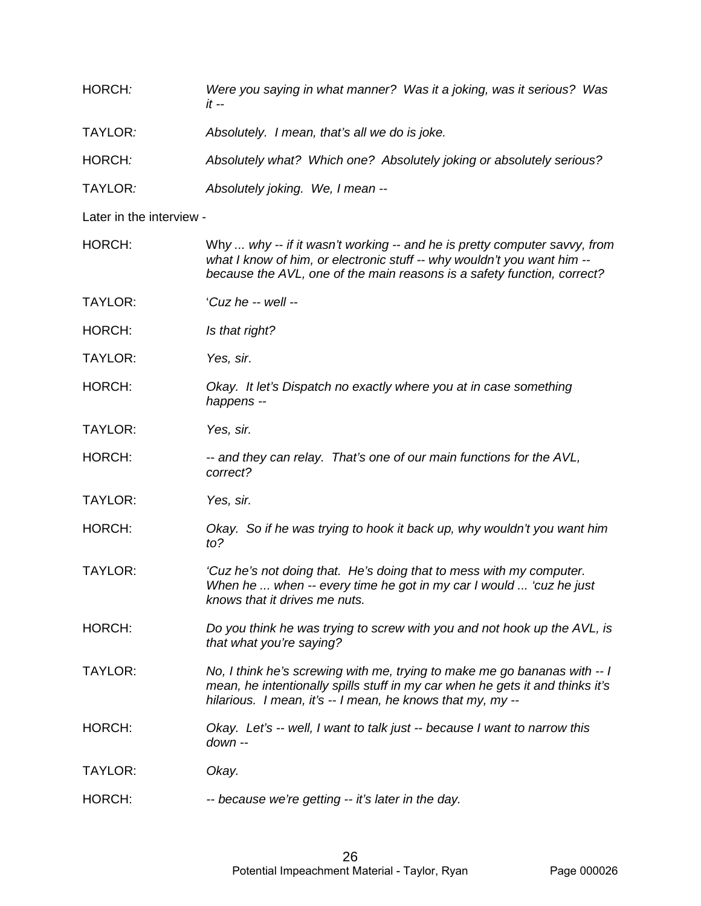HORCH: *Were you saying in what manner? Was it a joking, was it serious? Was it --*

TAYLOR: *Absolutely. I mean, that's all we do is joke.*

HORCH: *Absolutely what? Which one? Absolutely joking or absolutely serious?*

TAYLOR: *Absolutely joking. We, I mean --*

Later in the interview -

HORCH: Wh*y ... why -- if it wasn't working -- and he is pretty computer savvy, from what I know of him, or electronic stuff -- why wouldn't you want him -- because the AVL, one of the main reasons is a safety function, correct?*

TAYLOR: '*Cuz he -- well --*

HORCH: *Is that right?*

TAYLOR: *Yes, sir*.

HORCH: *Okay. It let's Dispatch no exactly where you at in case something happens --*

TAYLOR: *Yes, sir.*

HORCH: *-- and they can relay. That's one of our main functions for the AVL, correct?*

TAYLOR: *Yes, sir.*

HORCH: *Okay. So if he was trying to hook it back up, why wouldn't you want him to?*

TAYLOR: *'Cuz he's not doing that. He's doing that to mess with my computer. When he ... when -- every time he got in my car I would ... 'cuz he just knows that it drives me nuts.*

HORCH: *Do you think he was trying to screw with you and not hook up the AVL, is that what you're saying?*

TAYLOR: *No, I think he's screwing with me, trying to make me go bananas with -- I mean, he intentionally spills stuff in my car when he gets it and thinks it's hilarious. I mean, it's -- I mean, he knows that my, my --*

HORCH: *Okay. Let's -- well, I want to talk just -- because I want to narrow this down --*

TAYLOR: *Okay.*

HORCH: *-- because we're getting -- it's later in the day.*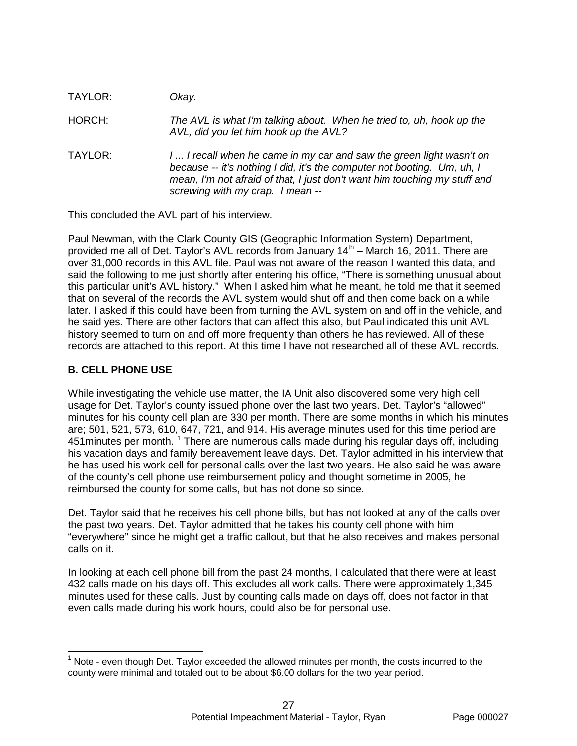TAYLOR: *Okay.*

HORCH: *The AVL is what I'm talking about. When he tried to, uh, hook up the AVL, did you let him hook up the AVL?*

TAYLOR: *I ... I recall when he came in my car and saw the green light wasn't on because -- it's nothing I did, it's the computer not booting. Um, uh, I mean, I'm not afraid of that, I just don't want him touching my stuff and screwing with my crap. I mean --*

This concluded the AVL part of his interview.

Paul Newman, with the Clark County GIS (Geographic Information System) Department, provided me all of Det. Taylor's AVL records from January 14th – March 16, 2011. There are over 31,000 records in this AVL file. Paul was not aware of the reason I wanted this data, and said the following to me just shortly after entering his office, "There is something unusual about this particular unit's AVL history." When I asked him what he meant, he told me that it seemed that on several of the records the AVL system would shut off and then come back on a while later. I asked if this could have been from turning the AVL system on and off in the vehicle, and he said yes. There are other factors that can affect this also, but Paul indicated this unit AVL history seemed to turn on and off more frequently than others he has reviewed. All of these records are attached to this report. At this time I have not researched all of these AVL records.

## B. CELL PHONE USE

While investigating the vehicle use matter, the IA Unit also discovered some very high cell usage for Det. Taylor's county issued phone over the last two years. Det. Taylor's "allowed" minutes for his county cell plan are 330 per month. There are some months in which his minutes are; 501, 521, 573, 610, 647, 721, and 914. His average minutes used for this time period are 451minutes per month. [1] There are numerous calls made during his regular days off, including his vacation days and family bereavement leave days. Det. Taylor admitted in his interview that he has used his work cell for personal calls over the last two years. He also said he was aware of the county's cell phone use reimbursement policy and thought sometime in 2005, he reimbursed the county for some calls, but has not done so since.

Det. Taylor said that he receives his cell phone bills, but has not looked at any of the calls over the past two years. Det. Taylor admitted that he takes his county cell phone with him "everywhere" since he might get a traffic callout, but that he also receives and makes personal calls on it.

In looking at each cell phone bill from the past 24 months, I calculated that there were at least 432 calls made on his days off. This excludes all work calls. There were approximately 1,345 minutes used for these calls. Just by counting calls made on days off, does not factor in that even calls made during his work hours, could also be for personal use.

[1] Note - even though Det. Taylor exceeded the allowed minutes per month, the costs incurred to the county were minimal and totaled out to be about $6.00 dollars for the two year period.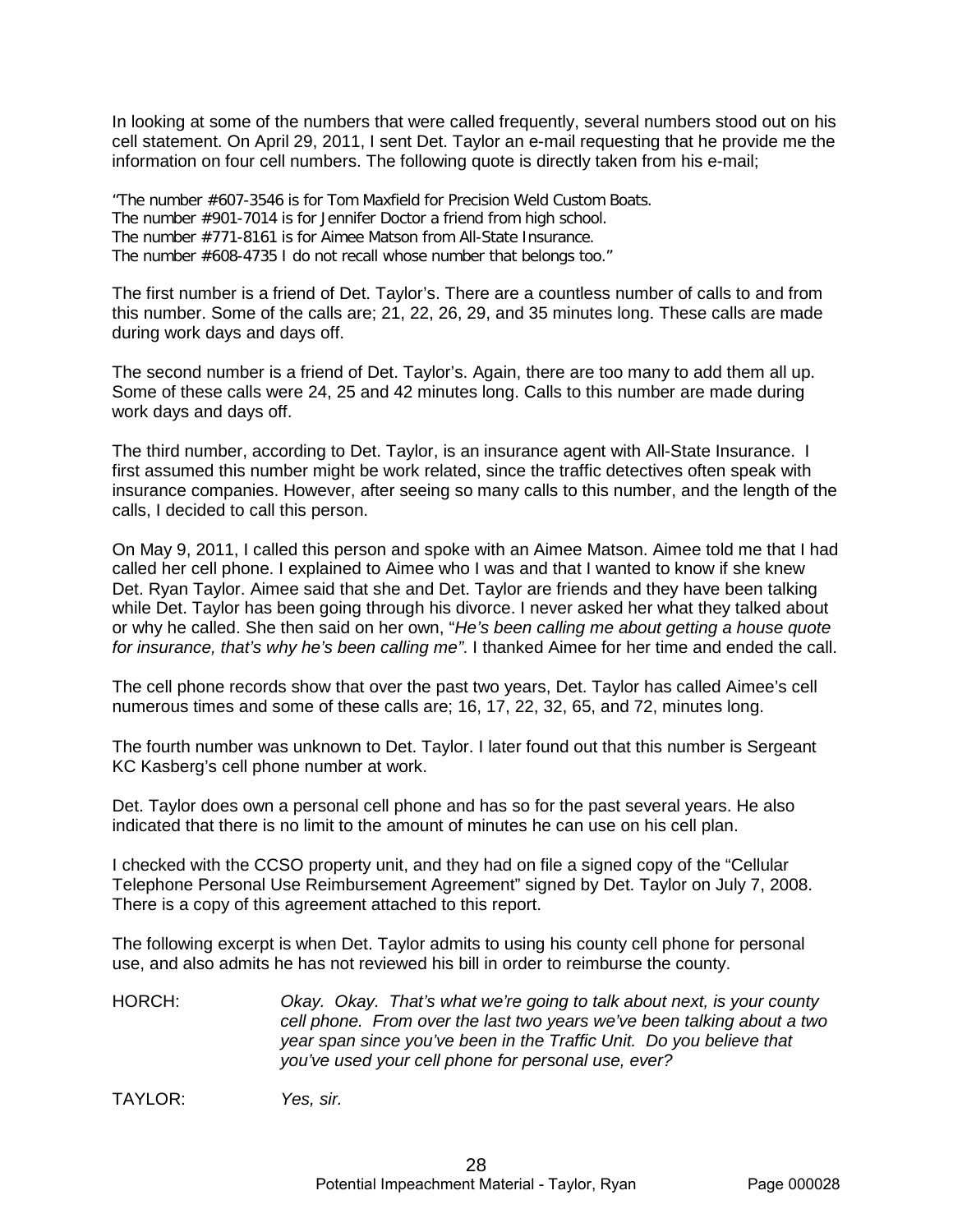In looking at some of the numbers that were called frequently, several numbers stood out on his cell statement. On April 29, 2011, I sent Det. Taylor an e-mail requesting that he provide me the information on four cell numbers. The following quote is directly taken from his e-mail;

"The number #607-3546 is for Tom Maxfield for Precision Weld Custom Boats.
The number #901-7014 is for Jennifer Doctor a friend from high school.
The number #771-8161 is for Aimee Matson from All-State Insurance.
The number #608-4735 I do not recall whose number that belongs too."

The first number is a friend of Det. Taylor's. There are a countless number of calls to and from this number. Some of the calls are; 21, 22, 26, 29, and 35 minutes long. These calls are made during work days and days off.

The second number is a friend of Det. Taylor's. Again, there are too many to add them all up. Some of these calls were 24, 25 and 42 minutes long. Calls to this number are made during work days and days off.

The third number, according to Det. Taylor, is an insurance agent with All-State Insurance. I first assumed this number might be work related, since the traffic detectives often speak with insurance companies. However, after seeing so many calls to this number, and the length of the calls, I decided to call this person.

On May 9, 2011, I called this person and spoke with an Aimee Matson. Aimee told me that I had called her cell phone. I explained to Aimee who I was and that I wanted to know if she knew Det. Ryan Taylor. Aimee said that she and Det. Taylor are friends and they have been talking while Det. Taylor has been going through his divorce. I never asked her what they talked about or why he called. She then said on her own, "*He's been calling me about getting a house quote for insurance, that's why he's been calling me"*. I thanked Aimee for her time and ended the call.

The cell phone records show that over the past two years, Det. Taylor has called Aimee's cell numerous times and some of these calls are; 16, 17, 22, 32, 65, and 72, minutes long.

The fourth number was unknown to Det. Taylor. I later found out that this number is Sergeant KC Kasberg's cell phone number at work.

Det. Taylor does own a personal cell phone and has so for the past several years. He also indicated that there is no limit to the amount of minutes he can use on his cell plan.

I checked with the CCSO property unit, and they had on file a signed copy of the "Cellular Telephone Personal Use Reimbursement Agreement" signed by Det. Taylor on July 7, 2008. There is a copy of this agreement attached to this report.

The following excerpt is when Det. Taylor admits to using his county cell phone for personal use, and also admits he has not reviewed his bill in order to reimburse the county.

HORCH: *Okay. Okay. That's what we're going to talk about next, is your county cell phone. From over the last two years we've been talking about a two year span since you've been in the Traffic Unit. Do you believe that you've used your cell phone for personal use, ever?*

TAYLOR: *Yes, sir.*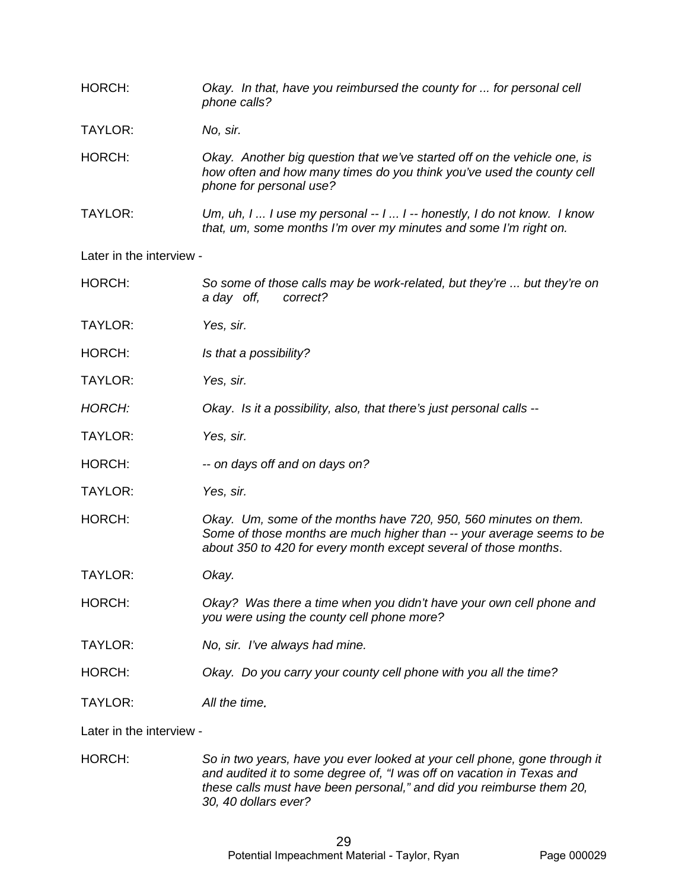HORCH: *Okay. In that, have you reimbursed the county for ... for personal cell phone calls?*

TAYLOR: *No, sir.*

HORCH: *Okay. Another big question that we've started off on the vehicle one, is how often and how many times do you think you've used the county cell phone for personal use?*

TAYLOR: *Um, uh, I ... I use my personal -- I ... I -- honestly, I do not know. I know that, um, some months I'm over my minutes and some I'm right on.*

Later in the interview -

HORCH: *So some of those calls may be work-related, but they're ... but they're on a day off, correct?*

TAYLOR: *Yes, sir.*

HORCH: *Is that a possibility?*

TAYLOR: *Yes, sir.*

*HORCH:* *Okay. Is it a possibility, also, that there's just personal calls --*

TAYLOR: *Yes, sir.*

HORCH: *-- on days off and on days on?*

TAYLOR: *Yes, sir.*

HORCH: *Okay. Um, some of the months have 720, 950, 560 minutes on them. Some of those months are much higher than -- your average seems to be about 350 to 420 for every month except several of those months.*

TAYLOR: *Okay.*

HORCH: *Okay? Was there a time when you didn't have your own cell phone and you were using the county cell phone more?*

TAYLOR: *No, sir. I've always had mine.*

HORCH: *Okay. Do you carry your county cell phone with you all the time?*

TAYLOR: *All the time.*

Later in the interview -

HORCH: *So in two years, have you ever looked at your cell phone, gone through it and audited it to some degree of, "I was off on vacation in Texas and these calls must have been personal," and did you reimburse them 20, 30, 40 dollars ever?*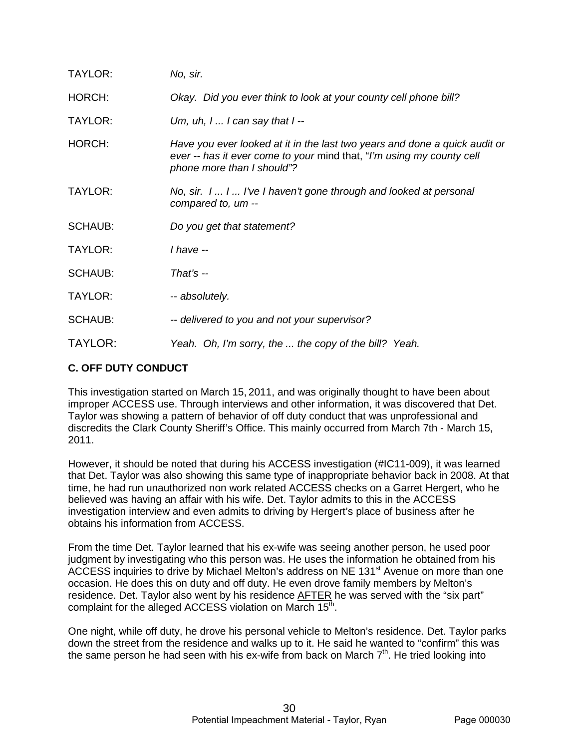TAYLOR: *No, sir.*

HORCH: *Okay. Did you ever think to look at your county cell phone bill?*

TAYLOR: *Um, uh, I ... I can say that I --*

HORCH: *Have you ever looked at it in the last two years and done a quick audit or ever -- has it ever come to your* mind that, "*I'm using my county cell phone more than I should"?*

TAYLOR: *No, sir. I ... I ... I've I haven't gone through and looked at personal compared to, um --*

SCHAUB: *Do you get that statement?*

TAYLOR: *I have --*

SCHAUB: *That's --*

TAYLOR: *-- absolutely.*

SCHAUB: *-- delivered to you and not your supervisor?*

TAYLOR: *Yeah. Oh, I'm sorry, the ... the copy of the bill? Yeah.*

**C. OFF DUTY CONDUCT**

This investigation started on March 15, 2011, and was originally thought to have been about improper ACCESS use. Through interviews and other information, it was discovered that Det. Taylor was showing a pattern of behavior of off duty conduct that was unprofessional and discredits the Clark County Sheriff's Office. This mainly occurred from March 7th - March 15, 2011.

However, it should be noted that during his ACCESS investigation (#IC11-009), it was learned that Det. Taylor was also showing this same type of inappropriate behavior back in 2008. At that time, he had run unauthorized non work related ACCESS checks on a Garret Hergert, who he believed was having an affair with his wife. Det. Taylor admits to this in the ACCESS investigation interview and even admits to driving by Hergert's place of business after he obtains his information from ACCESS.

From the time Det. Taylor learned that his ex-wife was seeing another person, he used poor judgment by investigating who this person was. He uses the information he obtained from his ACCESS inquiries to drive by Michael Melton's address on NE 131st Avenue on more than one occasion. He does this on duty and off duty. He even drove family members by Melton's residence. Det. Taylor also went by his residence AFTER he was served with the "six part" complaint for the alleged ACCESS violation on March 15th.

One night, while off duty, he drove his personal vehicle to Melton's residence. Det. Taylor parks down the street from the residence and walks up to it. He said he wanted to "confirm" this was the same person he had seen with his ex-wife from back on March 7th. He tried looking into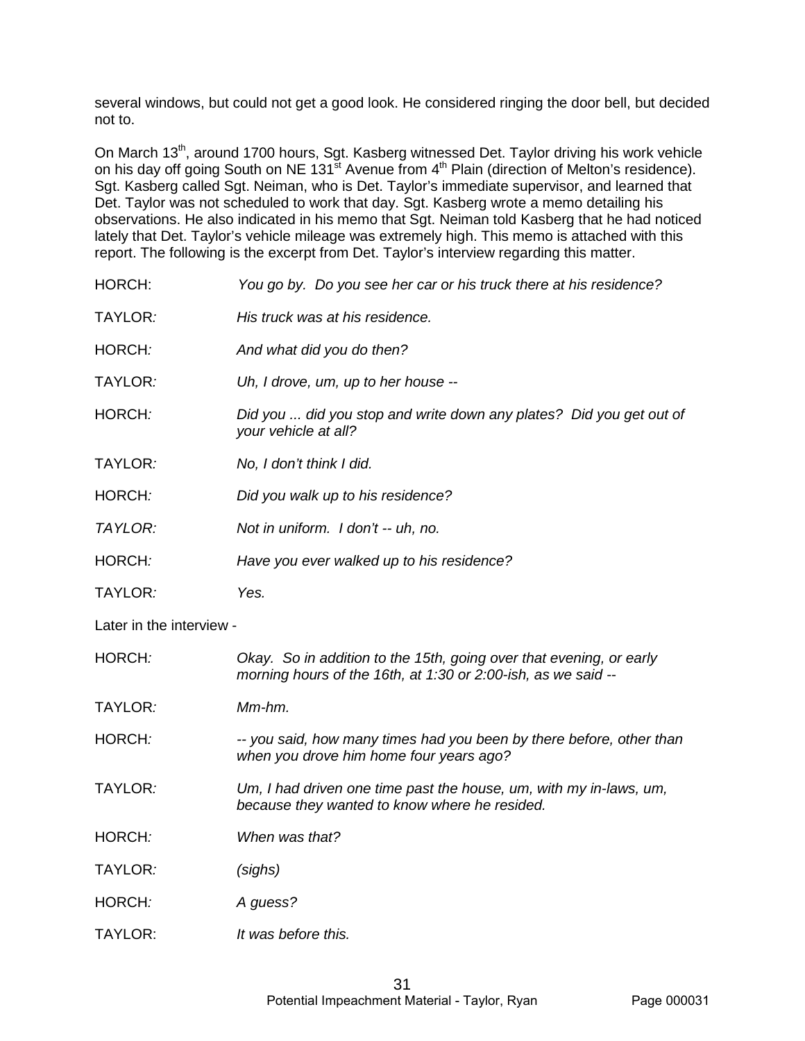several windows, but could not get a good look. He considered ringing the door bell, but decided not to.

On March 13th, around 1700 hours, Sgt. Kasberg witnessed Det. Taylor driving his work vehicle on his day off going South on NE 131st Avenue from 4th Plain (direction of Melton's residence). Sgt. Kasberg called Sgt. Neiman, who is Det. Taylor's immediate supervisor, and learned that Det. Taylor was not scheduled to work that day. Sgt. Kasberg wrote a memo detailing his observations. He also indicated in his memo that Sgt. Neiman told Kasberg that he had noticed lately that Det. Taylor's vehicle mileage was extremely high. This memo is attached with this report. The following is the excerpt from Det. Taylor's interview regarding this matter.

HORCH: *You go by. Do you see her car or his truck there at his residence?*

TAYLOR*:* *His truck was at his residence.*

HORCH*:* *And what did you do then?*

TAYLOR*:* *Uh, I drove, um, up to her house --*

HORCH*:* *Did you ... did you stop and write down any plates? Did you get out of your vehicle at all?*

TAYLOR*:* *No, I don't think I did.*

HORCH*:* *Did you walk up to his residence?*

*TAYLOR:* *Not in uniform. I don't -- uh, no.*

HORCH*:* *Have you ever walked up to his residence?*

TAYLOR*:* *Yes.*

Later in the interview -

HORCH*:* *Okay. So in addition to the 15th, going over that evening, or early morning hours of the 16th, at 1:30 or 2:00-ish, as we said --*

TAYLOR*:* *Mm-hm.*

HORCH*:* *-- you said, how many times had you been by there before, other than when you drove him home four years ago?*

TAYLOR*:* *Um, I had driven one time past the house, um, with my in-laws, um, because they wanted to know where he resided.*

HORCH*:* *When was that?*

TAYLOR*:* *(sighs)*

HORCH*:* *A guess?*

TAYLOR: *It was before this.*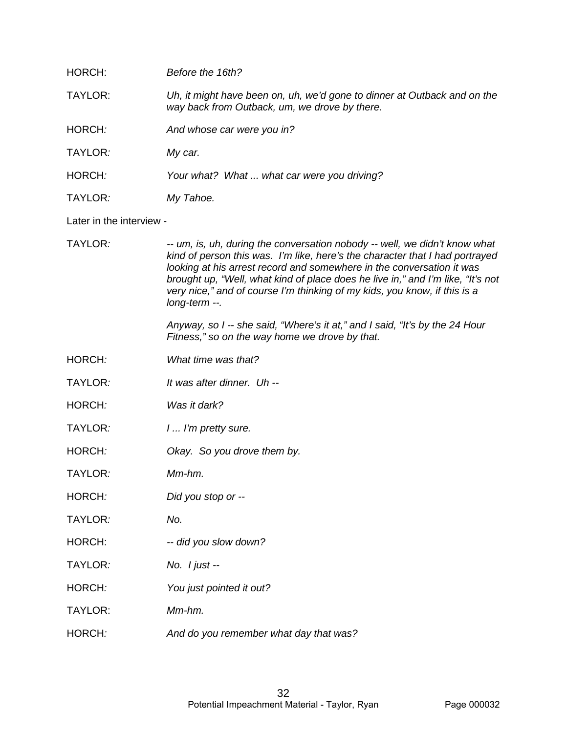HORCH: *Before the 16th?*

TAYLOR: *Uh, it might have been on, uh, we'd gone to dinner at Outback and on the way back from Outback, um, we drove by there.*

HORCH: *And whose car were you in?*

TAYLOR: *My car.*

HORCH: *Your what? What ... what car were you driving?*

TAYLOR: *My Tahoe.*

Later in the interview -

TAYLOR: *-- um, is, uh, during the conversation nobody -- well, we didn't know what kind of person this was. I'm like, here's the character that I had portrayed looking at his arrest record and somewhere in the conversation it was brought up, "Well, what kind of place does he live in," and I'm like, "It's not very nice," and of course I'm thinking of my kids, you know, if this is a long-term --.*

*Anyway, so I -- she said, "Where's it at," and I said, "It's by the 24 Hour Fitness," so on the way home we drove by that.*

HORCH: *What time was that?*

TAYLOR: *It was after dinner. Uh --*

HORCH: *Was it dark?*

TAYLOR: *I ... I'm pretty sure.*

HORCH: *Okay. So you drove them by.*

TAYLOR: *Mm-hm.*

HORCH: *Did you stop or --*

TAYLOR: *No.*

HORCH: *-- did you slow down?*

TAYLOR: *No. I just --*

HORCH: *You just pointed it out?*

TAYLOR: *Mm-hm.*

HORCH: *And do you remember what day that was?*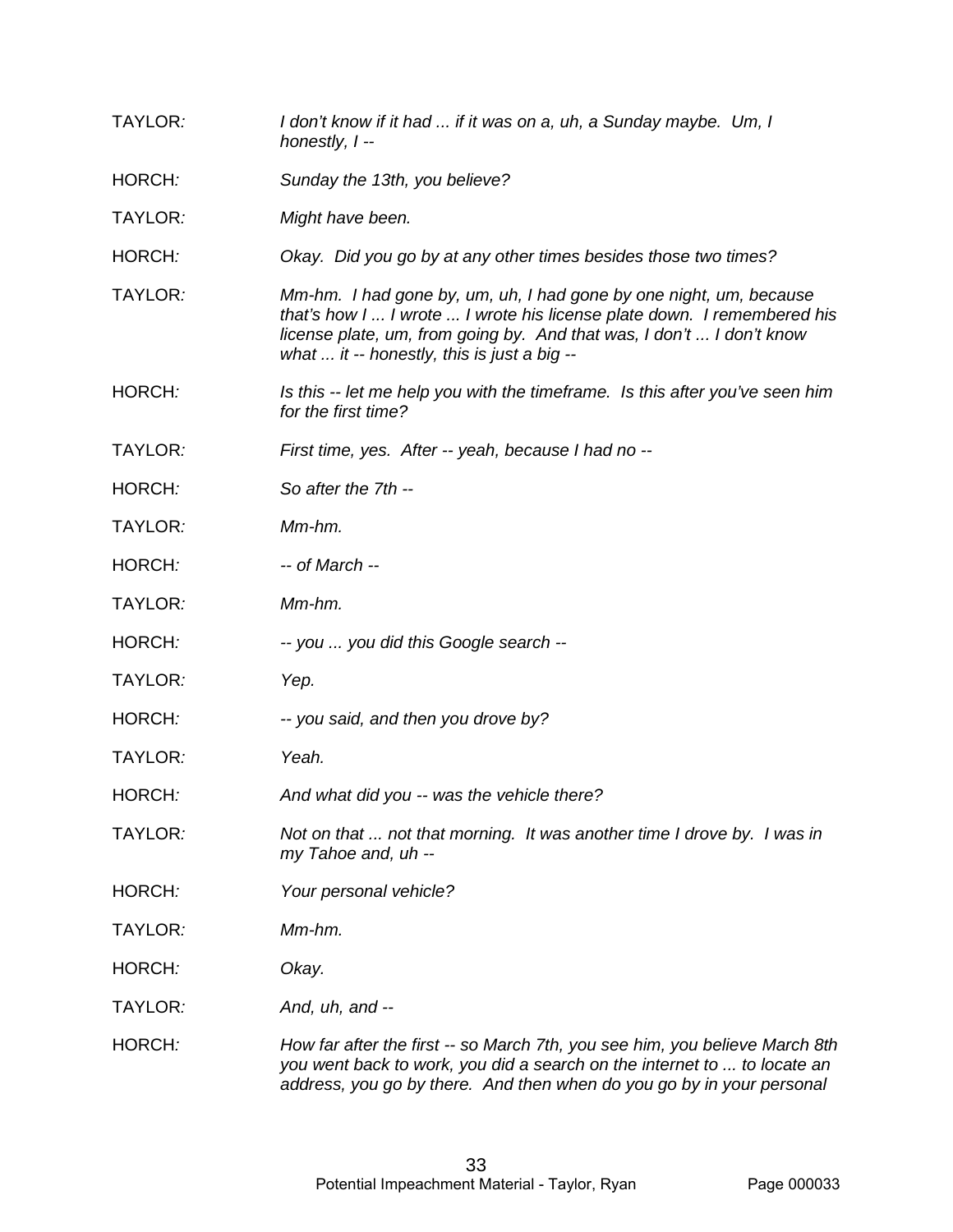TAYLOR: *I don't know if it had ... if it was on a, uh, a Sunday maybe. Um, I honestly, I --*

HORCH: *Sunday the 13th, you believe?*

TAYLOR: *Might have been.*

HORCH: *Okay. Did you go by at any other times besides those two times?*

TAYLOR: *Mm-hm. I had gone by, um, uh, I had gone by one night, um, because that's how I ... I wrote ... I wrote his license plate down. I remembered his license plate, um, from going by. And that was, I don't ... I don't know what ... it -- honestly, this is just a big --*

HORCH: *Is this -- let me help you with the timeframe. Is this after you've seen him for the first time?*

TAYLOR: *First time, yes. After -- yeah, because I had no --*

HORCH: *So after the 7th --*

TAYLOR: *Mm-hm.*

HORCH: *-- of March --*

TAYLOR: *Mm-hm.*

HORCH: *-- you ... you did this Google search --*

TAYLOR: *Yep.*

HORCH: *-- you said, and then you drove by?*

TAYLOR: *Yeah.*

HORCH: *And what did you -- was the vehicle there?*

TAYLOR: *Not on that ... not that morning. It was another time I drove by. I was in my Tahoe and, uh --*

HORCH: *Your personal vehicle?*

TAYLOR: *Mm-hm.*

HORCH: *Okay.*

TAYLOR: *And, uh, and --*

HORCH: *How far after the first -- so March 7th, you see him, you believe March 8th you went back to work, you did a search on the internet to ... to locate an address, you go by there. And then when do you go by in your personal*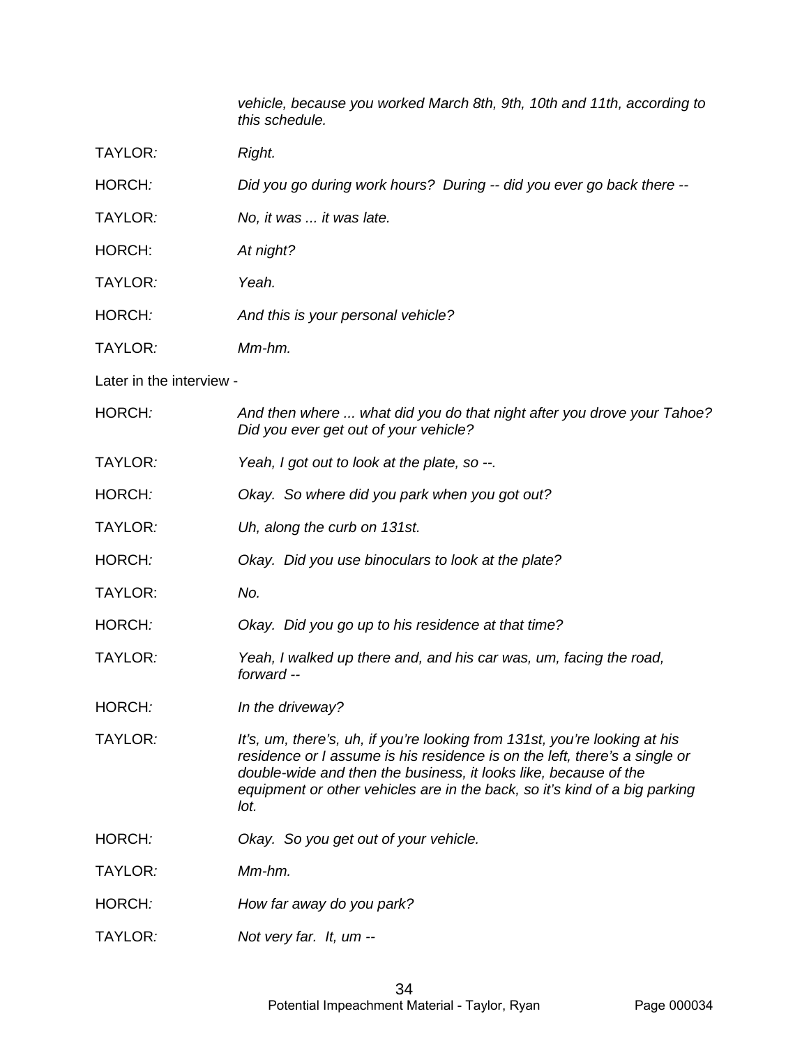*vehicle, because you worked March 8th, 9th, 10th and 11th, according to this schedule.*

TAYLOR: *Right.*

HORCH: *Did you go during work hours? During -- did you ever go back there --*

TAYLOR: *No, it was ... it was late.*

HORCH: *At night?*

TAYLOR: *Yeah.*

HORCH: *And this is your personal vehicle?*

TAYLOR: *Mm-hm.*

Later in the interview -

HORCH: *And then where ... what did you do that night after you drove your Tahoe? Did you ever get out of your vehicle?*

TAYLOR: *Yeah, I got out to look at the plate, so --.*

HORCH: *Okay. So where did you park when you got out?*

TAYLOR: *Uh, along the curb on 131st.*

HORCH: *Okay. Did you use binoculars to look at the plate?*

TAYLOR: *No.*

HORCH: *Okay. Did you go up to his residence at that time?*

TAYLOR: *Yeah, I walked up there and, and his car was, um, facing the road, forward --*

HORCH: *In the driveway?*

TAYLOR: *It's, um, there's, uh, if you're looking from 131st, you're looking at his residence or I assume is his residence is on the left, there's a single or double-wide and then the business, it looks like, because of the equipment or other vehicles are in the back, so it's kind of a big parking lot.*

HORCH: *Okay. So you get out of your vehicle.*

TAYLOR: *Mm-hm.*

HORCH: *How far away do you park?*

TAYLOR: *Not very far. It, um --*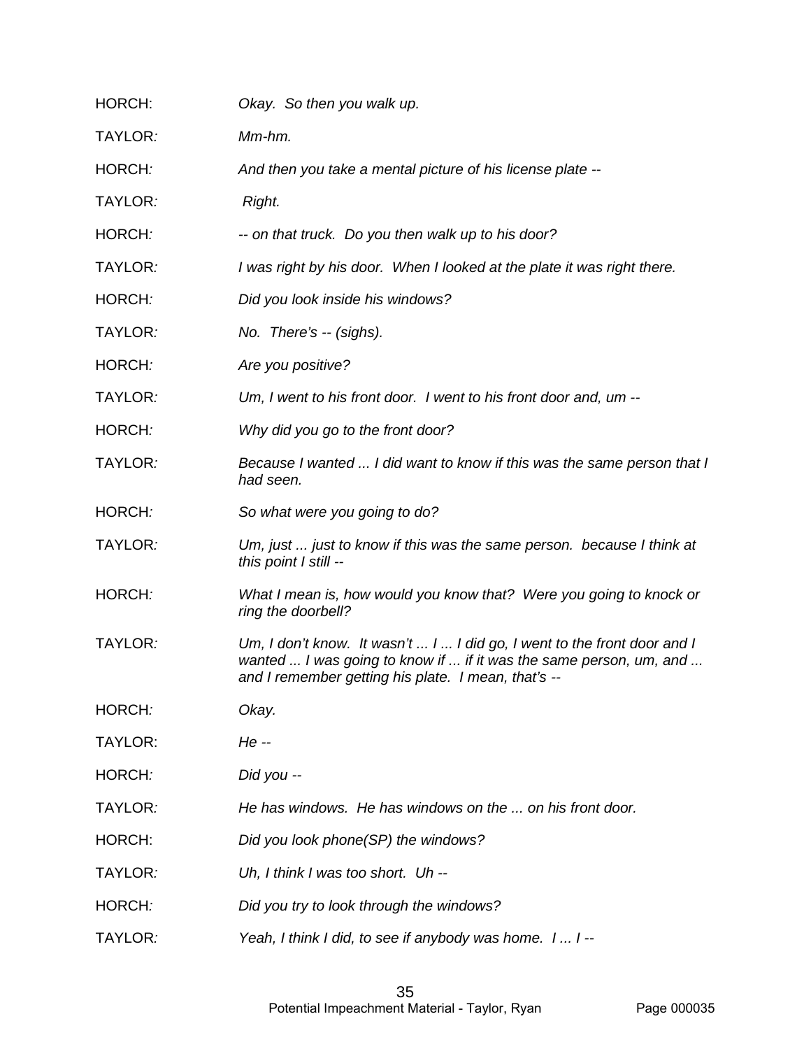HORCH: *Okay. So then you walk up.*

TAYLOR: *Mm-hm.*

HORCH: *And then you take a mental picture of his license plate --*

TAYLOR: *Right.*

HORCH: *-- on that truck. Do you then walk up to his door?*

TAYLOR: *I was right by his door. When I looked at the plate it was right there.*

HORCH: *Did you look inside his windows?*

TAYLOR: *No. There's -- (sighs).*

HORCH: *Are you positive?*

TAYLOR: *Um, I went to his front door. I went to his front door and, um --*

HORCH: *Why did you go to the front door?*

TAYLOR: *Because I wanted ... I did want to know if this was the same person that I had seen.*

HORCH: *So what were you going to do?*

TAYLOR: *Um, just ... just to know if this was the same person. because I think at this point I still --*

HORCH: *What I mean is, how would you know that? Were you going to knock or ring the doorbell?*

TAYLOR: *Um, I don't know. It wasn't ... I ... I did go, I went to the front door and I wanted ... I was going to know if ... if it was the same person, um, and ... and I remember getting his plate. I mean, that's --*

HORCH: *Okay.*

TAYLOR: *He --*

HORCH: *Did you --*

TAYLOR: *He has windows. He has windows on the ... on his front door.*

HORCH: *Did you look phone(SP) the windows?*

TAYLOR: *Uh, I think I was too short. Uh --*

HORCH: *Did you try to look through the windows?*

TAYLOR: *Yeah, I think I did, to see if anybody was home. I ... I --*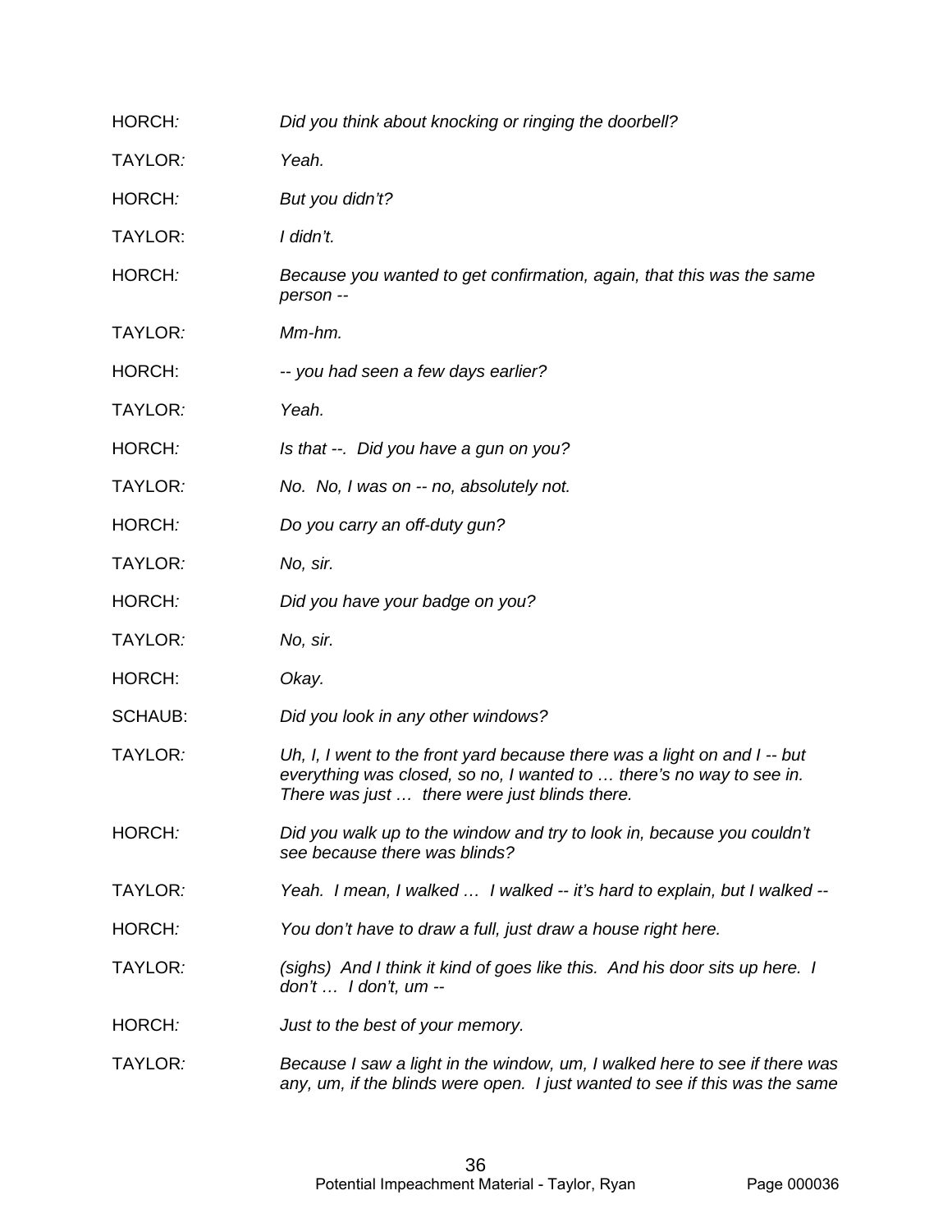HORCH: *Did you think about knocking or ringing the doorbell?*

TAYLOR: *Yeah.*

HORCH: *But you didn't?*

TAYLOR: *I didn't.*

HORCH: *Because you wanted to get confirmation, again, that this was the same person --*

TAYLOR: *Mm-hm.*

HORCH: *-- you had seen a few days earlier?*

TAYLOR: *Yeah.*

HORCH: *Is that --. Did you have a gun on you?*

TAYLOR: *No. No, I was on -- no, absolutely not.*

HORCH: *Do you carry an off-duty gun?*

TAYLOR: *No, sir.*

HORCH: *Did you have your badge on you?*

TAYLOR: *No, sir.*

HORCH: *Okay.*

SCHAUB: *Did you look in any other windows?*

TAYLOR: *Uh, I, I went to the front yard because there was a light on and I -- but everything was closed, so no, I wanted to … there's no way to see in. There was just … there were just blinds there.*

HORCH: *Did you walk up to the window and try to look in, because you couldn't see because there was blinds?*

TAYLOR: *Yeah. I mean, I walked … I walked -- it's hard to explain, but I walked --*

HORCH: *You don't have to draw a full, just draw a house right here.*

TAYLOR: *(sighs) And I think it kind of goes like this. And his door sits up here. I don't … I don't, um --*

HORCH: *Just to the best of your memory.*

TAYLOR: *Because I saw a light in the window, um, I walked here to see if there was any, um, if the blinds were open. I just wanted to see if this was the same*

Potential Impeachment Material - Taylor, Ryan Page 000036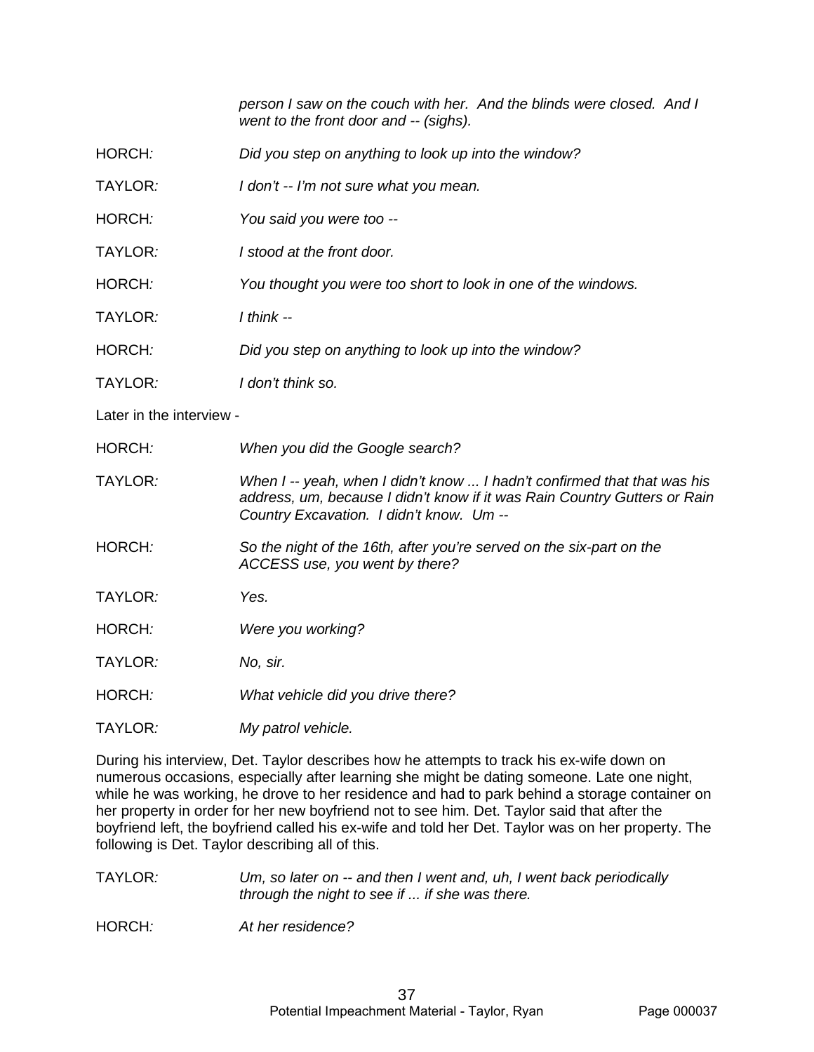*person I saw on the couch with her. And the blinds were closed. And I went to the front door and -- (sighs).*

HORCH: *Did you step on anything to look up into the window?*

TAYLOR: *I don't -- I'm not sure what you mean.*

HORCH: *You said you were too --*

TAYLOR: *I stood at the front door.*

HORCH: *You thought you were too short to look in one of the windows.*

TAYLOR: *I think --*

HORCH: *Did you step on anything to look up into the window?*

TAYLOR: *I don't think so.*

Later in the interview -

HORCH: *When you did the Google search?*

TAYLOR: *When I -- yeah, when I didn't know ... I hadn't confirmed that that was his address, um, because I didn't know if it was Rain Country Gutters or Rain Country Excavation. I didn't know. Um --*

HORCH: *So the night of the 16th, after you're served on the six-part on the ACCESS use, you went by there?*

TAYLOR: *Yes.*

HORCH: *Were you working?*

TAYLOR: *No, sir.*

HORCH: *What vehicle did you drive there?*

TAYLOR: *My patrol vehicle.*

During his interview, Det. Taylor describes how he attempts to track his ex-wife down on numerous occasions, especially after learning she might be dating someone. Late one night, while he was working, he drove to her residence and had to park behind a storage container on her property in order for her new boyfriend not to see him. Det. Taylor said that after the boyfriend left, the boyfriend called his ex-wife and told her Det. Taylor was on her property. The following is Det. Taylor describing all of this.

TAYLOR: *Um, so later on -- and then I went and, uh, I went back periodically through the night to see if ... if she was there.*

HORCH: *At her residence?*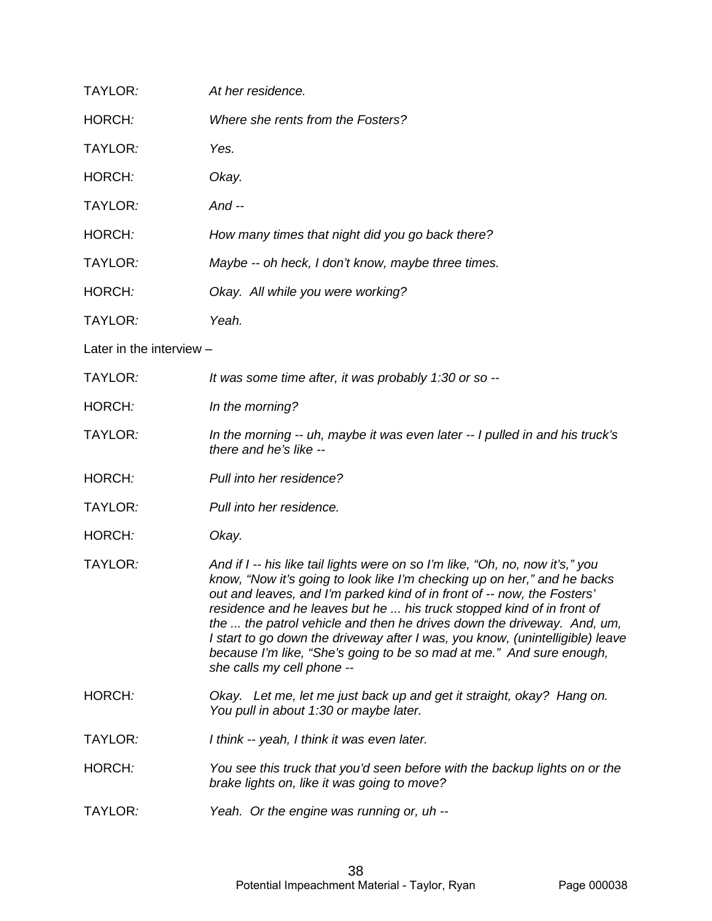TAYLOR*:* *At her residence.*

HORCH*:* *Where she rents from the Fosters?*

TAYLOR*:* *Yes.*

HORCH*:* *Okay.*

TAYLOR*:* *And --*

HORCH*:* *How many times that night did you go back there?*

TAYLOR*:* *Maybe -- oh heck, I don't know, maybe three times.*

HORCH*:* *Okay. All while you were working?*

TAYLOR*:* *Yeah.*

Later in the interview –

TAYLOR*:* *It was some time after, it was probably 1:30 or so --*

HORCH*:* *In the morning?*

TAYLOR*:* *In the morning -- uh, maybe it was even later -- I pulled in and his truck's there and he's like --*

HORCH*:* *Pull into her residence?*

TAYLOR*:* *Pull into her residence.*

HORCH*:* *Okay.*

TAYLOR*:* *And if I -- his like tail lights were on so I'm like, "Oh, no, now it's," you know, "Now it's going to look like I'm checking up on her," and he backs out and leaves, and I'm parked kind of in front of -- now, the Fosters' residence and he leaves but he ... his truck stopped kind of in front of the ... the patrol vehicle and then he drives down the driveway. And, um, I start to go down the driveway after I was, you know, (unintelligible) leave because I'm like, "She's going to be so mad at me." And sure enough, she calls my cell phone --*

HORCH*:* *Okay. Let me, let me just back up and get it straight, okay? Hang on. You pull in about 1:30 or maybe later.*

TAYLOR*:* *I think -- yeah, I think it was even later.*

HORCH*:* *You see this truck that you'd seen before with the backup lights on or the brake lights on, like it was going to move?*

TAYLOR*:* *Yeah. Or the engine was running or, uh --*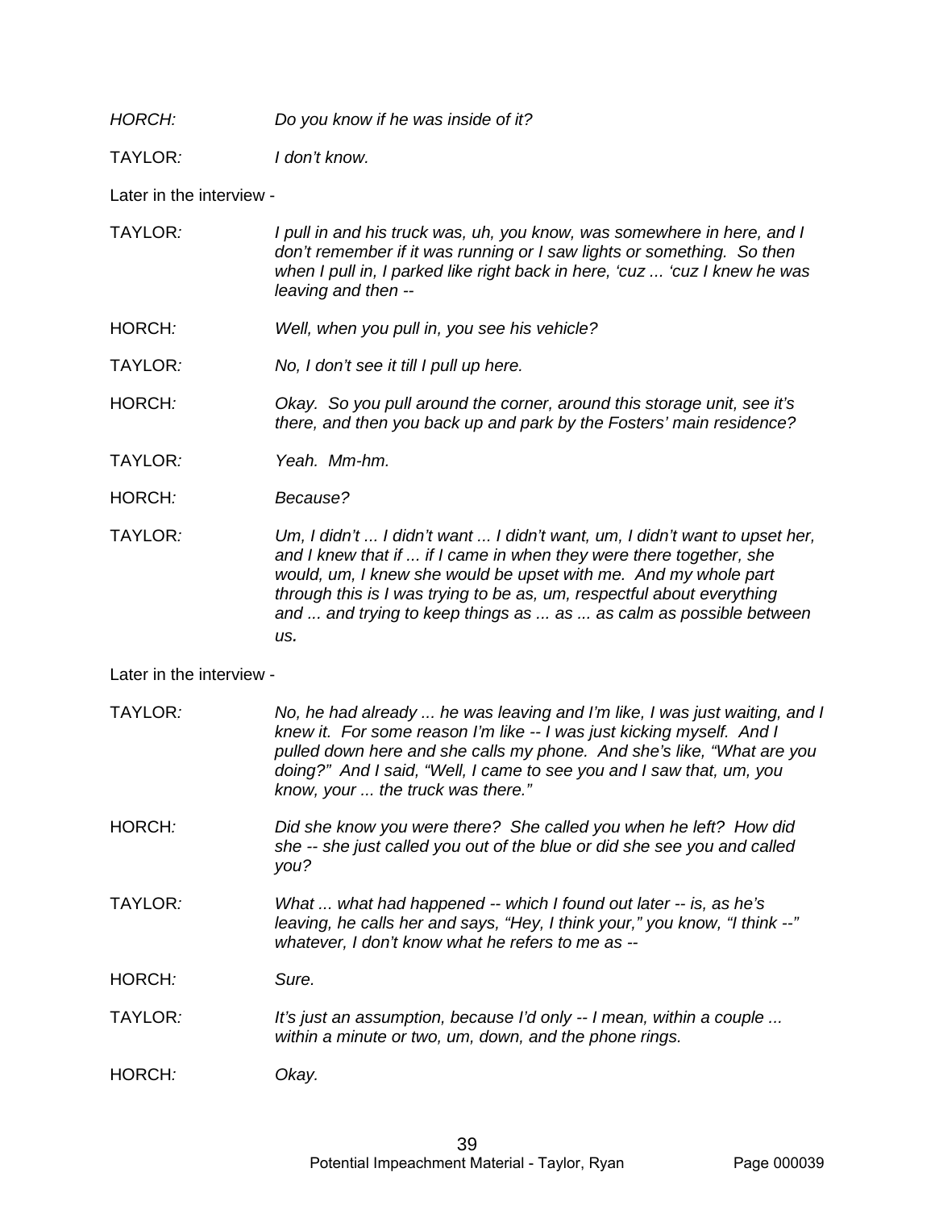*HORCH:* *Do you know if he was inside of it?*

TAYLOR*:* *I don't know.*

Later in the interview -

TAYLOR*:* *I pull in and his truck was, uh, you know, was somewhere in here, and I don't remember if it was running or I saw lights or something. So then when I pull in, I parked like right back in here, 'cuz ... 'cuz I knew he was leaving and then --*

HORCH*:* *Well, when you pull in, you see his vehicle?*

TAYLOR*:* *No, I don't see it till I pull up here.*

HORCH*:* *Okay. So you pull around the corner, around this storage unit, see it's there, and then you back up and park by the Fosters' main residence?*

TAYLOR*:* *Yeah. Mm-hm.*

HORCH*:* *Because?*

TAYLOR*:* *Um, I didn't ... I didn't want ... I didn't want, um, I didn't want to upset her, and I knew that if ... if I came in when they were there together, she would, um, I knew she would be upset with me. And my whole part through this is I was trying to be as, um, respectful about everything and ... and trying to keep things as ... as ... as calm as possible between us.*

Later in the interview -

TAYLOR*:* *No, he had already ... he was leaving and I'm like, I was just waiting, and I knew it. For some reason I'm like -- I was just kicking myself. And I pulled down here and she calls my phone. And she's like, "What are you doing?" And I said, "Well, I came to see you and I saw that, um, you know, your ... the truck was there."*

HORCH*:* *Did she know you were there? She called you when he left? How did she -- she just called you out of the blue or did she see you and called you?*

TAYLOR*:* *What ... what had happened -- which I found out later -- is, as he's leaving, he calls her and says, "Hey, I think your," you know, "I think --" whatever, I don't know what he refers to me as --*

HORCH*:* *Sure.*

TAYLOR*:* *It's just an assumption, because I'd only -- I mean, within a couple ... within a minute or two, um, down, and the phone rings.*

HORCH*:* *Okay.*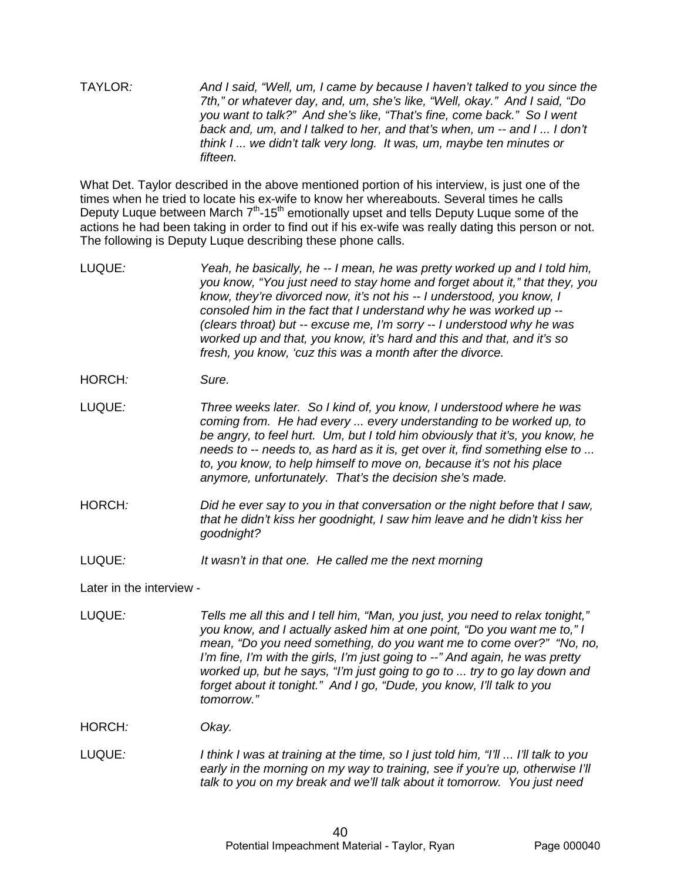TAYLOR*:* *And I said, "Well, um, I came by because I haven't talked to you since the 7th," or whatever day, and, um, she's like, "Well, okay." And I said, "Do you want to talk?" And she's like, "That's fine, come back." So I went back and, um, and I talked to her, and that's when, um -- and I ... I don't think I ... we didn't talk very long. It was, um, maybe ten minutes or fifteen.*

What Det. Taylor described in the above mentioned portion of his interview, is just one of the times when he tried to locate his ex-wife to know her whereabouts. Several times he calls Deputy Luque between March 7th-15th emotionally upset and tells Deputy Luque some of the actions he had been taking in order to find out if his ex-wife was really dating this person or not. The following is Deputy Luque describing these phone calls.

LUQUE*:* *Yeah, he basically, he -- I mean, he was pretty worked up and I told him, you know, "You just need to stay home and forget about it," that they, you know, they're divorced now, it's not his -- I understood, you know, I consoled him in the fact that I understand why he was worked up -- (clears throat) but -- excuse me, I'm sorry -- I understood why he was worked up and that, you know, it's hard and this and that, and it's so fresh, you know, 'cuz this was a month after the divorce.*

HORCH*:* *Sure.*

LUQUE*:* *Three weeks later. So I kind of, you know, I understood where he was coming from. He had every ... every understanding to be worked up, to be angry, to feel hurt. Um, but I told him obviously that it's, you know, he needs to -- needs to, as hard as it is, get over it, find something else to ... to, you know, to help himself to move on, because it's not his place anymore, unfortunately. That's the decision she's made.*

HORCH*:* *Did he ever say to you in that conversation or the night before that I saw, that he didn't kiss her goodnight, I saw him leave and he didn't kiss her goodnight?*

LUQUE*:* *It wasn't in that one. He called me the next morning*

Later in the interview -

LUQUE*:* *Tells me all this and I tell him, "Man, you just, you need to relax tonight," you know, and I actually asked him at one point, "Do you want me to," I mean, "Do you need something, do you want me to come over?" "No, no, I'm fine, I'm with the girls, I'm just going to --" And again, he was pretty worked up, but he says, "I'm just going to go to ... try to go lay down and forget about it tonight." And I go, "Dude, you know, I'll talk to you tomorrow."*

HORCH*:* *Okay.*

LUQUE*:* *I think I was at training at the time, so I just told him, "I'll ... I'll talk to you early in the morning on my way to training, see if you're up, otherwise I'll talk to you on my break and we'll talk about it tomorrow. You just need*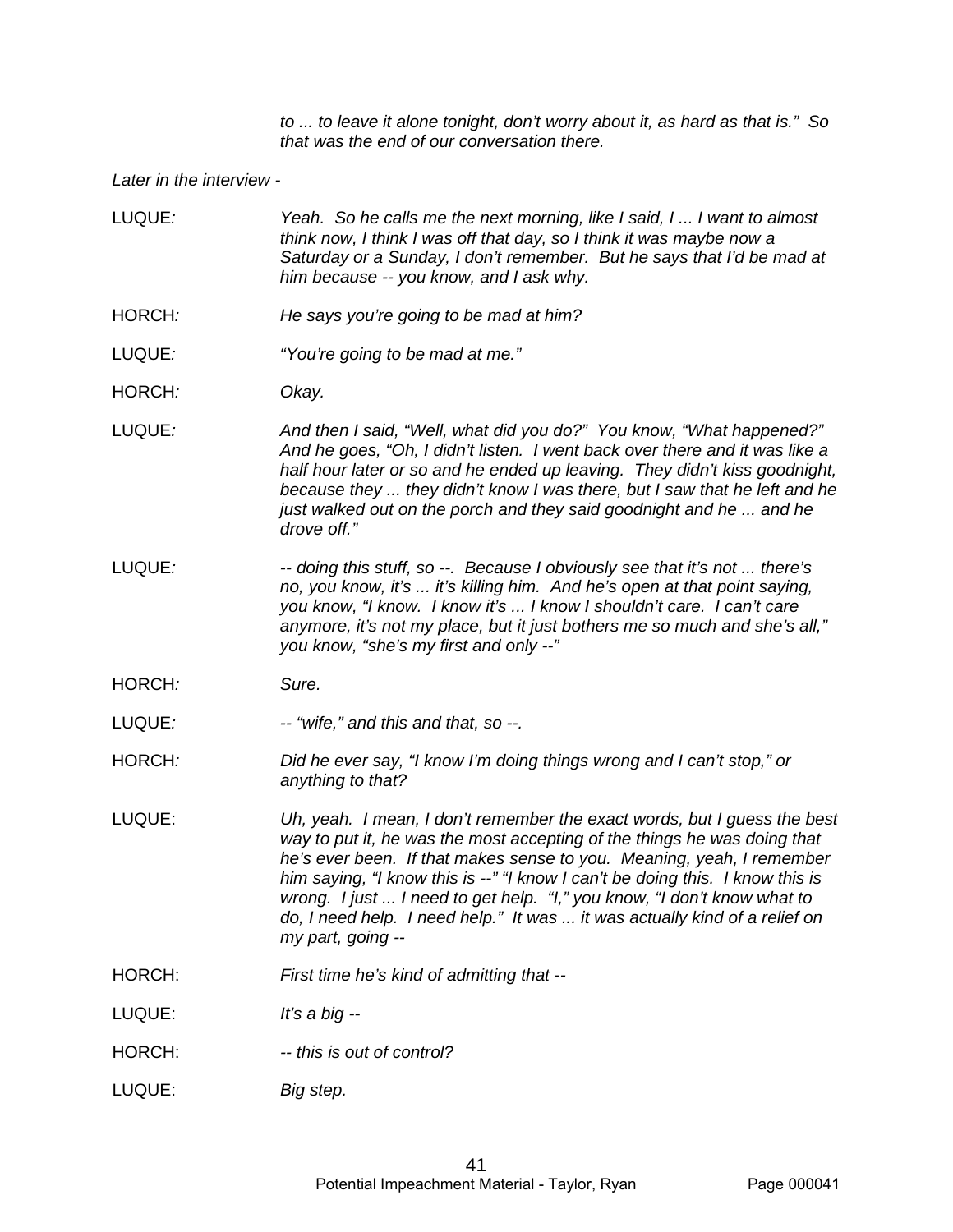*to ... to leave it alone tonight, don't worry about it, as hard as that is." So that was the end of our conversation there.*

*Later in the interview -*

LUQUE: *Yeah. So he calls me the next morning, like I said, I ... I want to almost think now, I think I was off that day, so I think it was maybe now a Saturday or a Sunday, I don't remember. But he says that I'd be mad at him because -- you know, and I ask why.*

HORCH: *He says you're going to be mad at him?*

LUQUE: *"You're going to be mad at me."*

HORCH: *Okay.*

LUQUE: *And then I said, "Well, what did you do?" You know, "What happened?" And he goes, "Oh, I didn't listen. I went back over there and it was like a half hour later or so and he ended up leaving. They didn't kiss goodnight, because they ... they didn't know I was there, but I saw that he left and he just walked out on the porch and they said goodnight and he ... and he drove off."*

LUQUE: *-- doing this stuff, so --. Because I obviously see that it's not ... there's no, you know, it's ... it's killing him. And he's open at that point saying, you know, "I know. I know it's ... I know I shouldn't care. I can't care anymore, it's not my place, but it just bothers me so much and she's all," you know, "she's my first and only --"*

HORCH: *Sure.*

LUQUE: *-- "wife," and this and that, so --.*

HORCH: *Did he ever say, "I know I'm doing things wrong and I can't stop," or anything to that?*

LUQUE: *Uh, yeah. I mean, I don't remember the exact words, but I guess the best way to put it, he was the most accepting of the things he was doing that he's ever been. If that makes sense to you. Meaning, yeah, I remember him saying, "I know this is --" "I know I can't be doing this. I know this is wrong. I just ... I need to get help. "I," you know, "I don't know what to do, I need help. I need help." It was ... it was actually kind of a relief on my part, going --*

HORCH: *First time he's kind of admitting that --*

LUQUE: *It's a big --*

HORCH: *-- this is out of control?*

LUQUE: *Big step.*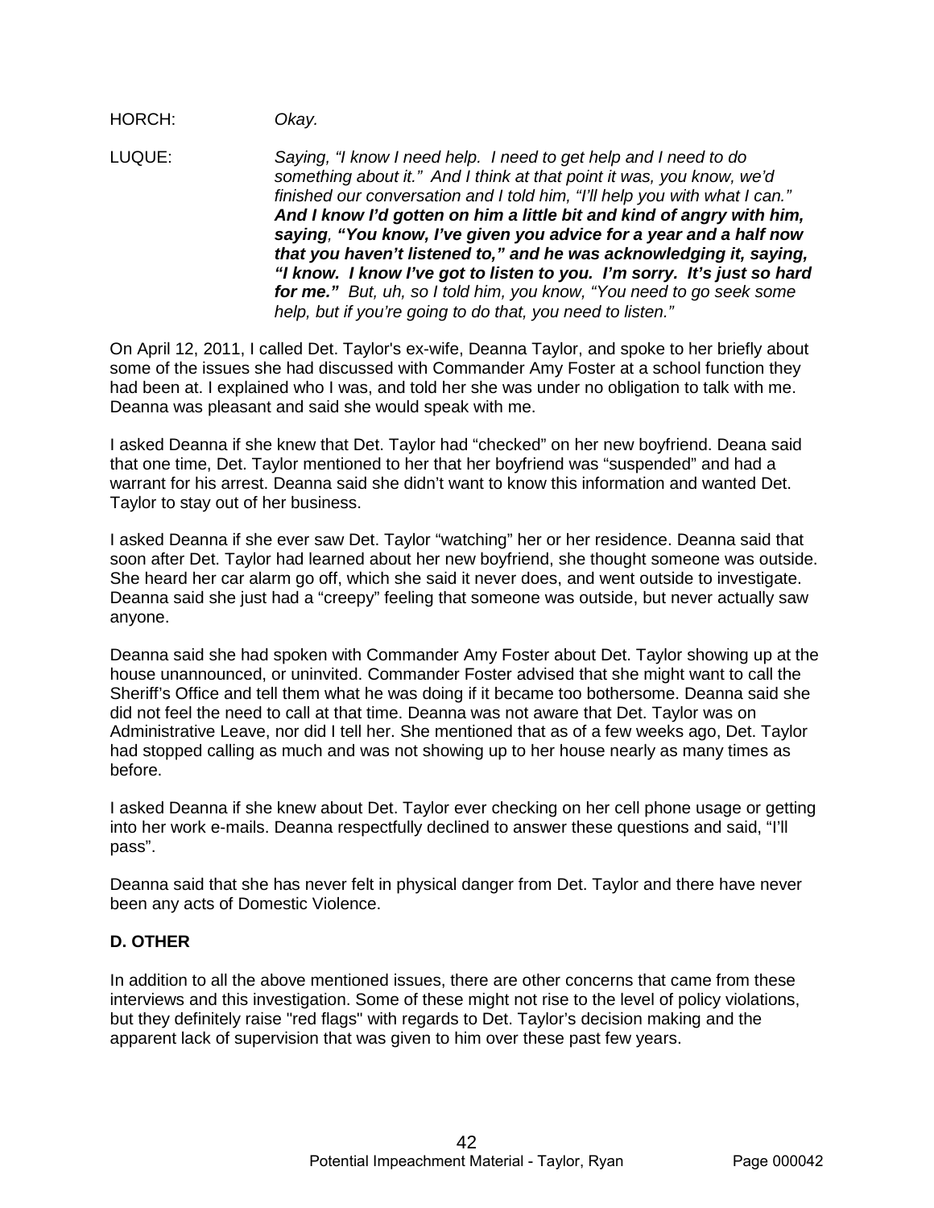HORCH: *Okay.*

LUQUE: *Saying, "I know I need help. I need to get help and I need to do something about it." And I think at that point it was, you know, we'd finished our conversation and I told him, "I'll help you with what I can."* ***And I know I'd gotten on him a little bit and kind of angry with him, saying, "You know, I've given you advice for a year and a half now that you haven't listened to," and he was acknowledging it, saying, "I know. I know I've got to listen to you. I'm sorry. It's just so hard for me."*** *But, uh, so I told him, you know, "You need to go seek some help, but if you're going to do that, you need to listen."*

On April 12, 2011, I called Det. Taylor's ex-wife, Deanna Taylor, and spoke to her briefly about some of the issues she had discussed with Commander Amy Foster at a school function they had been at. I explained who I was, and told her she was under no obligation to talk with me. Deanna was pleasant and said she would speak with me.

I asked Deanna if she knew that Det. Taylor had "checked" on her new boyfriend. Deana said that one time, Det. Taylor mentioned to her that her boyfriend was "suspended" and had a warrant for his arrest. Deanna said she didn't want to know this information and wanted Det. Taylor to stay out of her business.

I asked Deanna if she ever saw Det. Taylor "watching" her or her residence. Deanna said that soon after Det. Taylor had learned about her new boyfriend, she thought someone was outside. She heard her car alarm go off, which she said it never does, and went outside to investigate. Deanna said she just had a "creepy" feeling that someone was outside, but never actually saw anyone.

Deanna said she had spoken with Commander Amy Foster about Det. Taylor showing up at the house unannounced, or uninvited. Commander Foster advised that she might want to call the Sheriff's Office and tell them what he was doing if it became too bothersome. Deanna said she did not feel the need to call at that time. Deanna was not aware that Det. Taylor was on Administrative Leave, nor did I tell her. She mentioned that as of a few weeks ago, Det. Taylor had stopped calling as much and was not showing up to her house nearly as many times as before.

I asked Deanna if she knew about Det. Taylor ever checking on her cell phone usage or getting into her work e-mails. Deanna respectfully declined to answer these questions and said, "I'll pass".

Deanna said that she has never felt in physical danger from Det. Taylor and there have never been any acts of Domestic Violence.

**D. OTHER**

In addition to all the above mentioned issues, there are other concerns that came from these interviews and this investigation. Some of these might not rise to the level of policy violations, but they definitely raise "red flags" with regards to Det. Taylor's decision making and the apparent lack of supervision that was given to him over these past few years.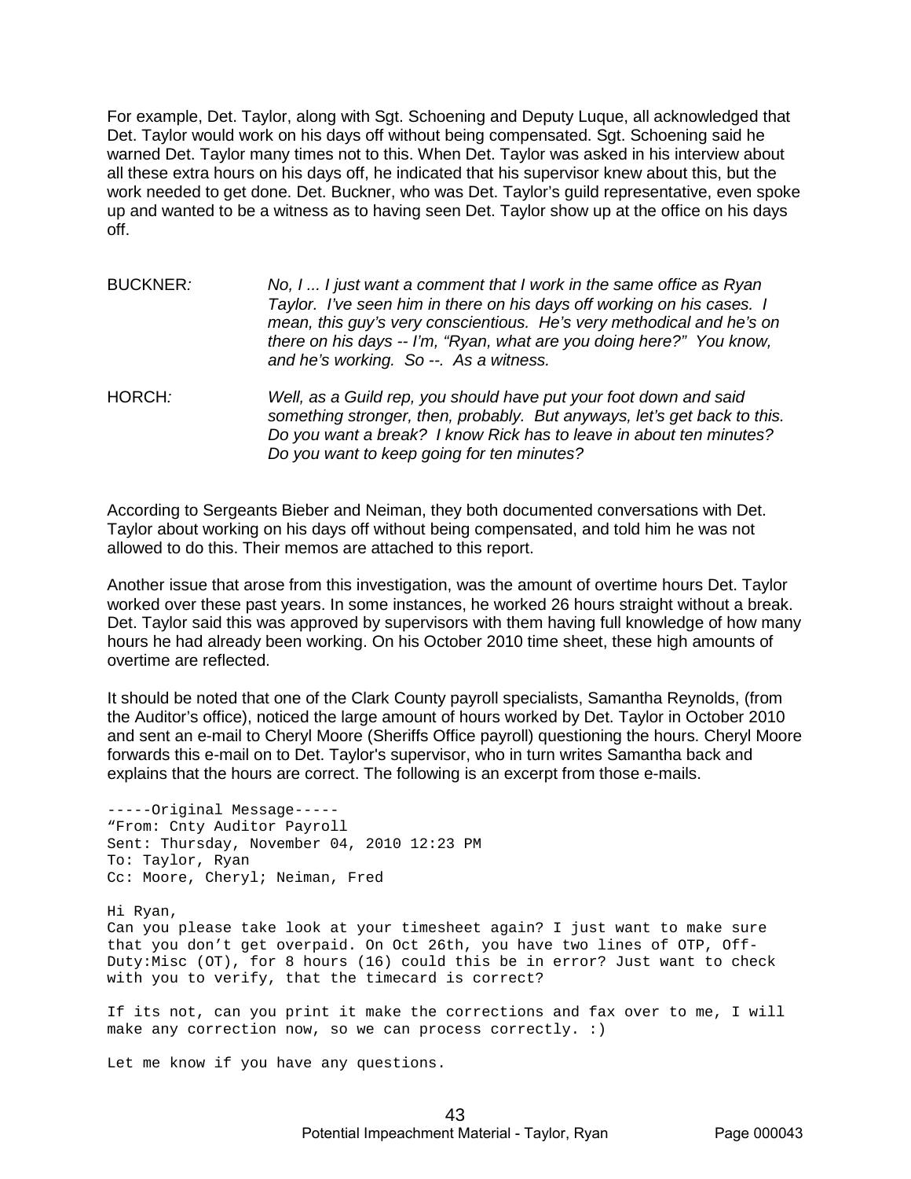For example, Det. Taylor, along with Sgt. Schoening and Deputy Luque, all acknowledged that Det. Taylor would work on his days off without being compensated. Sgt. Schoening said he warned Det. Taylor many times not to this. When Det. Taylor was asked in his interview about all these extra hours on his days off, he indicated that his supervisor knew about this, but the work needed to get done. Det. Buckner, who was Det. Taylor's guild representative, even spoke up and wanted to be a witness as to having seen Det. Taylor show up at the office on his days off.

BUCKNER*:* *No, I ... I just want a comment that I work in the same office as Ryan Taylor. I've seen him in there on his days off working on his cases. I mean, this guy's very conscientious. He's very methodical and he's on there on his days -- I'm, "Ryan, what are you doing here?" You know, and he's working. So --. As a witness.*

HORCH*:* *Well, as a Guild rep, you should have put your foot down and said something stronger, then, probably. But anyways, let's get back to this. Do you want a break? I know Rick has to leave in about ten minutes? Do you want to keep going for ten minutes?*

According to Sergeants Bieber and Neiman, they both documented conversations with Det. Taylor about working on his days off without being compensated, and told him he was not allowed to do this. Their memos are attached to this report.

Another issue that arose from this investigation, was the amount of overtime hours Det. Taylor worked over these past years. In some instances, he worked 26 hours straight without a break. Det. Taylor said this was approved by supervisors with them having full knowledge of how many hours he had already been working. On his October 2010 time sheet, these high amounts of overtime are reflected.

It should be noted that one of the Clark County payroll specialists, Samantha Reynolds, (from the Auditor's office), noticed the large amount of hours worked by Det. Taylor in October 2010 and sent an e-mail to Cheryl Moore (Sheriffs Office payroll) questioning the hours. Cheryl Moore forwards this e-mail on to Det. Taylor's supervisor, who in turn writes Samantha back and explains that the hours are correct. The following is an excerpt from those e-mails.

```
-----Original Message-----
"From: Cnty Auditor Payroll
Sent: Thursday, November 04, 2010 12:23 PM
To: Taylor, Ryan
Cc: Moore, Cheryl; Neiman, Fred

Hi Ryan,
Can you please take look at your timesheet again? I just want to make sure
that you don't get overpaid. On Oct 26th, you have two lines of OTP, Off-
Duty:Misc (OT), for 8 hours (16) could this be in error? Just want to check
with you to verify, that the timecard is correct?

If its not, can you print it make the corrections and fax over to me, I will
make any correction now, so we can process correctly. :)

Let me know if you have any questions.
```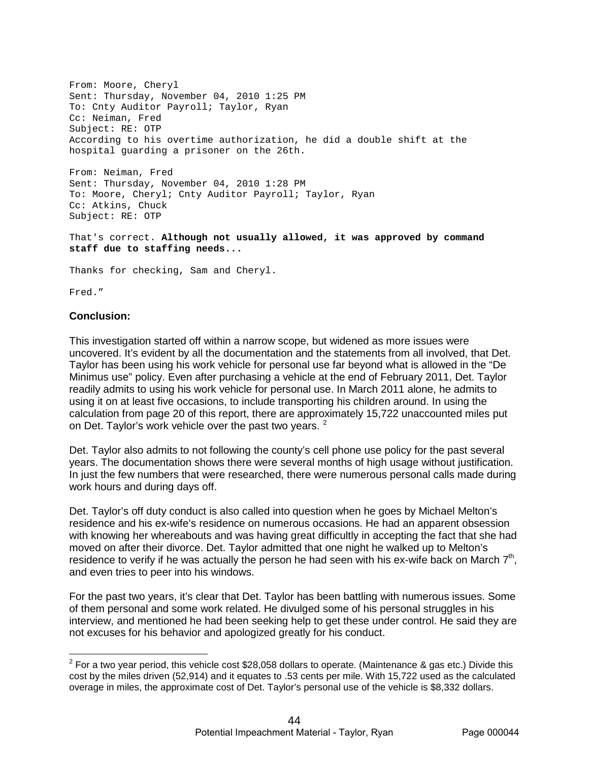```
From: Moore, Cheryl
Sent: Thursday, November 04, 2010 1:25 PM
To: Cnty Auditor Payroll; Taylor, Ryan
Cc: Neiman, Fred
Subject: RE: OTP
According to his overtime authorization, he did a double shift at the
hospital guarding a prisoner on the 26th.

From: Neiman, Fred
Sent: Thursday, November 04, 2010 1:28 PM
To: Moore, Cheryl; Cnty Auditor Payroll; Taylor, Ryan
Cc: Atkins, Chuck
Subject: RE: OTP
```

That's correct. **Although not usually allowed, it was approved by command staff due to staffing needs...**

Thanks for checking, Sam and Cheryl.

Fred."

### Conclusion:

This investigation started off within a narrow scope, but widened as more issues were uncovered. It's evident by all the documentation and the statements from all involved, that Det. Taylor has been using his work vehicle for personal use far beyond what is allowed in the "De Minimus use" policy. Even after purchasing a vehicle at the end of February 2011, Det. Taylor readily admits to using his work vehicle for personal use. In March 2011 alone, he admits to using it on at least five occasions, to include transporting his children around. In using the calculation from page 20 of this report, there are approximately 15,722 unaccounted miles put on Det. Taylor's work vehicle over the past two years. [2]

Det. Taylor also admits to not following the county's cell phone use policy for the past several years. The documentation shows there were several months of high usage without justification. In just the few numbers that were researched, there were numerous personal calls made during work hours and during days off.

Det. Taylor's off duty conduct is also called into question when he goes by Michael Melton's residence and his ex-wife's residence on numerous occasions. He had an apparent obsession with knowing her whereabouts and was having great difficultly in accepting the fact that she had moved on after their divorce. Det. Taylor admitted that one night he walked up to Melton's residence to verify if he was actually the person he had seen with his ex-wife back on March 7th, and even tries to peer into his windows.

For the past two years, it's clear that Det. Taylor has been battling with numerous issues. Some of them personal and some work related. He divulged some of his personal struggles in his interview, and mentioned he had been seeking help to get these under control. He said they are not excuses for his behavior and apologized greatly for his conduct.

[2] For a two year period, this vehicle cost $28,058 dollars to operate. (Maintenance & gas etc.) Divide this cost by the miles driven (52,914) and it equates to .53 cents per mile. With 15,722 used as the calculated overage in miles, the approximate cost of Det. Taylor's personal use of the vehicle is $8,332 dollars.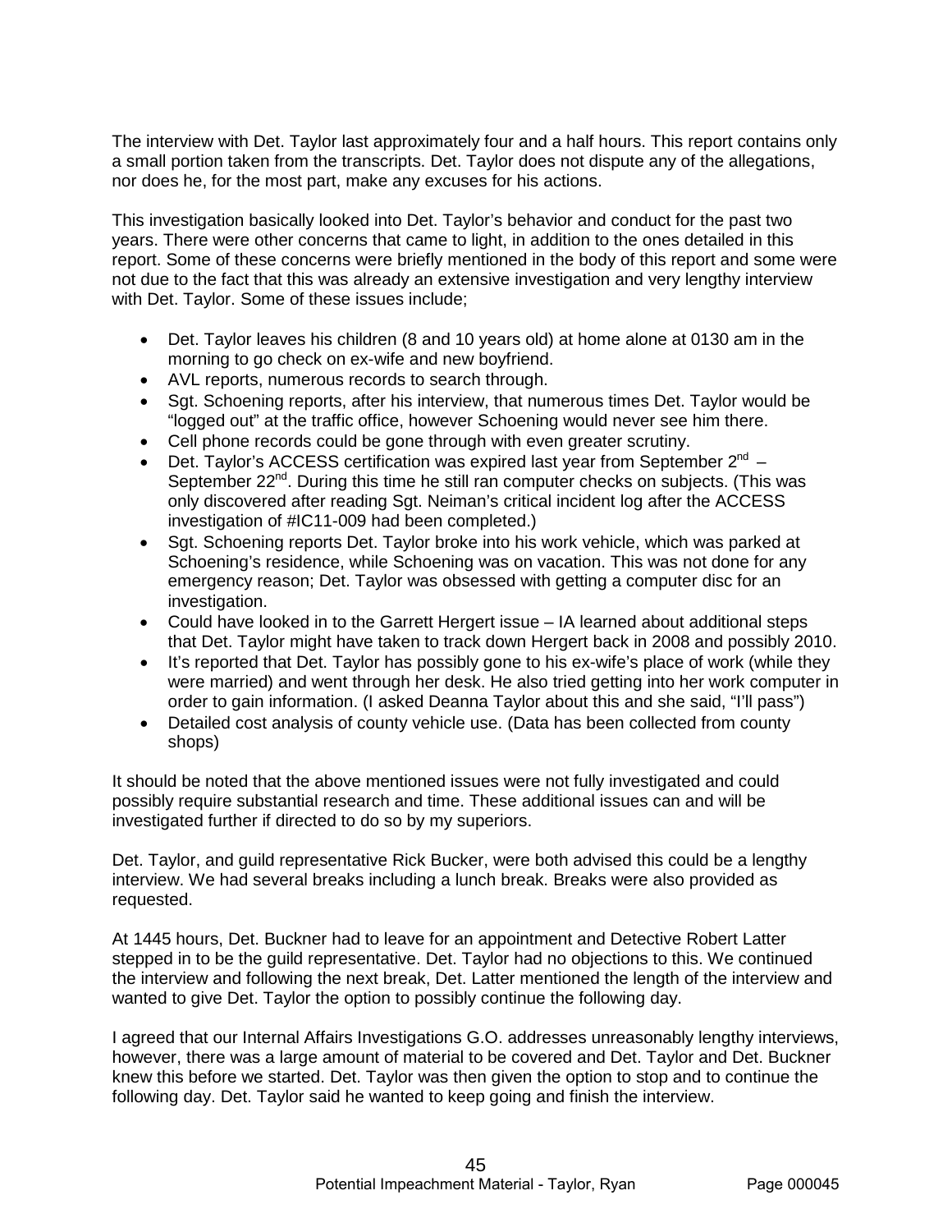The interview with Det. Taylor last approximately four and a half hours. This report contains only a small portion taken from the transcripts. Det. Taylor does not dispute any of the allegations, nor does he, for the most part, make any excuses for his actions.

This investigation basically looked into Det. Taylor's behavior and conduct for the past two years. There were other concerns that came to light, in addition to the ones detailed in this report. Some of these concerns were briefly mentioned in the body of this report and some were not due to the fact that this was already an extensive investigation and very lengthy interview with Det. Taylor. Some of these issues include;

- Det. Taylor leaves his children (8 and 10 years old) at home alone at 0130 am in the morning to go check on ex-wife and new boyfriend.
- AVL reports, numerous records to search through.
- Sgt. Schoening reports, after his interview, that numerous times Det. Taylor would be "logged out" at the traffic office, however Schoening would never see him there.
- Cell phone records could be gone through with even greater scrutiny.
- Det. Taylor's ACCESS certification was expired last year from September 2nd – September 22nd. During this time he still ran computer checks on subjects. (This was only discovered after reading Sgt. Neiman's critical incident log after the ACCESS investigation of #IC11-009 had been completed.)
- Sgt. Schoening reports Det. Taylor broke into his work vehicle, which was parked at Schoening's residence, while Schoening was on vacation. This was not done for any emergency reason; Det. Taylor was obsessed with getting a computer disc for an investigation.
- Could have looked in to the Garrett Hergert issue – IA learned about additional steps that Det. Taylor might have taken to track down Hergert back in 2008 and possibly 2010.
- It's reported that Det. Taylor has possibly gone to his ex-wife's place of work (while they were married) and went through her desk. He also tried getting into her work computer in order to gain information. (I asked Deanna Taylor about this and she said, "I'll pass")
- Detailed cost analysis of county vehicle use. (Data has been collected from county shops)

It should be noted that the above mentioned issues were not fully investigated and could possibly require substantial research and time. These additional issues can and will be investigated further if directed to do so by my superiors.

Det. Taylor, and guild representative Rick Bucker, were both advised this could be a lengthy interview. We had several breaks including a lunch break. Breaks were also provided as requested.

At 1445 hours, Det. Buckner had to leave for an appointment and Detective Robert Latter stepped in to be the guild representative. Det. Taylor had no objections to this. We continued the interview and following the next break, Det. Latter mentioned the length of the interview and wanted to give Det. Taylor the option to possibly continue the following day.

I agreed that our Internal Affairs Investigations G.O. addresses unreasonably lengthy interviews, however, there was a large amount of material to be covered and Det. Taylor and Det. Buckner knew this before we started. Det. Taylor was then given the option to stop and to continue the following day. Det. Taylor said he wanted to keep going and finish the interview.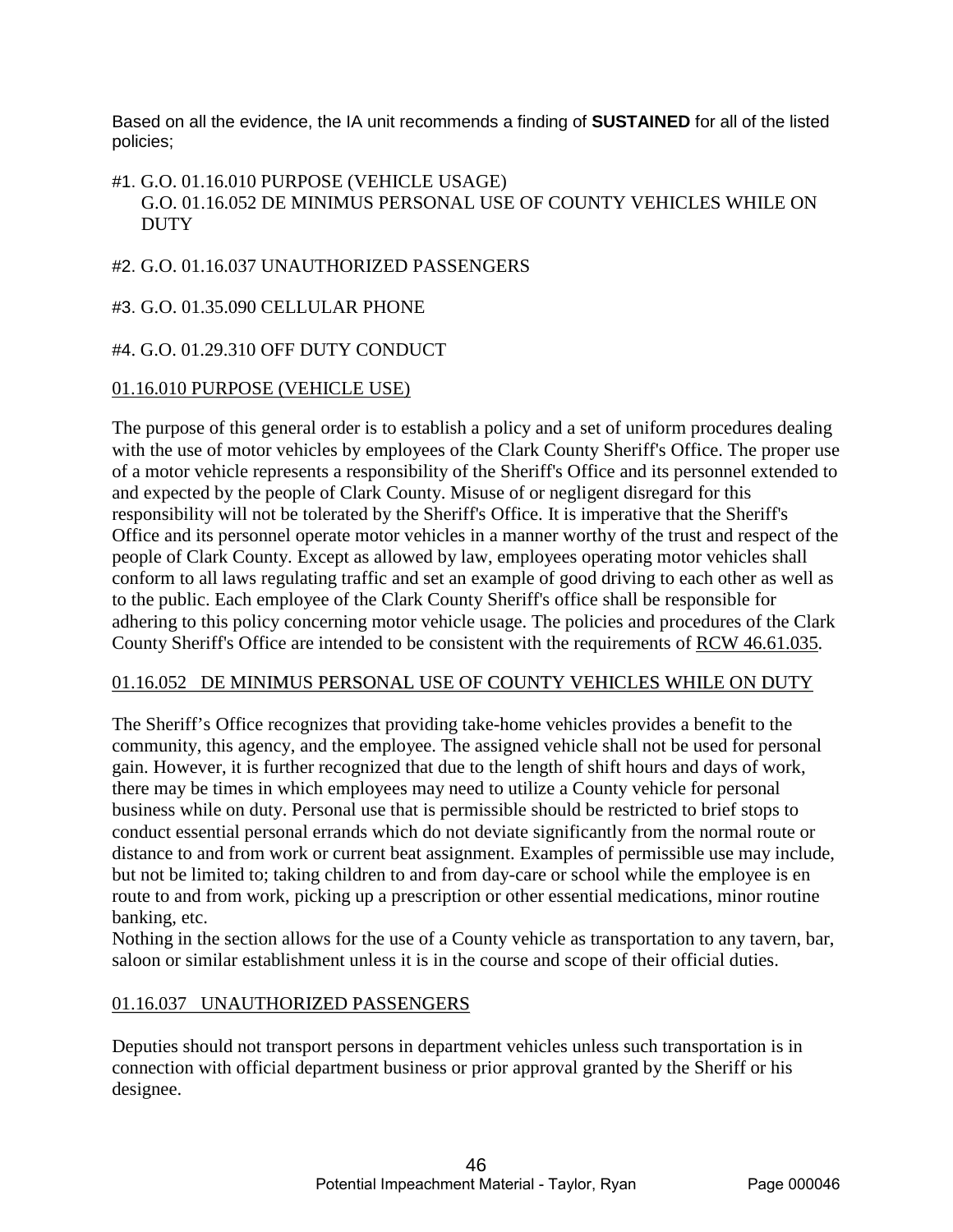Based on all the evidence, the IA unit recommends a finding of **SUSTAINED** for all of the listed policies;

#1. G.O. 01.16.010 PURPOSE (VEHICLE USAGE)
G.O. 01.16.052 DE MINIMUS PERSONAL USE OF COUNTY VEHICLES WHILE ON DUTY

#2. G.O. 01.16.037 UNAUTHORIZED PASSENGERS

#3. G.O. 01.35.090 CELLULAR PHONE

#4. G.O. 01.29.310 OFF DUTY CONDUCT

01.16.010 PURPOSE (VEHICLE USE)

The purpose of this general order is to establish a policy and a set of uniform procedures dealing with the use of motor vehicles by employees of the Clark County Sheriff's Office. The proper use of a motor vehicle represents a responsibility of the Sheriff's Office and its personnel extended to and expected by the people of Clark County. Misuse of or negligent disregard for this responsibility will not be tolerated by the Sheriff's Office. It is imperative that the Sheriff's Office and its personnel operate motor vehicles in a manner worthy of the trust and respect of the people of Clark County. Except as allowed by law, employees operating motor vehicles shall conform to all laws regulating traffic and set an example of good driving to each other as well as to the public. Each employee of the Clark County Sheriff's office shall be responsible for adhering to this policy concerning motor vehicle usage. The policies and procedures of the Clark County Sheriff's Office are intended to be consistent with the requirements of RCW 46.61.035.

01.16.052 DE MINIMUS PERSONAL USE OF COUNTY VEHICLES WHILE ON DUTY

The Sheriff's Office recognizes that providing take-home vehicles provides a benefit to the community, this agency, and the employee. The assigned vehicle shall not be used for personal gain. However, it is further recognized that due to the length of shift hours and days of work, there may be times in which employees may need to utilize a County vehicle for personal business while on duty. Personal use that is permissible should be restricted to brief stops to conduct essential personal errands which do not deviate significantly from the normal route or distance to and from work or current beat assignment. Examples of permissible use may include, but not be limited to; taking children to and from day-care or school while the employee is en route to and from work, picking up a prescription or other essential medications, minor routine banking, etc.
Nothing in the section allows for the use of a County vehicle as transportation to any tavern, bar, saloon or similar establishment unless it is in the course and scope of their official duties.

01.16.037 UNAUTHORIZED PASSENGERS

Deputies should not transport persons in department vehicles unless such transportation is in connection with official department business or prior approval granted by the Sheriff or his designee.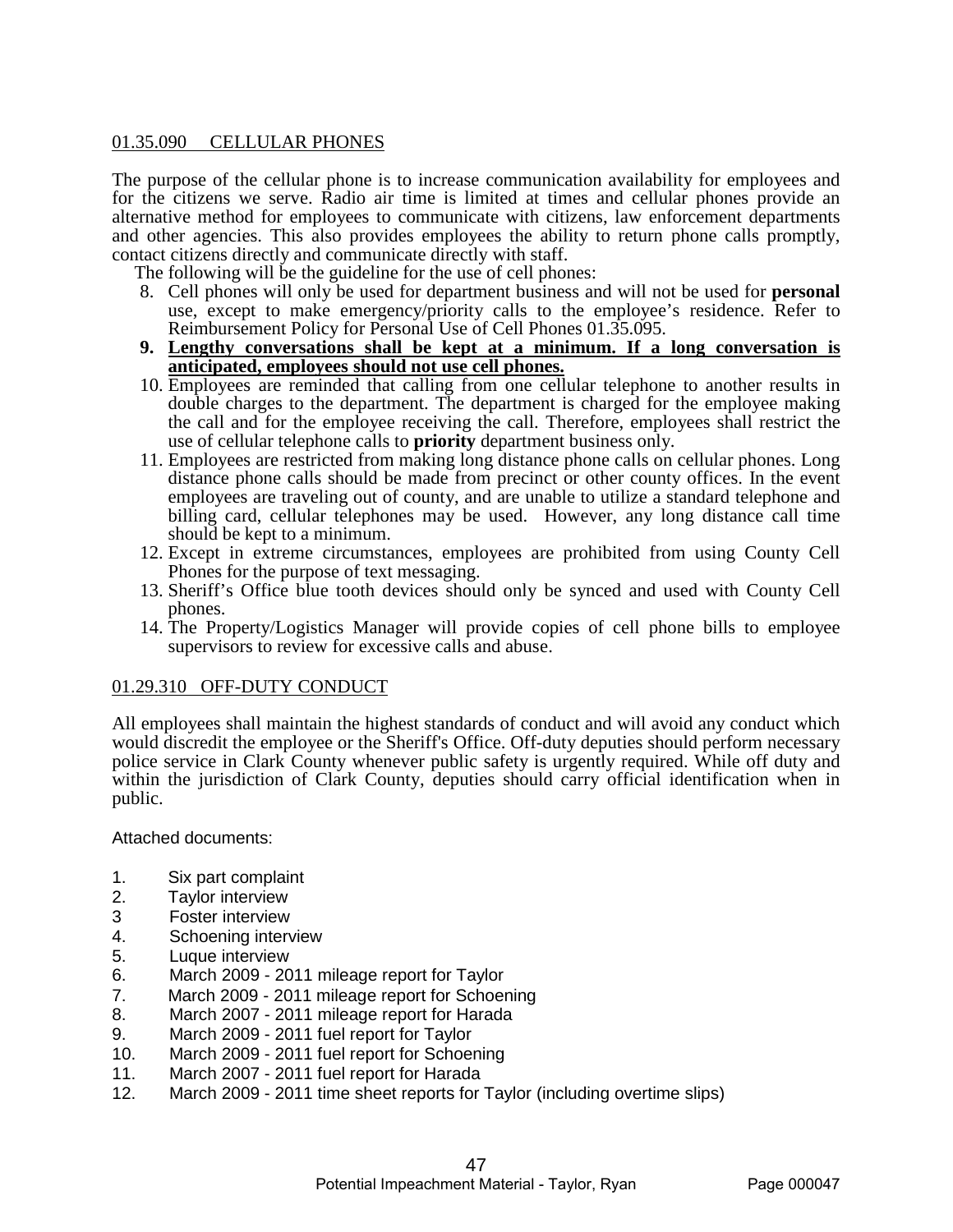## 01.35.090 CELLULAR PHONES

The purpose of the cellular phone is to increase communication availability for employees and for the citizens we serve. Radio air time is limited at times and cellular phones provide an alternative method for employees to communicate with citizens, law enforcement departments and other agencies. This also provides employees the ability to return phone calls promptly, contact citizens directly and communicate directly with staff.

The following will be the guideline for the use of cell phones:

8. Cell phones will only be used for department business and will not be used for **personal** use, except to make emergency/priority calls to the employee's residence. Refer to Reimbursement Policy for Personal Use of Cell Phones 01.35.095.
9. **Lengthy conversations shall be kept at a minimum. If a long conversation is anticipated, employees should not use cell phones.**
10. Employees are reminded that calling from one cellular telephone to another results in double charges to the department. The department is charged for the employee making the call and for the employee receiving the call. Therefore, employees shall restrict the use of cellular telephone calls to **priority** department business only.
11. Employees are restricted from making long distance phone calls on cellular phones. Long distance phone calls should be made from precinct or other county offices. In the event employees are traveling out of county, and are unable to utilize a standard telephone and billing card, cellular telephones may be used. However, any long distance call time should be kept to a minimum.
12. Except in extreme circumstances, employees are prohibited from using County Cell Phones for the purpose of text messaging.
13. Sheriff's Office blue tooth devices should only be synced and used with County Cell phones.
14. The Property/Logistics Manager will provide copies of cell phone bills to employee supervisors to review for excessive calls and abuse.

## 01.29.310 OFF-DUTY CONDUCT

All employees shall maintain the highest standards of conduct and will avoid any conduct which would discredit the employee or the Sheriff's Office. Off-duty deputies should perform necessary police service in Clark County whenever public safety is urgently required. While off duty and within the jurisdiction of Clark County, deputies should carry official identification when in public.

Attached documents:

1. Six part complaint
2. Taylor interview
3. Foster interview
4. Schoening interview
5. Luque interview
6. March 2009 - 2011 mileage report for Taylor
7. March 2009 - 2011 mileage report for Schoening
8. March 2007 - 2011 mileage report for Harada
9. March 2009 - 2011 fuel report for Taylor
10. March 2009 - 2011 fuel report for Schoening
11. March 2007 - 2011 fuel report for Harada
12. March 2009 - 2011 time sheet reports for Taylor (including overtime slips)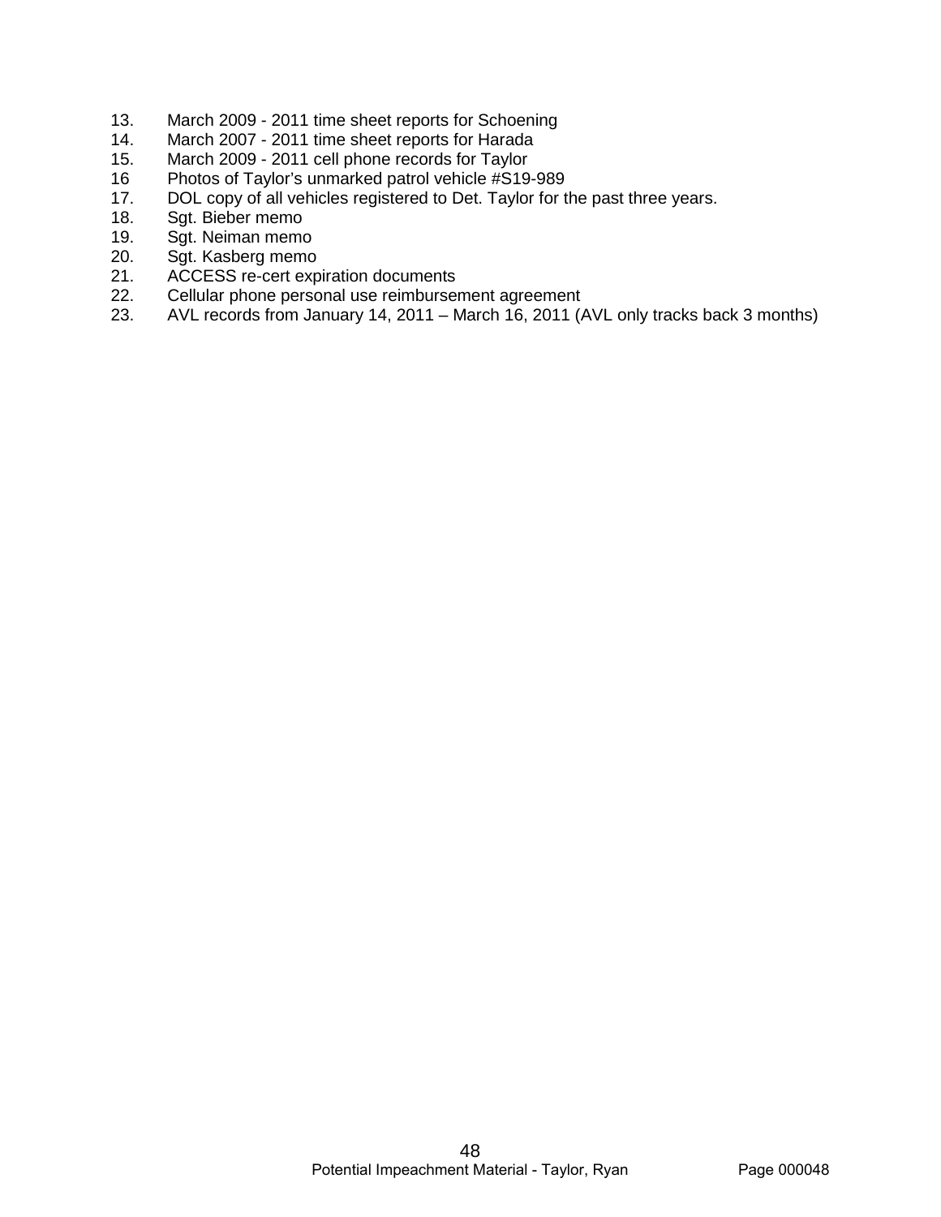13. March 2009 - 2011 time sheet reports for Schoening
14. March 2007 - 2011 time sheet reports for Harada
15. March 2009 - 2011 cell phone records for Taylor
16 Photos of Taylor's unmarked patrol vehicle #S19-989
17. DOL copy of all vehicles registered to Det. Taylor for the past three years.
18. Sgt. Bieber memo
19. Sgt. Neiman memo
20. Sgt. Kasberg memo
21. ACCESS re-cert expiration documents
22. Cellular phone personal use reimbursement agreement
23. AVL records from January 14, 2011 – March 16, 2011 (AVL only tracks back 3 months)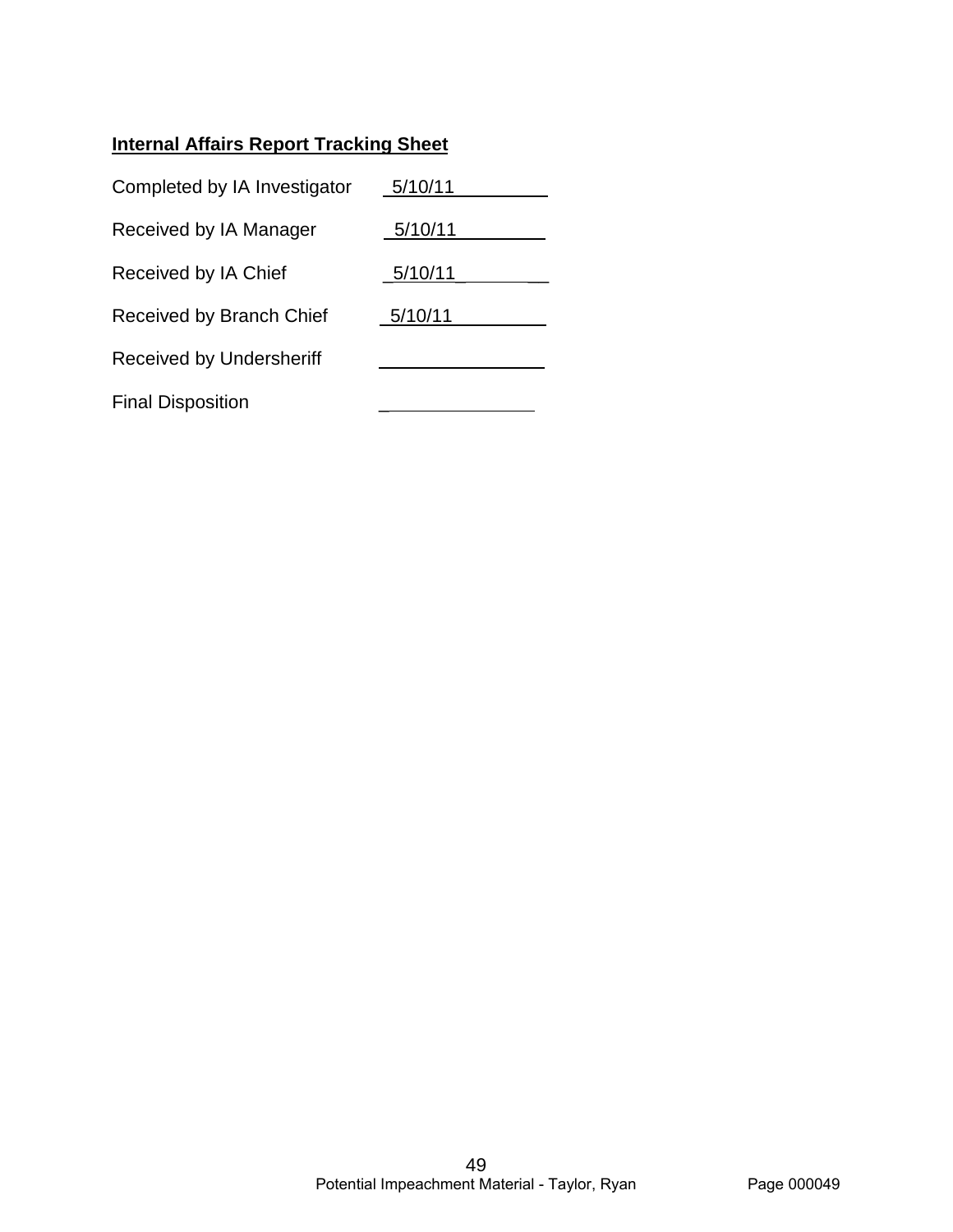**Internal Affairs Report Tracking Sheet**

| | |
|---|---|
| Completed by IA Investigator | 5/10/11 |
| Received by IA Manager | 5/10/11 |
| Received by IA Chief | 5/10/11 |
| Received by Branch Chief | 5/10/11 |
| Received by Undersheriff | |
| Final Disposition | |

Potential Impeachment Material - Taylor, Ryan